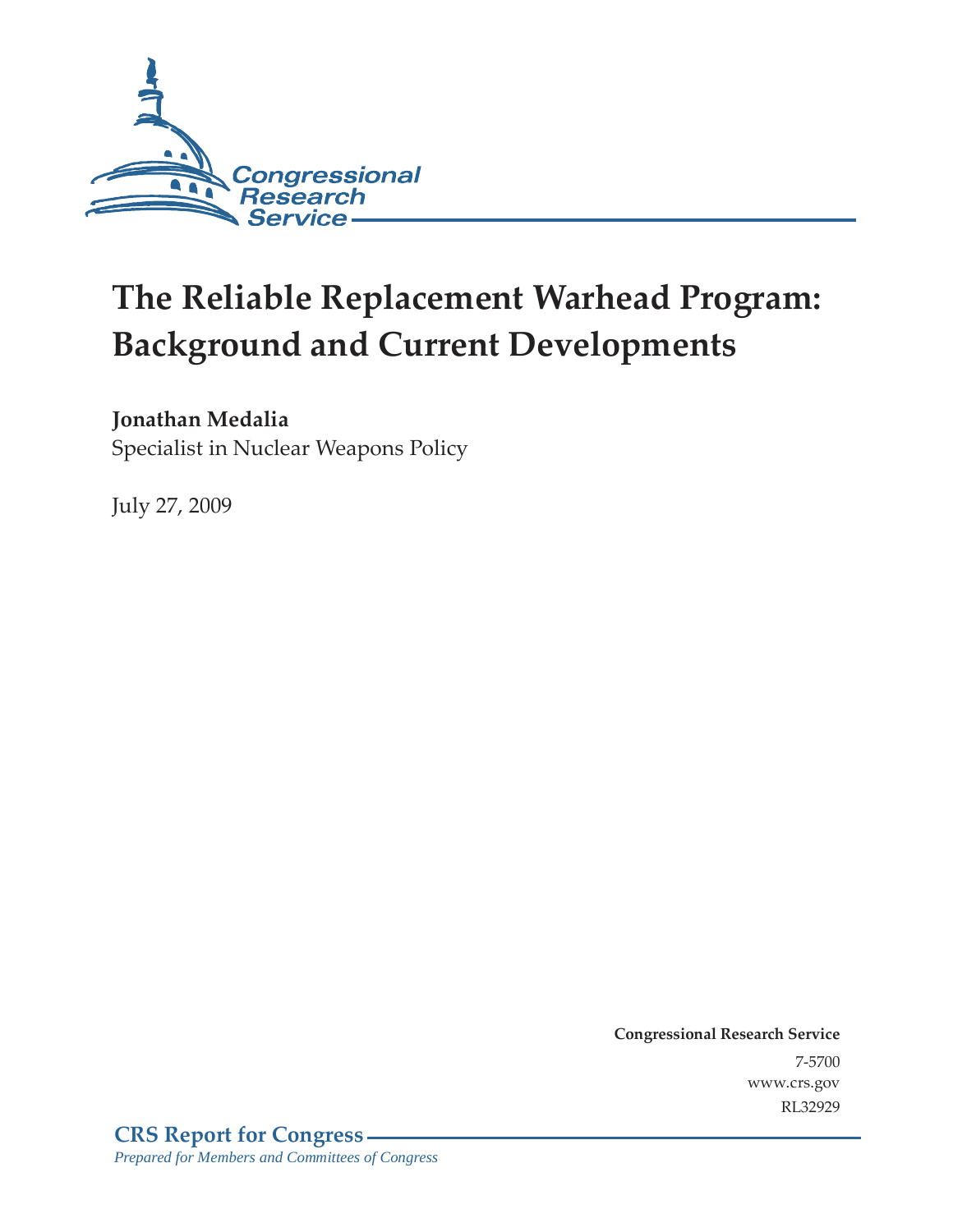Congressional Research Service

# The Reliable Replacement Warhead Program: Background and Current Developments

**Jonathan Medalia**
Specialist in Nuclear Weapons Policy

July 27, 2009

**Congressional Research Service**
7-5700
www.crs.gov
RL32929

**CRS Report for Congress**
*Prepared for Members and Committees of Congress*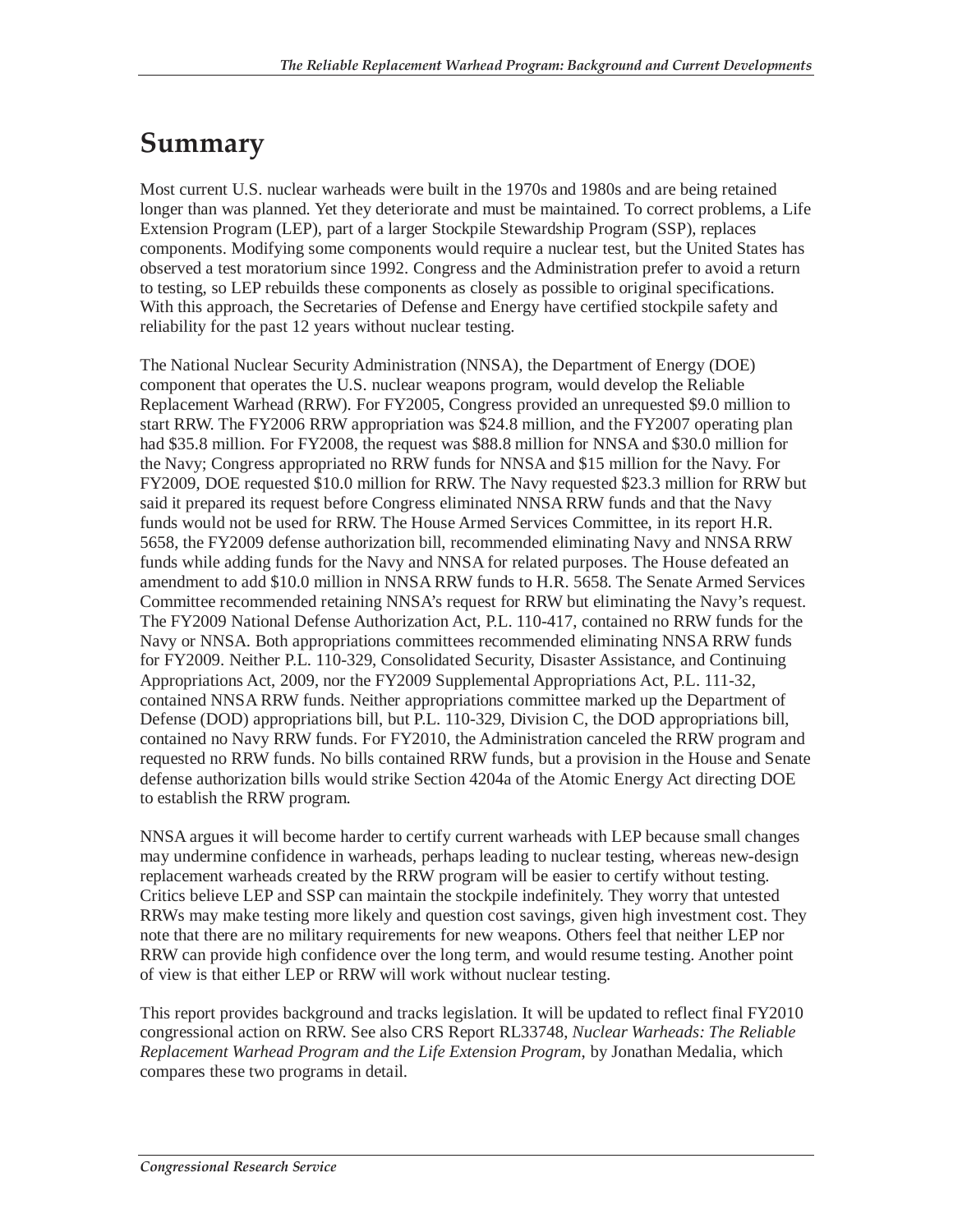# Summary

Most current U.S. nuclear warheads were built in the 1970s and 1980s and are being retained longer than was planned. Yet they deteriorate and must be maintained. To correct problems, a Life Extension Program (LEP), part of a larger Stockpile Stewardship Program (SSP), replaces components. Modifying some components would require a nuclear test, but the United States has observed a test moratorium since 1992. Congress and the Administration prefer to avoid a return to testing, so LEP rebuilds these components as closely as possible to original specifications. With this approach, the Secretaries of Defense and Energy have certified stockpile safety and reliability for the past 12 years without nuclear testing.

The National Nuclear Security Administration (NNSA), the Department of Energy (DOE) component that operates the U.S. nuclear weapons program, would develop the Reliable Replacement Warhead (RRW). For FY2005, Congress provided an unrequested $9.0 million to start RRW. The FY2006 RRW appropriation was $24.8 million, and the FY2007 operating plan had $35.8 million. For FY2008, the request was $88.8 million for NNSA and $30.0 million for the Navy; Congress appropriated no RRW funds for NNSA and $15 million for the Navy. For FY2009, DOE requested $10.0 million for RRW. The Navy requested $23.3 million for RRW but said it prepared its request before Congress eliminated NNSA RRW funds and that the Navy funds would not be used for RRW. The House Armed Services Committee, in its report H.R. 5658, the FY2009 defense authorization bill, recommended eliminating Navy and NNSA RRW funds while adding funds for the Navy and NNSA for related purposes. The House defeated an amendment to add $10.0 million in NNSA RRW funds to H.R. 5658. The Senate Armed Services Committee recommended retaining NNSA's request for RRW but eliminating the Navy's request. The FY2009 National Defense Authorization Act, P.L. 110-417, contained no RRW funds for the Navy or NNSA. Both appropriations committees recommended eliminating NNSA RRW funds for FY2009. Neither P.L. 110-329, Consolidated Security, Disaster Assistance, and Continuing Appropriations Act, 2009, nor the FY2009 Supplemental Appropriations Act, P.L. 111-32, contained NNSA RRW funds. Neither appropriations committee marked up the Department of Defense (DOD) appropriations bill, but P.L. 110-329, Division C, the DOD appropriations bill, contained no Navy RRW funds. For FY2010, the Administration canceled the RRW program and requested no RRW funds. No bills contained RRW funds, but a provision in the House and Senate defense authorization bills would strike Section 4204a of the Atomic Energy Act directing DOE to establish the RRW program.

NNSA argues it will become harder to certify current warheads with LEP because small changes may undermine confidence in warheads, perhaps leading to nuclear testing, whereas new-design replacement warheads created by the RRW program will be easier to certify without testing. Critics believe LEP and SSP can maintain the stockpile indefinitely. They worry that untested RRWs may make testing more likely and question cost savings, given high investment cost. They note that there are no military requirements for new weapons. Others feel that neither LEP nor RRW can provide high confidence over the long term, and would resume testing. Another point of view is that either LEP or RRW will work without nuclear testing.

This report provides background and tracks legislation. It will be updated to reflect final FY2010 congressional action on RRW. See also CRS Report RL33748, *Nuclear Warheads: The Reliable Replacement Warhead Program and the Life Extension Program*, by Jonathan Medalia, which compares these two programs in detail.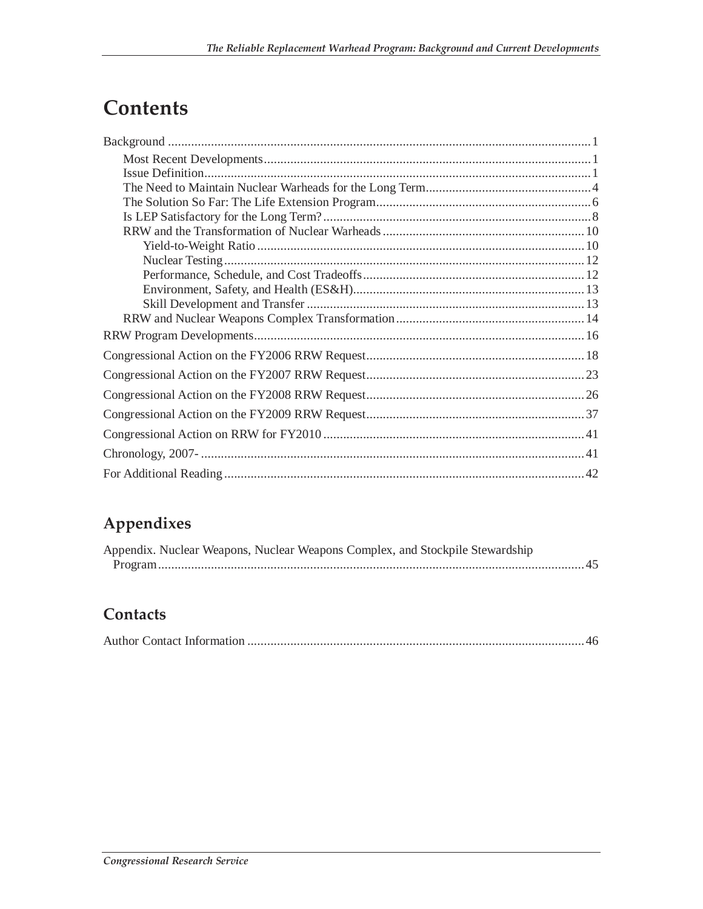# Contents

Background ........................................................................................................................ 1

- Most Recent Developments ........................................................................................ 1
- Issue Definition ........................................................................................................... 1
- The Need to Maintain Nuclear Warheads for the Long Term ...................................... 4
- The Solution So Far: The Life Extension Program ...................................................... 6
- Is LEP Satisfactory for the Long Term? ....................................................................... 8
- RRW and the Transformation of Nuclear Warheads .................................................. 10
  - Yield-to-Weight Ratio ........................................................................................ 10
  - Nuclear Testing .................................................................................................. 12
  - Performance, Schedule, and Cost Tradeoffs ....................................................... 12
  - Environment, Safety, and Health (ES&H) .......................................................... 13
  - Skill Development and Transfer ......................................................................... 13
- RRW and Nuclear Weapons Complex Transformation .............................................. 14

RRW Program Developments ........................................................................................ 16

Congressional Action on the FY2006 RRW Request ...................................................... 18

Congressional Action on the FY2007 RRW Request ...................................................... 23

Congressional Action on the FY2008 RRW Request ...................................................... 26

Congressional Action on the FY2009 RRW Request ...................................................... 37

Congressional Action on RRW for FY2010 ................................................................... 41

Chronology, 2007- ......................................................................................................... 41

For Additional Reading ................................................................................................. 42

## Appendixes

Appendix. Nuclear Weapons, Nuclear Weapons Complex, and Stockpile Stewardship Program ........................................................................................................................ 45

## Contacts

Author Contact Information .......................................................................................... 46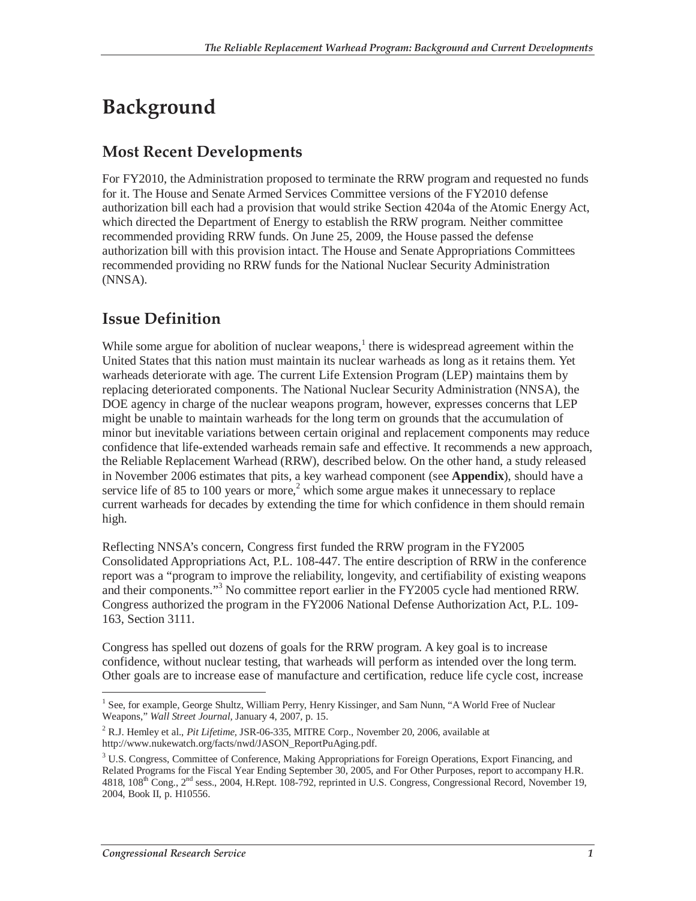# Background

## Most Recent Developments

For FY2010, the Administration proposed to terminate the RRW program and requested no funds for it. The House and Senate Armed Services Committee versions of the FY2010 defense authorization bill each had a provision that would strike Section 4204a of the Atomic Energy Act, which directed the Department of Energy to establish the RRW program. Neither committee recommended providing RRW funds. On June 25, 2009, the House passed the defense authorization bill with this provision intact. The House and Senate Appropriations Committees recommended providing no RRW funds for the National Nuclear Security Administration (NNSA).

## Issue Definition

While some argue for abolition of nuclear weapons,[1] there is widespread agreement within the United States that this nation must maintain its nuclear warheads as long as it retains them. Yet warheads deteriorate with age. The current Life Extension Program (LEP) maintains them by replacing deteriorated components. The National Nuclear Security Administration (NNSA), the DOE agency in charge of the nuclear weapons program, however, expresses concerns that LEP might be unable to maintain warheads for the long term on grounds that the accumulation of minor but inevitable variations between certain original and replacement components may reduce confidence that life-extended warheads remain safe and effective. It recommends a new approach, the Reliable Replacement Warhead (RRW), described below. On the other hand, a study released in November 2006 estimates that pits, a key warhead component (see **Appendix**), should have a service life of 85 to 100 years or more,[2] which some argue makes it unnecessary to replace current warheads for decades by extending the time for which confidence in them should remain high.

Reflecting NNSA's concern, Congress first funded the RRW program in the FY2005 Consolidated Appropriations Act, P.L. 108-447. The entire description of RRW in the conference report was a "program to improve the reliability, longevity, and certifiability of existing weapons and their components."[3] No committee report earlier in the FY2005 cycle had mentioned RRW. Congress authorized the program in the FY2006 National Defense Authorization Act, P.L. 109-163, Section 3111.

Congress has spelled out dozens of goals for the RRW program. A key goal is to increase confidence, without nuclear testing, that warheads will perform as intended over the long term. Other goals are to increase ease of manufacture and certification, reduce life cycle cost, increase

---

[1] See, for example, George Shultz, William Perry, Henry Kissinger, and Sam Nunn, "A World Free of Nuclear Weapons," *Wall Street Journal*, January 4, 2007, p. 15.

[2] R.J. Hemley et al., *Pit Lifetime*, JSR-06-335, MITRE Corp., November 20, 2006, available at http://www.nukewatch.org/facts/nwd/JASON_ReportPuAging.pdf.

[3] U.S. Congress, Committee of Conference, Making Appropriations for Foreign Operations, Export Financing, and Related Programs for the Fiscal Year Ending September 30, 2005, and For Other Purposes, report to accompany H.R. 4818, 108th Cong., 2nd sess., 2004, H.Rept. 108-792, reprinted in U.S. Congress, Congressional Record, November 19, 2004, Book II, p. H10556.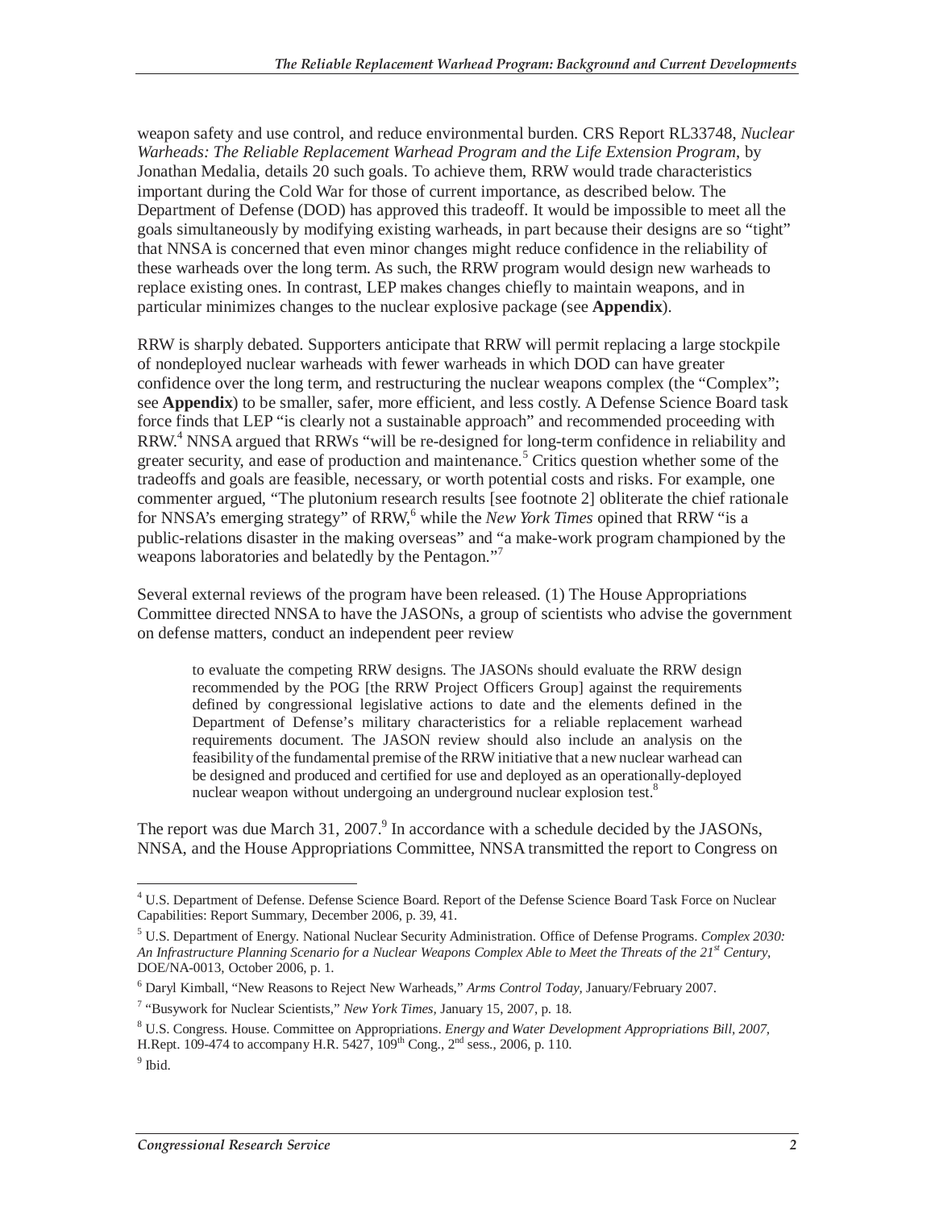weapon safety and use control, and reduce environmental burden. CRS Report RL33748, *Nuclear Warheads: The Reliable Replacement Warhead Program and the Life Extension Program*, by Jonathan Medalia, details 20 such goals. To achieve them, RRW would trade characteristics important during the Cold War for those of current importance, as described below. The Department of Defense (DOD) has approved this tradeoff. It would be impossible to meet all the goals simultaneously by modifying existing warheads, in part because their designs are so "tight" that NNSA is concerned that even minor changes might reduce confidence in the reliability of these warheads over the long term. As such, the RRW program would design new warheads to replace existing ones. In contrast, LEP makes changes chiefly to maintain weapons, and in particular minimizes changes to the nuclear explosive package (see **Appendix**).

RRW is sharply debated. Supporters anticipate that RRW will permit replacing a large stockpile of nondeployed nuclear warheads with fewer warheads in which DOD can have greater confidence over the long term, and restructuring the nuclear weapons complex (the "Complex"; see **Appendix**) to be smaller, safer, more efficient, and less costly. A Defense Science Board task force finds that LEP "is clearly not a sustainable approach" and recommended proceeding with RRW.[4] NNSA argued that RRWs "will be re-designed for long-term confidence in reliability and greater security, and ease of production and maintenance.[5] Critics question whether some of the tradeoffs and goals are feasible, necessary, or worth potential costs and risks. For example, one commenter argued, "The plutonium research results [see footnote 2] obliterate the chief rationale for NNSA's emerging strategy" of RRW,[6] while the *New York Times* opined that RRW "is a public-relations disaster in the making overseas" and "a make-work program championed by the weapons laboratories and belatedly by the Pentagon."[7]

Several external reviews of the program have been released. (1) The House Appropriations Committee directed NNSA to have the JASONs, a group of scientists who advise the government on defense matters, conduct an independent peer review

> to evaluate the competing RRW designs. The JASONs should evaluate the RRW design recommended by the POG [the RRW Project Officers Group] against the requirements defined by congressional legislative actions to date and the elements defined in the Department of Defense's military characteristics for a reliable replacement warhead requirements document. The JASON review should also include an analysis on the feasibility of the fundamental premise of the RRW initiative that a new nuclear warhead can be designed and produced and certified for use and deployed as an operationally-deployed nuclear weapon without undergoing an underground nuclear explosion test.[8]

The report was due March 31, 2007.[9] In accordance with a schedule decided by the JASONs, NNSA, and the House Appropriations Committee, NNSA transmitted the report to Congress on

---

[4] U.S. Department of Defense. Defense Science Board. Report of the Defense Science Board Task Force on Nuclear Capabilities: Report Summary, December 2006, p. 39, 41.

[5] U.S. Department of Energy. National Nuclear Security Administration. Office of Defense Programs. *Complex 2030: An Infrastructure Planning Scenario for a Nuclear Weapons Complex Able to Meet the Threats of the 21st Century*, DOE/NA-0013, October 2006, p. 1.

[6] Daryl Kimball, "New Reasons to Reject New Warheads," *Arms Control Today*, January/February 2007.

[7] "Busywork for Nuclear Scientists," *New York Times*, January 15, 2007, p. 18.

[8] U.S. Congress. House. Committee on Appropriations. *Energy and Water Development Appropriations Bill, 2007*, H.Rept. 109-474 to accompany H.R. 5427, 109th Cong., 2nd sess., 2006, p. 110.

[9] Ibid.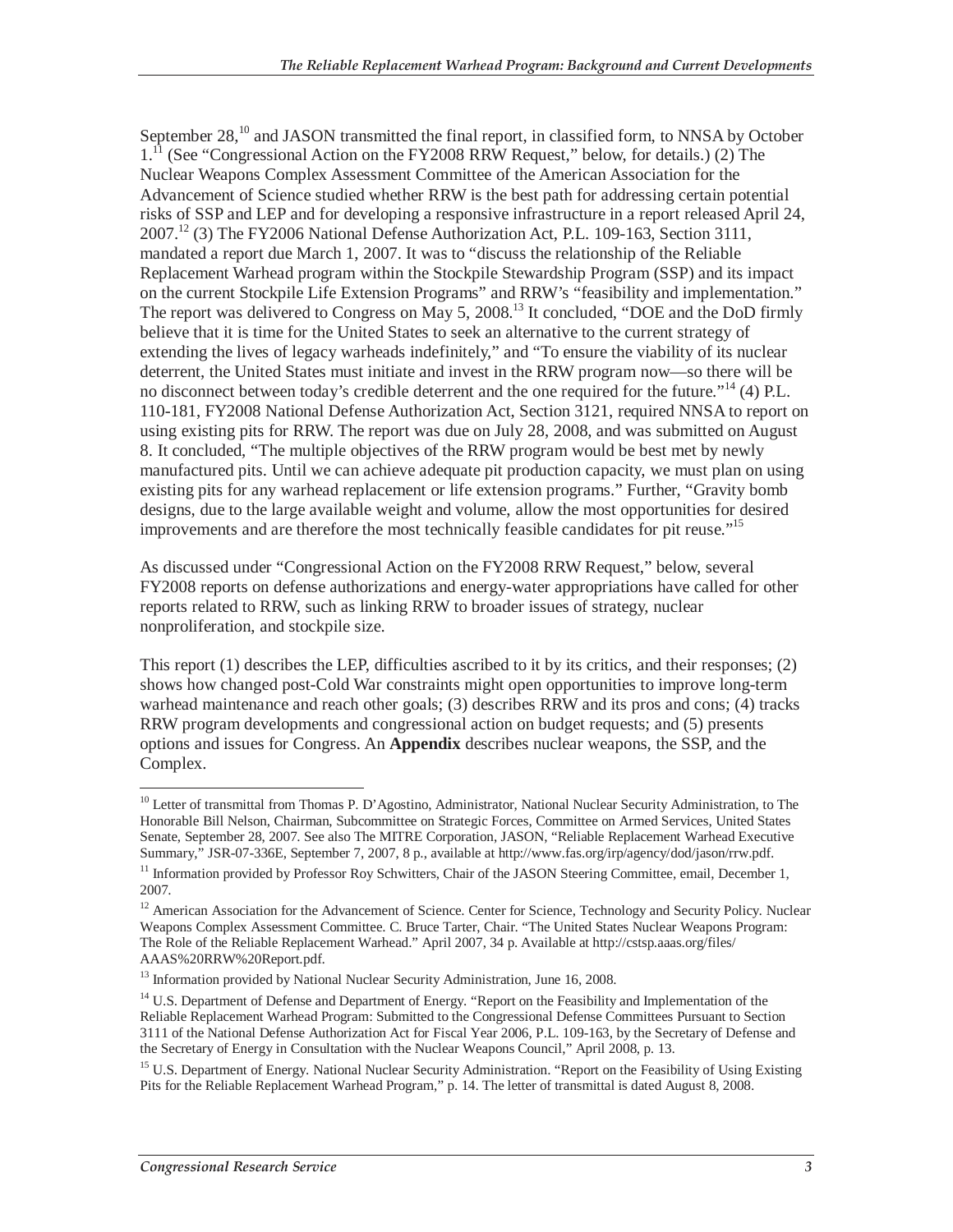September 28,[10] and JASON transmitted the final report, in classified form, to NNSA by October 1.[11] (See "Congressional Action on the FY2008 RRW Request," below, for details.) (2) The Nuclear Weapons Complex Assessment Committee of the American Association for the Advancement of Science studied whether RRW is the best path for addressing certain potential risks of SSP and LEP and for developing a responsive infrastructure in a report released April 24, 2007.[12] (3) The FY2006 National Defense Authorization Act, P.L. 109-163, Section 3111, mandated a report due March 1, 2007. It was to "discuss the relationship of the Reliable Replacement Warhead program within the Stockpile Stewardship Program (SSP) and its impact on the current Stockpile Life Extension Programs" and RRW's "feasibility and implementation." The report was delivered to Congress on May 5, 2008.[13] It concluded, "DOE and the DoD firmly believe that it is time for the United States to seek an alternative to the current strategy of extending the lives of legacy warheads indefinitely," and "To ensure the viability of its nuclear deterrent, the United States must initiate and invest in the RRW program now—so there will be no disconnect between today's credible deterrent and the one required for the future."[14] (4) P.L. 110-181, FY2008 National Defense Authorization Act, Section 3121, required NNSA to report on using existing pits for RRW. The report was due on July 28, 2008, and was submitted on August 8. It concluded, "The multiple objectives of the RRW program would be best met by newly manufactured pits. Until we can achieve adequate pit production capacity, we must plan on using existing pits for any warhead replacement or life extension programs." Further, "Gravity bomb designs, due to the large available weight and volume, allow the most opportunities for desired improvements and are therefore the most technically feasible candidates for pit reuse."[15]

As discussed under "Congressional Action on the FY2008 RRW Request," below, several FY2008 reports on defense authorizations and energy-water appropriations have called for other reports related to RRW, such as linking RRW to broader issues of strategy, nuclear nonproliferation, and stockpile size.

This report (1) describes the LEP, difficulties ascribed to it by its critics, and their responses; (2) shows how changed post-Cold War constraints might open opportunities to improve long-term warhead maintenance and reach other goals; (3) describes RRW and its pros and cons; (4) tracks RRW program developments and congressional action on budget requests; and (5) presents options and issues for Congress. An **Appendix** describes nuclear weapons, the SSP, and the Complex.

---

[10] Letter of transmittal from Thomas P. D'Agostino, Administrator, National Nuclear Security Administration, to The Honorable Bill Nelson, Chairman, Subcommittee on Strategic Forces, Committee on Armed Services, United States Senate, September 28, 2007. See also The MITRE Corporation, JASON, "Reliable Replacement Warhead Executive Summary," JSR-07-336E, September 7, 2007, 8 p., available at http://www.fas.org/irp/agency/dod/jason/rrw.pdf.

[11] Information provided by Professor Roy Schwitters, Chair of the JASON Steering Committee, email, December 1, 2007.

[12] American Association for the Advancement of Science. Center for Science, Technology and Security Policy. Nuclear Weapons Complex Assessment Committee. C. Bruce Tarter, Chair. "The United States Nuclear Weapons Program: The Role of the Reliable Replacement Warhead." April 2007, 34 p. Available at http://cstsp.aaas.org/files/AAAS%20RRW%20Report.pdf.

[13] Information provided by National Nuclear Security Administration, June 16, 2008.

[14] U.S. Department of Defense and Department of Energy. "Report on the Feasibility and Implementation of the Reliable Replacement Warhead Program: Submitted to the Congressional Defense Committees Pursuant to Section 3111 of the National Defense Authorization Act for Fiscal Year 2006, P.L. 109-163, by the Secretary of Defense and the Secretary of Energy in Consultation with the Nuclear Weapons Council," April 2008, p. 13.

[15] U.S. Department of Energy. National Nuclear Security Administration. "Report on the Feasibility of Using Existing Pits for the Reliable Replacement Warhead Program," p. 14. The letter of transmittal is dated August 8, 2008.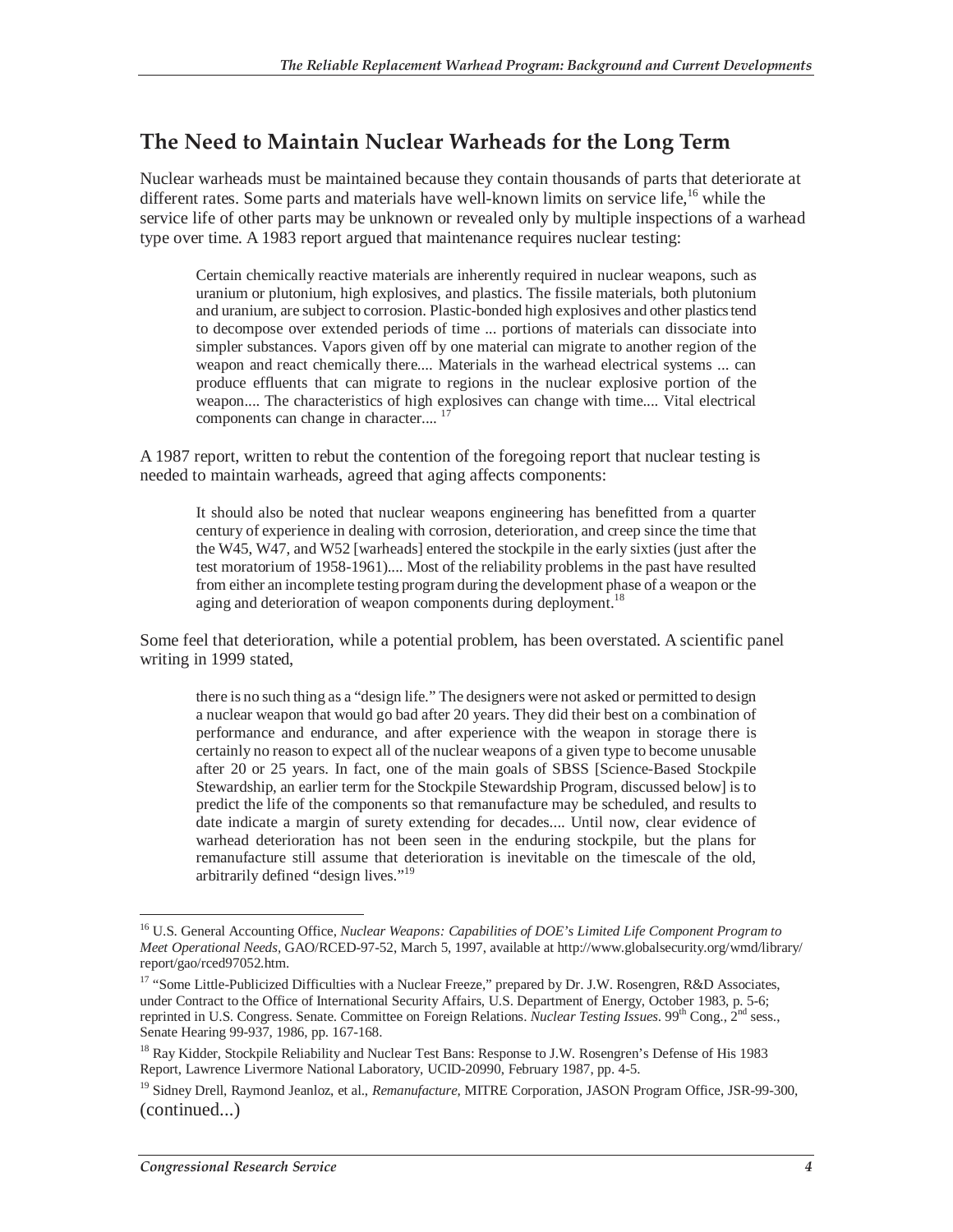## The Need to Maintain Nuclear Warheads for the Long Term

Nuclear warheads must be maintained because they contain thousands of parts that deteriorate at different rates. Some parts and materials have well-known limits on service life,[16] while the service life of other parts may be unknown or revealed only by multiple inspections of a warhead type over time. A 1983 report argued that maintenance requires nuclear testing:

> Certain chemically reactive materials are inherently required in nuclear weapons, such as uranium or plutonium, high explosives, and plastics. The fissile materials, both plutonium and uranium, are subject to corrosion. Plastic-bonded high explosives and other plastics tend to decompose over extended periods of time ... portions of materials can dissociate into simpler substances. Vapors given off by one material can migrate to another region of the weapon and react chemically there.... Materials in the warhead electrical systems ... can produce effluents that can migrate to regions in the nuclear explosive portion of the weapon.... The characteristics of high explosives can change with time.... Vital electrical components can change in character....[17]

A 1987 report, written to rebut the contention of the foregoing report that nuclear testing is needed to maintain warheads, agreed that aging affects components:

> It should also be noted that nuclear weapons engineering has benefitted from a quarter century of experience in dealing with corrosion, deterioration, and creep since the time that the W45, W47, and W52 [warheads] entered the stockpile in the early sixties (just after the test moratorium of 1958-1961).... Most of the reliability problems in the past have resulted from either an incomplete testing program during the development phase of a weapon or the aging and deterioration of weapon components during deployment.[18]

Some feel that deterioration, while a potential problem, has been overstated. A scientific panel writing in 1999 stated,

> there is no such thing as a "design life." The designers were not asked or permitted to design a nuclear weapon that would go bad after 20 years. They did their best on a combination of performance and endurance, and after experience with the weapon in storage there is certainly no reason to expect all of the nuclear weapons of a given type to become unusable after 20 or 25 years. In fact, one of the main goals of SBSS [Science-Based Stockpile Stewardship, an earlier term for the Stockpile Stewardship Program, discussed below] is to predict the life of the components so that remanufacture may be scheduled, and results to date indicate a margin of surety extending for decades.... Until now, clear evidence of warhead deterioration has not been seen in the enduring stockpile, but the plans for remanufacture still assume that deterioration is inevitable on the timescale of the old, arbitrarily defined "design lives."[19]

---

[16] U.S. General Accounting Office, *Nuclear Weapons: Capabilities of DOE's Limited Life Component Program to Meet Operational Needs*, GAO/RCED-97-52, March 5, 1997, available at http://www.globalsecurity.org/wmd/library/report/gao/rced97052.htm.

[17] "Some Little-Publicized Difficulties with a Nuclear Freeze," prepared by Dr. J.W. Rosengren, R&D Associates, under Contract to the Office of International Security Affairs, U.S. Department of Energy, October 1983, p. 5-6; reprinted in U.S. Congress. Senate. Committee on Foreign Relations. *Nuclear Testing Issues*. 99th Cong., 2nd sess., Senate Hearing 99-937, 1986, pp. 167-168.

[18] Ray Kidder, Stockpile Reliability and Nuclear Test Bans: Response to J.W. Rosengren's Defense of His 1983 Report, Lawrence Livermore National Laboratory, UCID-20990, February 1987, pp. 4-5.

[19] Sidney Drell, Raymond Jeanloz, et al., *Remanufacture*, MITRE Corporation, JASON Program Office, JSR-99-300, (continued...)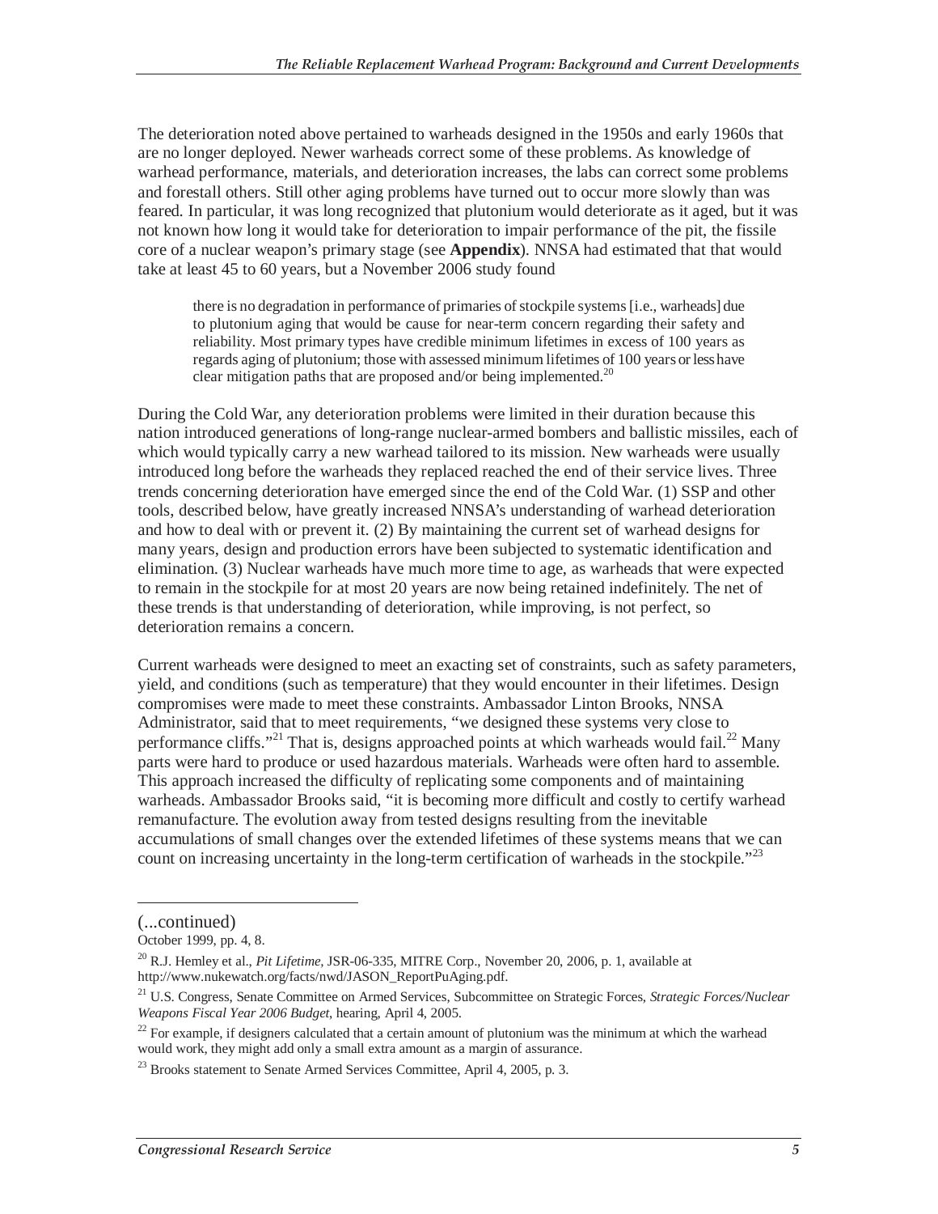The deterioration noted above pertained to warheads designed in the 1950s and early 1960s that are no longer deployed. Newer warheads correct some of these problems. As knowledge of warhead performance, materials, and deterioration increases, the labs can correct some problems and forestall others. Still other aging problems have turned out to occur more slowly than was feared. In particular, it was long recognized that plutonium would deteriorate as it aged, but it was not known how long it would take for deterioration to impair performance of the pit, the fissile core of a nuclear weapon's primary stage (see **Appendix**). NNSA had estimated that that would take at least 45 to 60 years, but a November 2006 study found

> there is no degradation in performance of primaries of stockpile systems [i.e., warheads] due to plutonium aging that would be cause for near-term concern regarding their safety and reliability. Most primary types have credible minimum lifetimes in excess of 100 years as regards aging of plutonium; those with assessed minimum lifetimes of 100 years or less have clear mitigation paths that are proposed and/or being implemented.[20]

During the Cold War, any deterioration problems were limited in their duration because this nation introduced generations of long-range nuclear-armed bombers and ballistic missiles, each of which would typically carry a new warhead tailored to its mission. New warheads were usually introduced long before the warheads they replaced reached the end of their service lives. Three trends concerning deterioration have emerged since the end of the Cold War. (1) SSP and other tools, described below, have greatly increased NNSA's understanding of warhead deterioration and how to deal with or prevent it. (2) By maintaining the current set of warhead designs for many years, design and production errors have been subjected to systematic identification and elimination. (3) Nuclear warheads have much more time to age, as warheads that were expected to remain in the stockpile for at most 20 years are now being retained indefinitely. The net of these trends is that understanding of deterioration, while improving, is not perfect, so deterioration remains a concern.

Current warheads were designed to meet an exacting set of constraints, such as safety parameters, yield, and conditions (such as temperature) that they would encounter in their lifetimes. Design compromises were made to meet these constraints. Ambassador Linton Brooks, NNSA Administrator, said that to meet requirements, "we designed these systems very close to performance cliffs."[21] That is, designs approached points at which warheads would fail.[22] Many parts were hard to produce or used hazardous materials. Warheads were often hard to assemble. This approach increased the difficulty of replicating some components and of maintaining warheads. Ambassador Brooks said, "it is becoming more difficult and costly to certify warhead remanufacture. The evolution away from tested designs resulting from the inevitable accumulations of small changes over the extended lifetimes of these systems means that we can count on increasing uncertainty in the long-term certification of warheads in the stockpile."[23]

---

(...continued)
October 1999, pp. 4, 8.

[20] R.J. Hemley et al., *Pit Lifetime*, JSR-06-335, MITRE Corp., November 20, 2006, p. 1, available at http://www.nukewatch.org/facts/nwd/JASON_ReportPuAging.pdf.

[21] U.S. Congress, Senate Committee on Armed Services, Subcommittee on Strategic Forces, *Strategic Forces/Nuclear Weapons Fiscal Year 2006 Budget*, hearing, April 4, 2005.

[22] For example, if designers calculated that a certain amount of plutonium was the minimum at which the warhead would work, they might add only a small extra amount as a margin of assurance.

[23] Brooks statement to Senate Armed Services Committee, April 4, 2005, p. 3.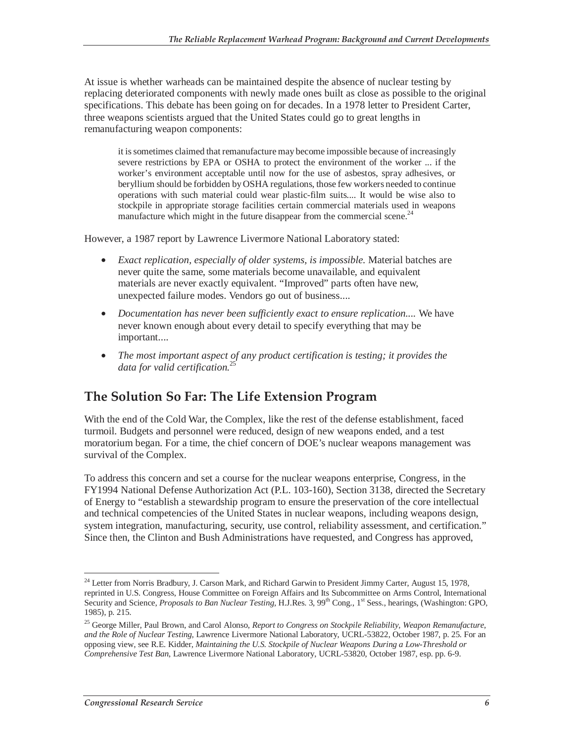At issue is whether warheads can be maintained despite the absence of nuclear testing by replacing deteriorated components with newly made ones built as close as possible to the original specifications. This debate has been going on for decades. In a 1978 letter to President Carter, three weapons scientists argued that the United States could go to great lengths in remanufacturing weapon components:

> it is sometimes claimed that remanufacture may become impossible because of increasingly severe restrictions by EPA or OSHA to protect the environment of the worker ... if the worker's environment acceptable until now for the use of asbestos, spray adhesives, or beryllium should be forbidden by OSHA regulations, those few workers needed to continue operations with such material could wear plastic-film suits.... It would be wise also to stockpile in appropriate storage facilities certain commercial materials used in weapons manufacture which might in the future disappear from the commercial scene.[24]

However, a 1987 report by Lawrence Livermore National Laboratory stated:

- *Exact replication, especially of older systems, is impossible.* Material batches are never quite the same, some materials become unavailable, and equivalent materials are never exactly equivalent. "Improved" parts often have new, unexpected failure modes. Vendors go out of business....
- *Documentation has never been sufficiently exact to ensure replication....* We have never known enough about every detail to specify everything that may be important....
- *The most important aspect of any product certification is testing; it provides the data for valid certification.*[25]

## The Solution So Far: The Life Extension Program

With the end of the Cold War, the Complex, like the rest of the defense establishment, faced turmoil. Budgets and personnel were reduced, design of new weapons ended, and a test moratorium began. For a time, the chief concern of DOE's nuclear weapons management was survival of the Complex.

To address this concern and set a course for the nuclear weapons enterprise, Congress, in the FY1994 National Defense Authorization Act (P.L. 103-160), Section 3138, directed the Secretary of Energy to "establish a stewardship program to ensure the preservation of the core intellectual and technical competencies of the United States in nuclear weapons, including weapons design, system integration, manufacturing, security, use control, reliability assessment, and certification." Since then, the Clinton and Bush Administrations have requested, and Congress has approved,

---

[24] Letter from Norris Bradbury, J. Carson Mark, and Richard Garwin to President Jimmy Carter, August 15, 1978, reprinted in U.S. Congress, House Committee on Foreign Affairs and Its Subcommittee on Arms Control, International Security and Science, *Proposals to Ban Nuclear Testing*, H.J.Res. 3, 99th Cong., 1st Sess., hearings, (Washington: GPO, 1985), p. 215.

[25] George Miller, Paul Brown, and Carol Alonso, *Report to Congress on Stockpile Reliability, Weapon Remanufacture, and the Role of Nuclear Testing*, Lawrence Livermore National Laboratory, UCRL-53822, October 1987, p. 25. For an opposing view, see R.E. Kidder, *Maintaining the U.S. Stockpile of Nuclear Weapons During a Low-Threshold or Comprehensive Test Ban*, Lawrence Livermore National Laboratory, UCRL-53820, October 1987, esp. pp. 6-9.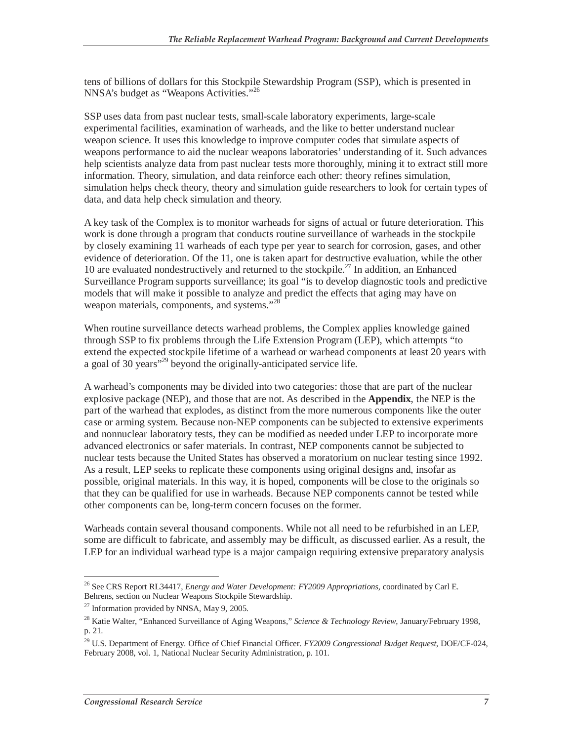tens of billions of dollars for this Stockpile Stewardship Program (SSP), which is presented in NNSA's budget as "Weapons Activities."[26]

SSP uses data from past nuclear tests, small-scale laboratory experiments, large-scale experimental facilities, examination of warheads, and the like to better understand nuclear weapon science. It uses this knowledge to improve computer codes that simulate aspects of weapons performance to aid the nuclear weapons laboratories' understanding of it. Such advances help scientists analyze data from past nuclear tests more thoroughly, mining it to extract still more information. Theory, simulation, and data reinforce each other: theory refines simulation, simulation helps check theory, theory and simulation guide researchers to look for certain types of data, and data help check simulation and theory.

A key task of the Complex is to monitor warheads for signs of actual or future deterioration. This work is done through a program that conducts routine surveillance of warheads in the stockpile by closely examining 11 warheads of each type per year to search for corrosion, gases, and other evidence of deterioration. Of the 11, one is taken apart for destructive evaluation, while the other 10 are evaluated nondestructively and returned to the stockpile.[27] In addition, an Enhanced Surveillance Program supports surveillance; its goal "is to develop diagnostic tools and predictive models that will make it possible to analyze and predict the effects that aging may have on weapon materials, components, and systems."[28]

When routine surveillance detects warhead problems, the Complex applies knowledge gained through SSP to fix problems through the Life Extension Program (LEP), which attempts "to extend the expected stockpile lifetime of a warhead or warhead components at least 20 years with a goal of 30 years"[29] beyond the originally-anticipated service life.

A warhead's components may be divided into two categories: those that are part of the nuclear explosive package (NEP), and those that are not. As described in the **Appendix**, the NEP is the part of the warhead that explodes, as distinct from the more numerous components like the outer case or arming system. Because non-NEP components can be subjected to extensive experiments and nonnuclear laboratory tests, they can be modified as needed under LEP to incorporate more advanced electronics or safer materials. In contrast, NEP components cannot be subjected to nuclear tests because the United States has observed a moratorium on nuclear testing since 1992. As a result, LEP seeks to replicate these components using original designs and, insofar as possible, original materials. In this way, it is hoped, components will be close to the originals so that they can be qualified for use in warheads. Because NEP components cannot be tested while other components can be, long-term concern focuses on the former.

Warheads contain several thousand components. While not all need to be refurbished in an LEP, some are difficult to fabricate, and assembly may be difficult, as discussed earlier. As a result, the LEP for an individual warhead type is a major campaign requiring extensive preparatory analysis

---

[26] See CRS Report RL34417, *Energy and Water Development: FY2009 Appropriations*, coordinated by Carl E. Behrens, section on Nuclear Weapons Stockpile Stewardship.

[27] Information provided by NNSA, May 9, 2005.

[28] Katie Walter, "Enhanced Surveillance of Aging Weapons," *Science & Technology Review*, January/February 1998, p. 21.

[29] U.S. Department of Energy. Office of Chief Financial Officer. *FY2009 Congressional Budget Request*, DOE/CF-024, February 2008, vol. 1, National Nuclear Security Administration, p. 101.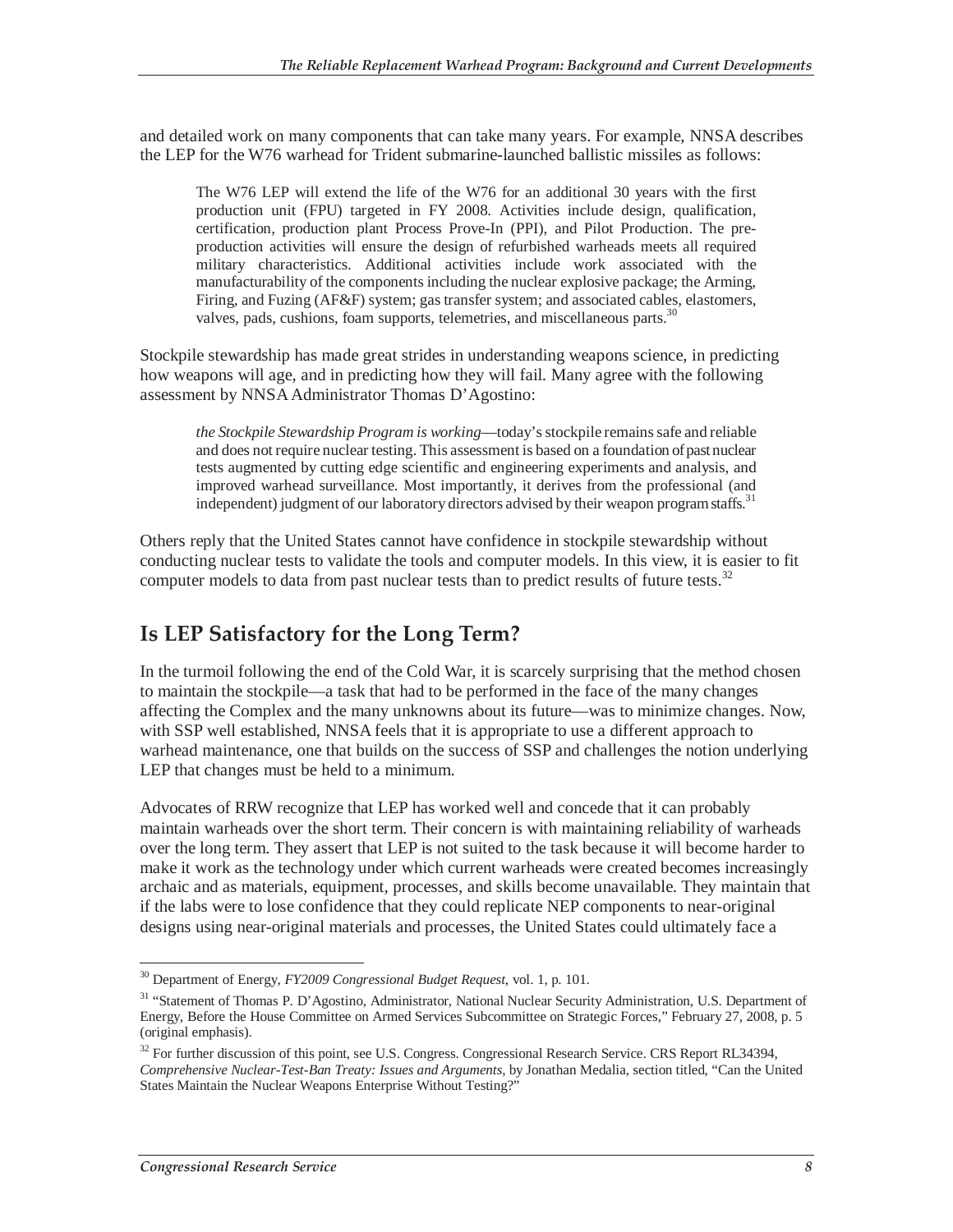and detailed work on many components that can take many years. For example, NNSA describes the LEP for the W76 warhead for Trident submarine-launched ballistic missiles as follows:

> The W76 LEP will extend the life of the W76 for an additional 30 years with the first production unit (FPU) targeted in FY 2008. Activities include design, qualification, certification, production plant Process Prove-In (PPI), and Pilot Production. The pre-production activities will ensure the design of refurbished warheads meets all required military characteristics. Additional activities include work associated with the manufacturability of the components including the nuclear explosive package; the Arming, Firing, and Fuzing (AF&F) system; gas transfer system; and associated cables, elastomers, valves, pads, cushions, foam supports, telemetries, and miscellaneous parts.[30]

Stockpile stewardship has made great strides in understanding weapons science, in predicting how weapons will age, and in predicting how they will fail. Many agree with the following assessment by NNSA Administrator Thomas D'Agostino:

> *the Stockpile Stewardship Program is working*—today's stockpile remains safe and reliable and does not require nuclear testing. This assessment is based on a foundation of past nuclear tests augmented by cutting edge scientific and engineering experiments and analysis, and improved warhead surveillance. Most importantly, it derives from the professional (and independent) judgment of our laboratory directors advised by their weapon program staffs.[31]

Others reply that the United States cannot have confidence in stockpile stewardship without conducting nuclear tests to validate the tools and computer models. In this view, it is easier to fit computer models to data from past nuclear tests than to predict results of future tests.[32]

## Is LEP Satisfactory for the Long Term?

In the turmoil following the end of the Cold War, it is scarcely surprising that the method chosen to maintain the stockpile—a task that had to be performed in the face of the many changes affecting the Complex and the many unknowns about its future—was to minimize changes. Now, with SSP well established, NNSA feels that it is appropriate to use a different approach to warhead maintenance, one that builds on the success of SSP and challenges the notion underlying LEP that changes must be held to a minimum.

Advocates of RRW recognize that LEP has worked well and concede that it can probably maintain warheads over the short term. Their concern is with maintaining reliability of warheads over the long term. They assert that LEP is not suited to the task because it will become harder to make it work as the technology under which current warheads were created becomes increasingly archaic and as materials, equipment, processes, and skills become unavailable. They maintain that if the labs were to lose confidence that they could replicate NEP components to near-original designs using near-original materials and processes, the United States could ultimately face a

---

[30] Department of Energy, *FY2009 Congressional Budget Request*, vol. 1, p. 101.

[31] "Statement of Thomas P. D'Agostino, Administrator, National Nuclear Security Administration, U.S. Department of Energy, Before the House Committee on Armed Services Subcommittee on Strategic Forces," February 27, 2008, p. 5 (original emphasis).

[32] For further discussion of this point, see U.S. Congress. Congressional Research Service. CRS Report RL34394, *Comprehensive Nuclear-Test-Ban Treaty: Issues and Arguments*, by Jonathan Medalia, section titled, "Can the United States Maintain the Nuclear Weapons Enterprise Without Testing?"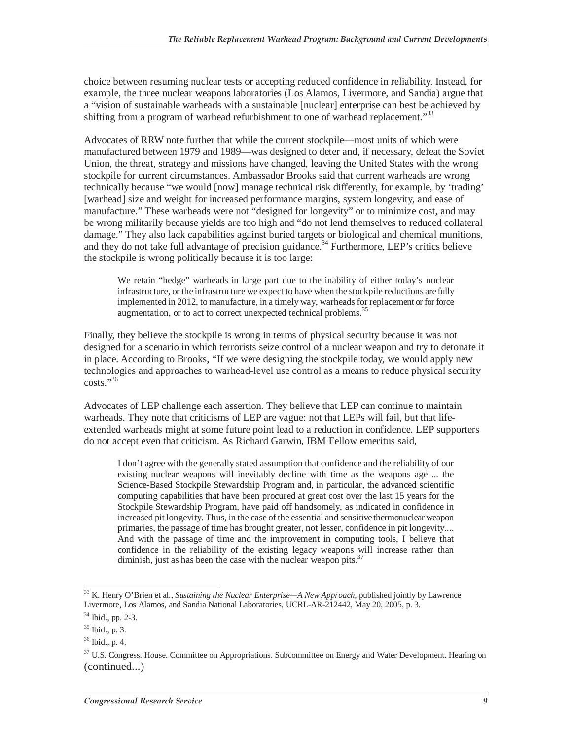choice between resuming nuclear tests or accepting reduced confidence in reliability. Instead, for example, the three nuclear weapons laboratories (Los Alamos, Livermore, and Sandia) argue that a "vision of sustainable warheads with a sustainable [nuclear] enterprise can best be achieved by shifting from a program of warhead refurbishment to one of warhead replacement."[33]

Advocates of RRW note further that while the current stockpile—most units of which were manufactured between 1979 and 1989—was designed to deter and, if necessary, defeat the Soviet Union, the threat, strategy and missions have changed, leaving the United States with the wrong stockpile for current circumstances. Ambassador Brooks said that current warheads are wrong technically because "we would [now] manage technical risk differently, for example, by 'trading' [warhead] size and weight for increased performance margins, system longevity, and ease of manufacture." These warheads were not "designed for longevity" or to minimize cost, and may be wrong militarily because yields are too high and "do not lend themselves to reduced collateral damage." They also lack capabilities against buried targets or biological and chemical munitions, and they do not take full advantage of precision guidance.[34] Furthermore, LEP's critics believe the stockpile is wrong politically because it is too large:

> We retain "hedge" warheads in large part due to the inability of either today's nuclear infrastructure, or the infrastructure we expect to have when the stockpile reductions are fully implemented in 2012, to manufacture, in a timely way, warheads for replacement or for force augmentation, or to act to correct unexpected technical problems.[35]

Finally, they believe the stockpile is wrong in terms of physical security because it was not designed for a scenario in which terrorists seize control of a nuclear weapon and try to detonate it in place. According to Brooks, "If we were designing the stockpile today, we would apply new technologies and approaches to warhead-level use control as a means to reduce physical security costs."[36]

Advocates of LEP challenge each assertion. They believe that LEP can continue to maintain warheads. They note that criticisms of LEP are vague: not that LEPs will fail, but that life-extended warheads might at some future point lead to a reduction in confidence. LEP supporters do not accept even that criticism. As Richard Garwin, IBM Fellow emeritus said,

> I don't agree with the generally stated assumption that confidence and the reliability of our existing nuclear weapons will inevitably decline with time as the weapons age ... the Science-Based Stockpile Stewardship Program and, in particular, the advanced scientific computing capabilities that have been procured at great cost over the last 15 years for the Stockpile Stewardship Program, have paid off handsomely, as indicated in confidence in increased pit longevity. Thus, in the case of the essential and sensitive thermonuclear weapon primaries, the passage of time has brought greater, not lesser, confidence in pit longevity.... And with the passage of time and the improvement in computing tools, I believe that confidence in the reliability of the existing legacy weapons will increase rather than diminish, just as has been the case with the nuclear weapon pits.[37]

---

[33] K. Henry O'Brien et al., *Sustaining the Nuclear Enterprise—A New Approach*, published jointly by Lawrence Livermore, Los Alamos, and Sandia National Laboratories, UCRL-AR-212442, May 20, 2005, p. 3.

[34] Ibid., pp. 2-3.

[35] Ibid., p. 3.

[36] Ibid., p. 4.

[37] U.S. Congress. House. Committee on Appropriations. Subcommittee on Energy and Water Development. Hearing on (continued...)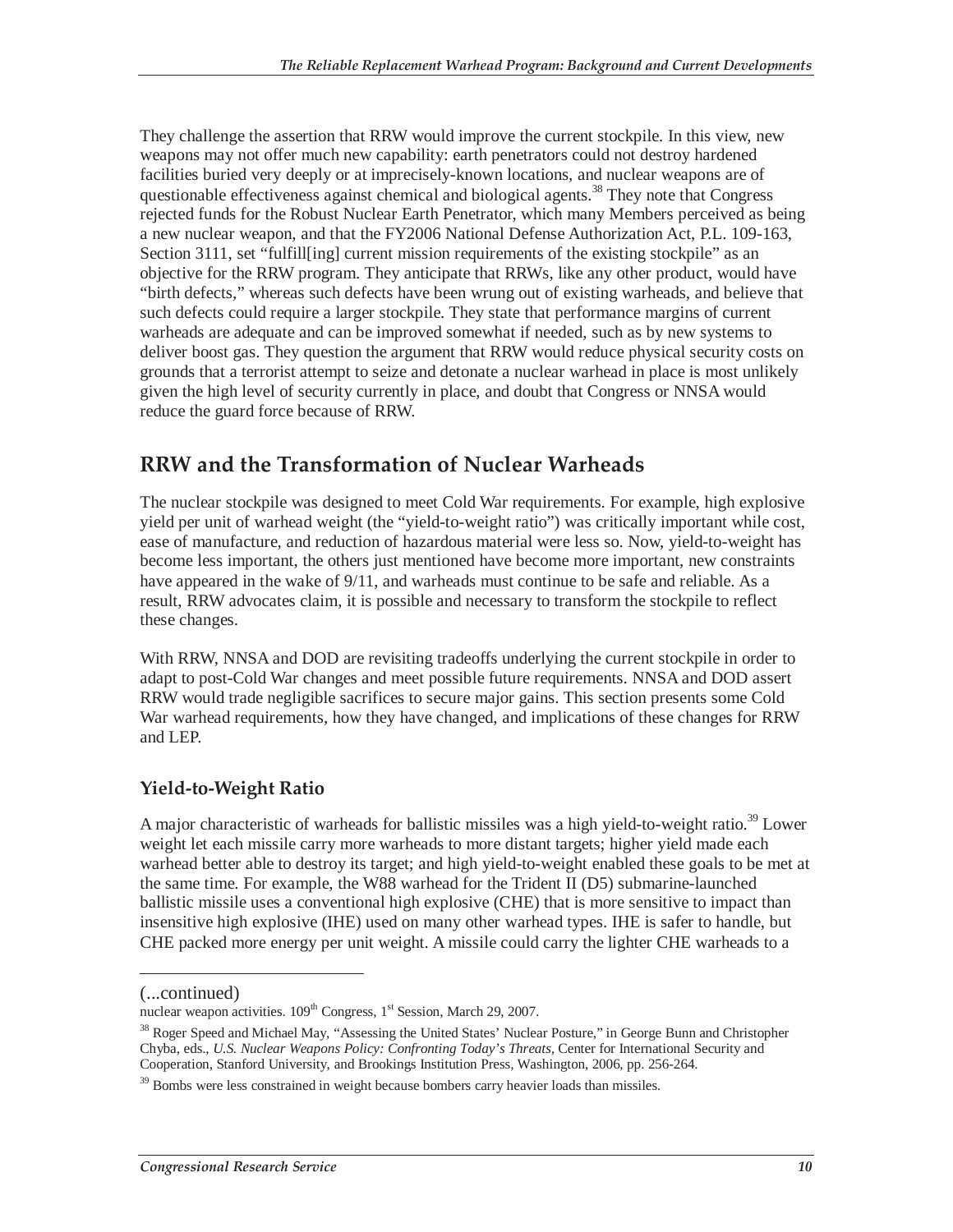They challenge the assertion that RRW would improve the current stockpile. In this view, new weapons may not offer much new capability: earth penetrators could not destroy hardened facilities buried very deeply or at imprecisely-known locations, and nuclear weapons are of questionable effectiveness against chemical and biological agents.[38] They note that Congress rejected funds for the Robust Nuclear Earth Penetrator, which many Members perceived as being a new nuclear weapon, and that the FY2006 National Defense Authorization Act, P.L. 109-163, Section 3111, set "fulfill[ing] current mission requirements of the existing stockpile" as an objective for the RRW program. They anticipate that RRWs, like any other product, would have "birth defects," whereas such defects have been wrung out of existing warheads, and believe that such defects could require a larger stockpile. They state that performance margins of current warheads are adequate and can be improved somewhat if needed, such as by new systems to deliver boost gas. They question the argument that RRW would reduce physical security costs on grounds that a terrorist attempt to seize and detonate a nuclear warhead in place is most unlikely given the high level of security currently in place, and doubt that Congress or NNSA would reduce the guard force because of RRW.

## RRW and the Transformation of Nuclear Warheads

The nuclear stockpile was designed to meet Cold War requirements. For example, high explosive yield per unit of warhead weight (the "yield-to-weight ratio") was critically important while cost, ease of manufacture, and reduction of hazardous material were less so. Now, yield-to-weight has become less important, the others just mentioned have become more important, new constraints have appeared in the wake of 9/11, and warheads must continue to be safe and reliable. As a result, RRW advocates claim, it is possible and necessary to transform the stockpile to reflect these changes.

With RRW, NNSA and DOD are revisiting tradeoffs underlying the current stockpile in order to adapt to post-Cold War changes and meet possible future requirements. NNSA and DOD assert RRW would trade negligible sacrifices to secure major gains. This section presents some Cold War warhead requirements, how they have changed, and implications of these changes for RRW and LEP.

### Yield-to-Weight Ratio

A major characteristic of warheads for ballistic missiles was a high yield-to-weight ratio.[39] Lower weight let each missile carry more warheads to more distant targets; higher yield made each warhead better able to destroy its target; and high yield-to-weight enabled these goals to be met at the same time. For example, the W88 warhead for the Trident II (D5) submarine-launched ballistic missile uses a conventional high explosive (CHE) that is more sensitive to impact than insensitive high explosive (IHE) used on many other warhead types. IHE is safer to handle, but CHE packed more energy per unit weight. A missile could carry the lighter CHE warheads to a

(...continued)
nuclear weapon activities. 109th Congress, 1st Session, March 29, 2007.

[38] Roger Speed and Michael May, "Assessing the United States' Nuclear Posture," in George Bunn and Christopher Chyba, eds., *U.S. Nuclear Weapons Policy: Confronting Today's Threats*, Center for International Security and Cooperation, Stanford University, and Brookings Institution Press, Washington, 2006, pp. 256-264.

[39] Bombs were less constrained in weight because bombers carry heavier loads than missiles.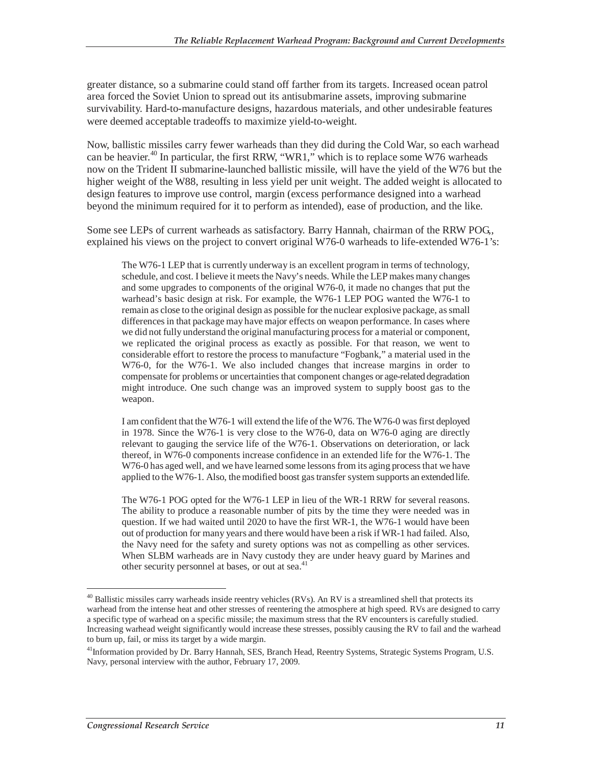greater distance, so a submarine could stand off farther from its targets. Increased ocean patrol area forced the Soviet Union to spread out its antisubmarine assets, improving submarine survivability. Hard-to-manufacture designs, hazardous materials, and other undesirable features were deemed acceptable tradeoffs to maximize yield-to-weight.

Now, ballistic missiles carry fewer warheads than they did during the Cold War, so each warhead can be heavier.[40] In particular, the first RRW, "WR1," which is to replace some W76 warheads now on the Trident II submarine-launched ballistic missile, will have the yield of the W76 but the higher weight of the W88, resulting in less yield per unit weight. The added weight is allocated to design features to improve use control, margin (excess performance designed into a warhead beyond the minimum required for it to perform as intended), ease of production, and the like.

Some see LEPs of current warheads as satisfactory. Barry Hannah, chairman of the RRW POG,, explained his views on the project to convert original W76-0 warheads to life-extended W76-1's:

> The W76-1 LEP that is currently underway is an excellent program in terms of technology, schedule, and cost. I believe it meets the Navy's needs. While the LEP makes many changes and some upgrades to components of the original W76-0, it made no changes that put the warhead's basic design at risk. For example, the W76-1 LEP POG wanted the W76-1 to remain as close to the original design as possible for the nuclear explosive package, as small differences in that package may have major effects on weapon performance. In cases where we did not fully understand the original manufacturing process for a material or component, we replicated the original process as exactly as possible. For that reason, we went to considerable effort to restore the process to manufacture "Fogbank," a material used in the W76-0, for the W76-1. We also included changes that increase margins in order to compensate for problems or uncertainties that component changes or age-related degradation might introduce. One such change was an improved system to supply boost gas to the weapon.
>
> I am confident that the W76-1 will extend the life of the W76. The W76-0 was first deployed in 1978. Since the W76-1 is very close to the W76-0, data on W76-0 aging are directly relevant to gauging the service life of the W76-1. Observations on deterioration, or lack thereof, in W76-0 components increase confidence in an extended life for the W76-1. The W76-0 has aged well, and we have learned some lessons from its aging process that we have applied to the W76-1. Also, the modified boost gas transfer system supports an extended life.
>
> The W76-1 POG opted for the W76-1 LEP in lieu of the WR-1 RRW for several reasons. The ability to produce a reasonable number of pits by the time they were needed was in question. If we had waited until 2020 to have the first WR-1, the W76-1 would have been out of production for many years and there would have been a risk if WR-1 had failed. Also, the Navy need for the safety and surety options was not as compelling as other services. When SLBM warheads are in Navy custody they are under heavy guard by Marines and other security personnel at bases, or out at sea.[41]

---

[40] Ballistic missiles carry warheads inside reentry vehicles (RVs). An RV is a streamlined shell that protects its warhead from the intense heat and other stresses of reentering the atmosphere at high speed. RVs are designed to carry a specific type of warhead on a specific missile; the maximum stress that the RV encounters is carefully studied. Increasing warhead weight significantly would increase these stresses, possibly causing the RV to fail and the warhead to burn up, fail, or miss its target by a wide margin.

[41] Information provided by Dr. Barry Hannah, SES, Branch Head, Reentry Systems, Strategic Systems Program, U.S. Navy, personal interview with the author, February 17, 2009.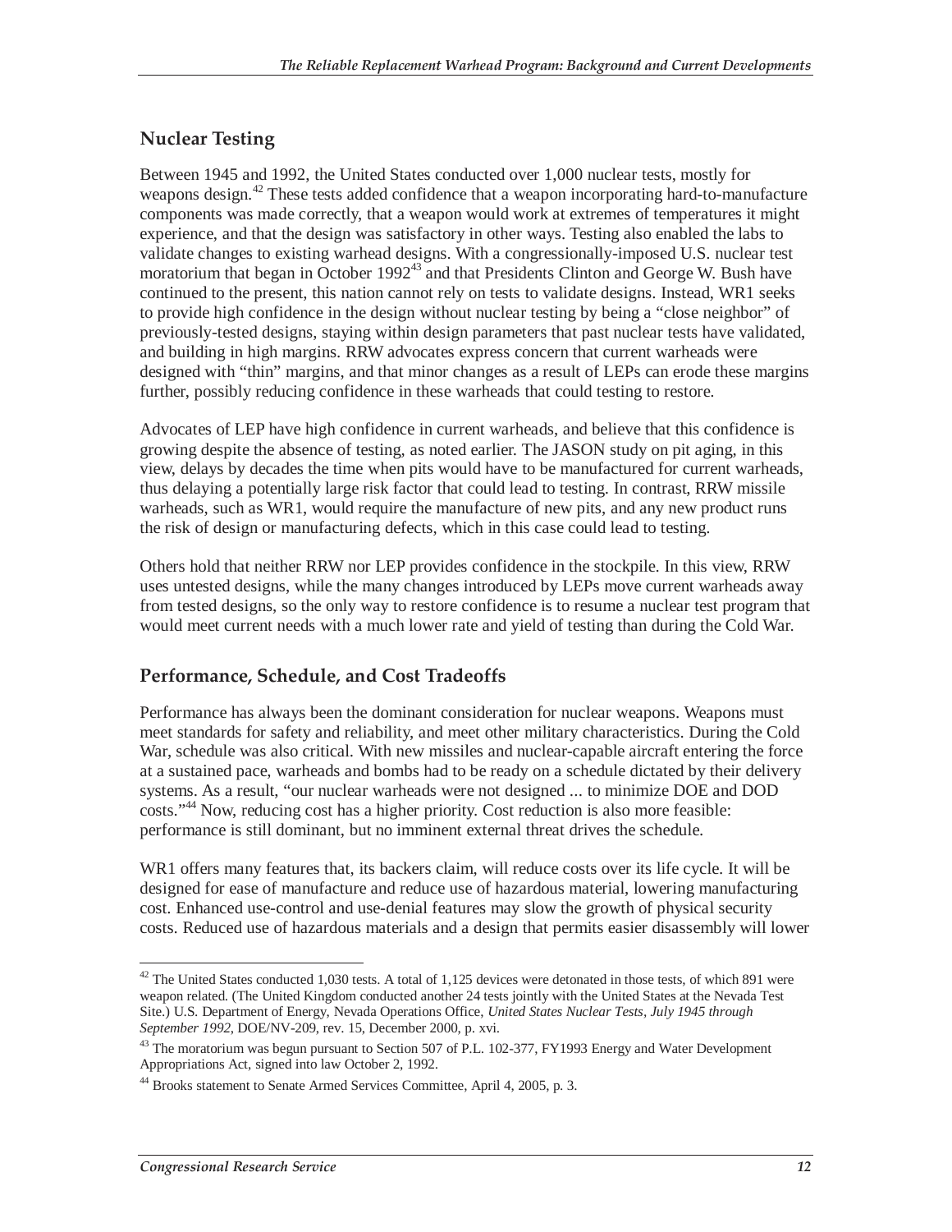## Nuclear Testing

Between 1945 and 1992, the United States conducted over 1,000 nuclear tests, mostly for weapons design.[42] These tests added confidence that a weapon incorporating hard-to-manufacture components was made correctly, that a weapon would work at extremes of temperatures it might experience, and that the design was satisfactory in other ways. Testing also enabled the labs to validate changes to existing warhead designs. With a congressionally-imposed U.S. nuclear test moratorium that began in October 1992[43] and that Presidents Clinton and George W. Bush have continued to the present, this nation cannot rely on tests to validate designs. Instead, WR1 seeks to provide high confidence in the design without nuclear testing by being a "close neighbor" of previously-tested designs, staying within design parameters that past nuclear tests have validated, and building in high margins. RRW advocates express concern that current warheads were designed with "thin" margins, and that minor changes as a result of LEPs can erode these margins further, possibly reducing confidence in these warheads that could testing to restore.

Advocates of LEP have high confidence in current warheads, and believe that this confidence is growing despite the absence of testing, as noted earlier. The JASON study on pit aging, in this view, delays by decades the time when pits would have to be manufactured for current warheads, thus delaying a potentially large risk factor that could lead to testing. In contrast, RRW missile warheads, such as WR1, would require the manufacture of new pits, and any new product runs the risk of design or manufacturing defects, which in this case could lead to testing.

Others hold that neither RRW nor LEP provides confidence in the stockpile. In this view, RRW uses untested designs, while the many changes introduced by LEPs move current warheads away from tested designs, so the only way to restore confidence is to resume a nuclear test program that would meet current needs with a much lower rate and yield of testing than during the Cold War.

## Performance, Schedule, and Cost Tradeoffs

Performance has always been the dominant consideration for nuclear weapons. Weapons must meet standards for safety and reliability, and meet other military characteristics. During the Cold War, schedule was also critical. With new missiles and nuclear-capable aircraft entering the force at a sustained pace, warheads and bombs had to be ready on a schedule dictated by their delivery systems. As a result, "our nuclear warheads were not designed ... to minimize DOE and DOD costs."[44] Now, reducing cost has a higher priority. Cost reduction is also more feasible: performance is still dominant, but no imminent external threat drives the schedule.

WR1 offers many features that, its backers claim, will reduce costs over its life cycle. It will be designed for ease of manufacture and reduce use of hazardous material, lowering manufacturing cost. Enhanced use-control and use-denial features may slow the growth of physical security costs. Reduced use of hazardous materials and a design that permits easier disassembly will lower

---

[42] The United States conducted 1,030 tests. A total of 1,125 devices were detonated in those tests, of which 891 were weapon related. (The United Kingdom conducted another 24 tests jointly with the United States at the Nevada Test Site.) U.S. Department of Energy, Nevada Operations Office, *United States Nuclear Tests, July 1945 through September 1992*, DOE/NV-209, rev. 15, December 2000, p. xvi.

[43] The moratorium was begun pursuant to Section 507 of P.L. 102-377, FY1993 Energy and Water Development Appropriations Act, signed into law October 2, 1992.

[44] Brooks statement to Senate Armed Services Committee, April 4, 2005, p. 3.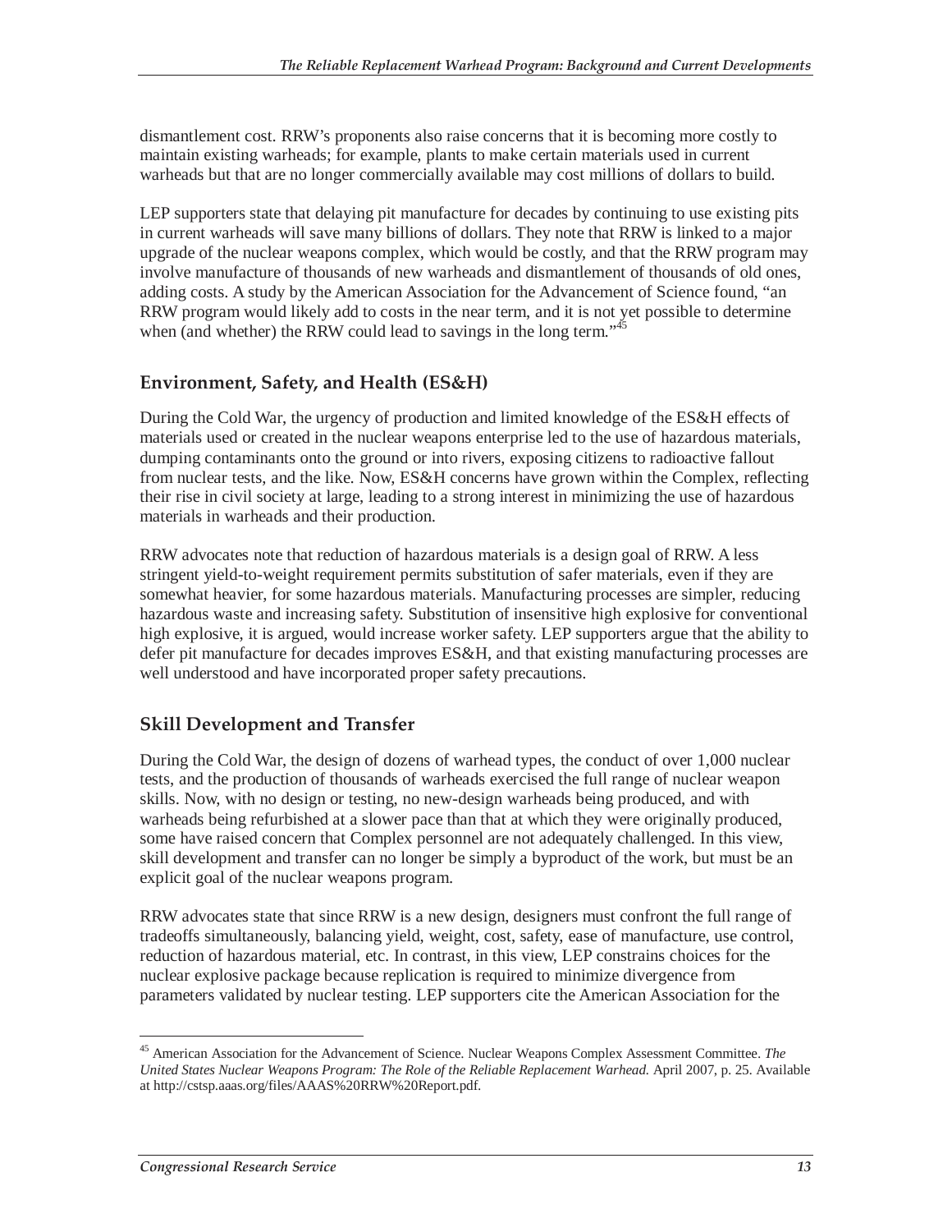dismantlement cost. RRW's proponents also raise concerns that it is becoming more costly to maintain existing warheads; for example, plants to make certain materials used in current warheads but that are no longer commercially available may cost millions of dollars to build.

LEP supporters state that delaying pit manufacture for decades by continuing to use existing pits in current warheads will save many billions of dollars. They note that RRW is linked to a major upgrade of the nuclear weapons complex, which would be costly, and that the RRW program may involve manufacture of thousands of new warheads and dismantlement of thousands of old ones, adding costs. A study by the American Association for the Advancement of Science found, "an RRW program would likely add to costs in the near term, and it is not yet possible to determine when (and whether) the RRW could lead to savings in the long term."[45]

## Environment, Safety, and Health (ES&H)

During the Cold War, the urgency of production and limited knowledge of the ES&H effects of materials used or created in the nuclear weapons enterprise led to the use of hazardous materials, dumping contaminants onto the ground or into rivers, exposing citizens to radioactive fallout from nuclear tests, and the like. Now, ES&H concerns have grown within the Complex, reflecting their rise in civil society at large, leading to a strong interest in minimizing the use of hazardous materials in warheads and their production.

RRW advocates note that reduction of hazardous materials is a design goal of RRW. A less stringent yield-to-weight requirement permits substitution of safer materials, even if they are somewhat heavier, for some hazardous materials. Manufacturing processes are simpler, reducing hazardous waste and increasing safety. Substitution of insensitive high explosive for conventional high explosive, it is argued, would increase worker safety. LEP supporters argue that the ability to defer pit manufacture for decades improves ES&H, and that existing manufacturing processes are well understood and have incorporated proper safety precautions.

## Skill Development and Transfer

During the Cold War, the design of dozens of warhead types, the conduct of over 1,000 nuclear tests, and the production of thousands of warheads exercised the full range of nuclear weapon skills. Now, with no design or testing, no new-design warheads being produced, and with warheads being refurbished at a slower pace than that at which they were originally produced, some have raised concern that Complex personnel are not adequately challenged. In this view, skill development and transfer can no longer be simply a byproduct of the work, but must be an explicit goal of the nuclear weapons program.

RRW advocates state that since RRW is a new design, designers must confront the full range of tradeoffs simultaneously, balancing yield, weight, cost, safety, ease of manufacture, use control, reduction of hazardous material, etc. In contrast, in this view, LEP constrains choices for the nuclear explosive package because replication is required to minimize divergence from parameters validated by nuclear testing. LEP supporters cite the American Association for the

---

[45] American Association for the Advancement of Science. Nuclear Weapons Complex Assessment Committee. *The United States Nuclear Weapons Program: The Role of the Reliable Replacement Warhead.* April 2007, p. 25. Available at http://cstsp.aaas.org/files/AAAS%20RRW%20Report.pdf.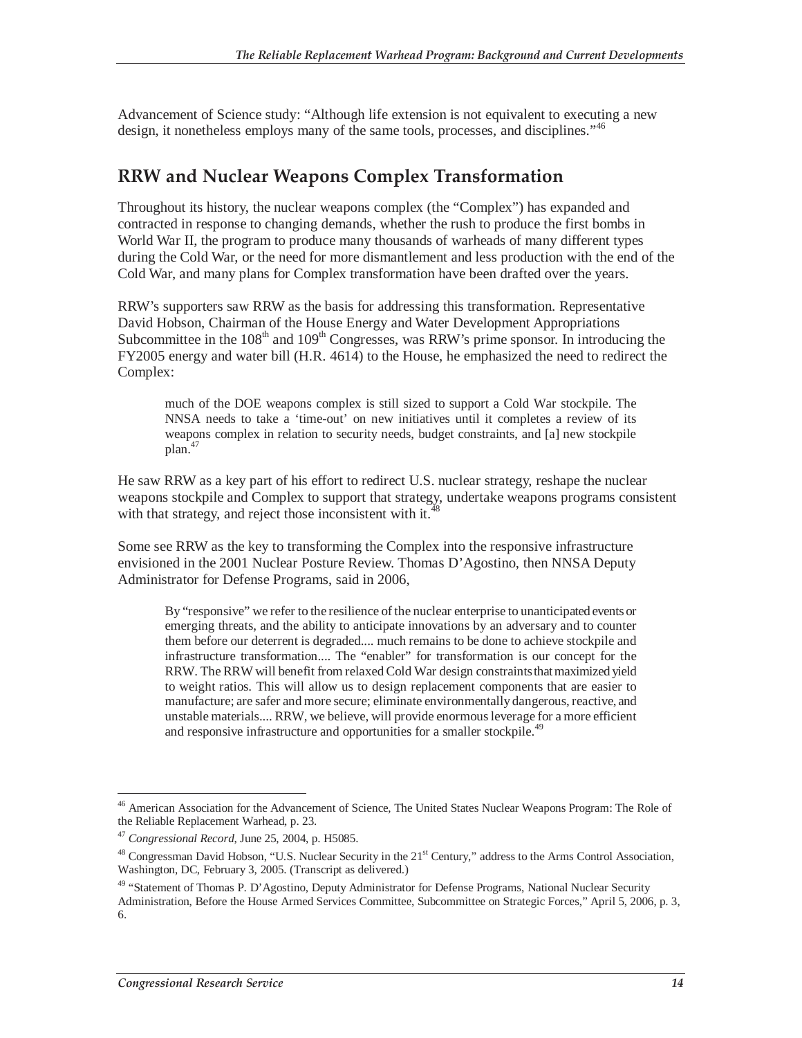Advancement of Science study: "Although life extension is not equivalent to executing a new design, it nonetheless employs many of the same tools, processes, and disciplines."[46]

## RRW and Nuclear Weapons Complex Transformation

Throughout its history, the nuclear weapons complex (the "Complex") has expanded and contracted in response to changing demands, whether the rush to produce the first bombs in World War II, the program to produce many thousands of warheads of many different types during the Cold War, or the need for more dismantlement and less production with the end of the Cold War, and many plans for Complex transformation have been drafted over the years.

RRW's supporters saw RRW as the basis for addressing this transformation. Representative David Hobson, Chairman of the House Energy and Water Development Appropriations Subcommittee in the 108th and 109th Congresses, was RRW's prime sponsor. In introducing the FY2005 energy and water bill (H.R. 4614) to the House, he emphasized the need to redirect the Complex:

> much of the DOE weapons complex is still sized to support a Cold War stockpile. The NNSA needs to take a 'time-out' on new initiatives until it completes a review of its weapons complex in relation to security needs, budget constraints, and [a] new stockpile plan.[47]

He saw RRW as a key part of his effort to redirect U.S. nuclear strategy, reshape the nuclear weapons stockpile and Complex to support that strategy, undertake weapons programs consistent with that strategy, and reject those inconsistent with it.[48]

Some see RRW as the key to transforming the Complex into the responsive infrastructure envisioned in the 2001 Nuclear Posture Review. Thomas D'Agostino, then NNSA Deputy Administrator for Defense Programs, said in 2006,

> By "responsive" we refer to the resilience of the nuclear enterprise to unanticipated events or emerging threats, and the ability to anticipate innovations by an adversary and to counter them before our deterrent is degraded.... much remains to be done to achieve stockpile and infrastructure transformation.... The "enabler" for transformation is our concept for the RRW. The RRW will benefit from relaxed Cold War design constraints that maximized yield to weight ratios. This will allow us to design replacement components that are easier to manufacture; are safer and more secure; eliminate environmentally dangerous, reactive, and unstable materials.... RRW, we believe, will provide enormous leverage for a more efficient and responsive infrastructure and opportunities for a smaller stockpile.[49]

---

[46] American Association for the Advancement of Science, The United States Nuclear Weapons Program: The Role of the Reliable Replacement Warhead, p. 23.

[47] *Congressional Record*, June 25, 2004, p. H5085.

[48] Congressman David Hobson, "U.S. Nuclear Security in the 21st Century," address to the Arms Control Association, Washington, DC, February 3, 2005. (Transcript as delivered.)

[49] "Statement of Thomas P. D'Agostino, Deputy Administrator for Defense Programs, National Nuclear Security Administration, Before the House Armed Services Committee, Subcommittee on Strategic Forces," April 5, 2006, p. 3, 6.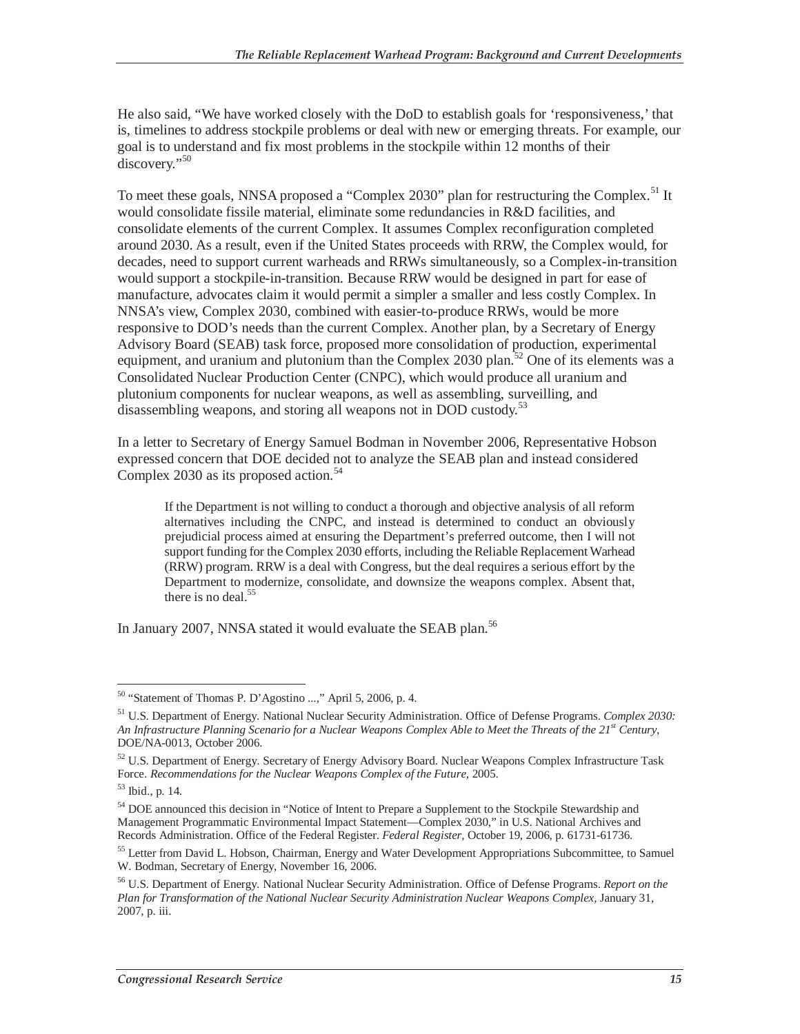He also said, "We have worked closely with the DoD to establish goals for 'responsiveness,' that is, timelines to address stockpile problems or deal with new or emerging threats. For example, our goal is to understand and fix most problems in the stockpile within 12 months of their discovery."[50]

To meet these goals, NNSA proposed a "Complex 2030" plan for restructuring the Complex.[51] It would consolidate fissile material, eliminate some redundancies in R&D facilities, and consolidate elements of the current Complex. It assumes Complex reconfiguration completed around 2030. As a result, even if the United States proceeds with RRW, the Complex would, for decades, need to support current warheads and RRWs simultaneously, so a Complex-in-transition would support a stockpile-in-transition. Because RRW would be designed in part for ease of manufacture, advocates claim it would permit a simpler a smaller and less costly Complex. In NNSA's view, Complex 2030, combined with easier-to-produce RRWs, would be more responsive to DOD's needs than the current Complex. Another plan, by a Secretary of Energy Advisory Board (SEAB) task force, proposed more consolidation of production, experimental equipment, and uranium and plutonium than the Complex 2030 plan.[52] One of its elements was a Consolidated Nuclear Production Center (CNPC), which would produce all uranium and plutonium components for nuclear weapons, as well as assembling, surveilling, and disassembling weapons, and storing all weapons not in DOD custody.[53]

In a letter to Secretary of Energy Samuel Bodman in November 2006, Representative Hobson expressed concern that DOE decided not to analyze the SEAB plan and instead considered Complex 2030 as its proposed action.[54]

> If the Department is not willing to conduct a thorough and objective analysis of all reform alternatives including the CNPC, and instead is determined to conduct an obviously prejudicial process aimed at ensuring the Department's preferred outcome, then I will not support funding for the Complex 2030 efforts, including the Reliable Replacement Warhead (RRW) program. RRW is a deal with Congress, but the deal requires a serious effort by the Department to modernize, consolidate, and downsize the weapons complex. Absent that, there is no deal.[55]

In January 2007, NNSA stated it would evaluate the SEAB plan.[56]

---

[50] "Statement of Thomas P. D'Agostino ...," April 5, 2006, p. 4.

[51] U.S. Department of Energy. National Nuclear Security Administration. Office of Defense Programs. *Complex 2030: An Infrastructure Planning Scenario for a Nuclear Weapons Complex Able to Meet the Threats of the 21st Century,* DOE/NA-0013, October 2006.

[52] U.S. Department of Energy. Secretary of Energy Advisory Board. Nuclear Weapons Complex Infrastructure Task Force. *Recommendations for the Nuclear Weapons Complex of the Future,* 2005.

[53] Ibid., p. 14.

[54] DOE announced this decision in "Notice of Intent to Prepare a Supplement to the Stockpile Stewardship and Management Programmatic Environmental Impact Statement—Complex 2030," in U.S. National Archives and Records Administration. Office of the Federal Register. *Federal Register,* October 19, 2006, p. 61731-61736.

[55] Letter from David L. Hobson, Chairman, Energy and Water Development Appropriations Subcommittee, to Samuel W. Bodman, Secretary of Energy, November 16, 2006.

[56] U.S. Department of Energy. National Nuclear Security Administration. Office of Defense Programs. *Report on the Plan for Transformation of the National Nuclear Security Administration Nuclear Weapons Complex,* January 31, 2007, p. iii.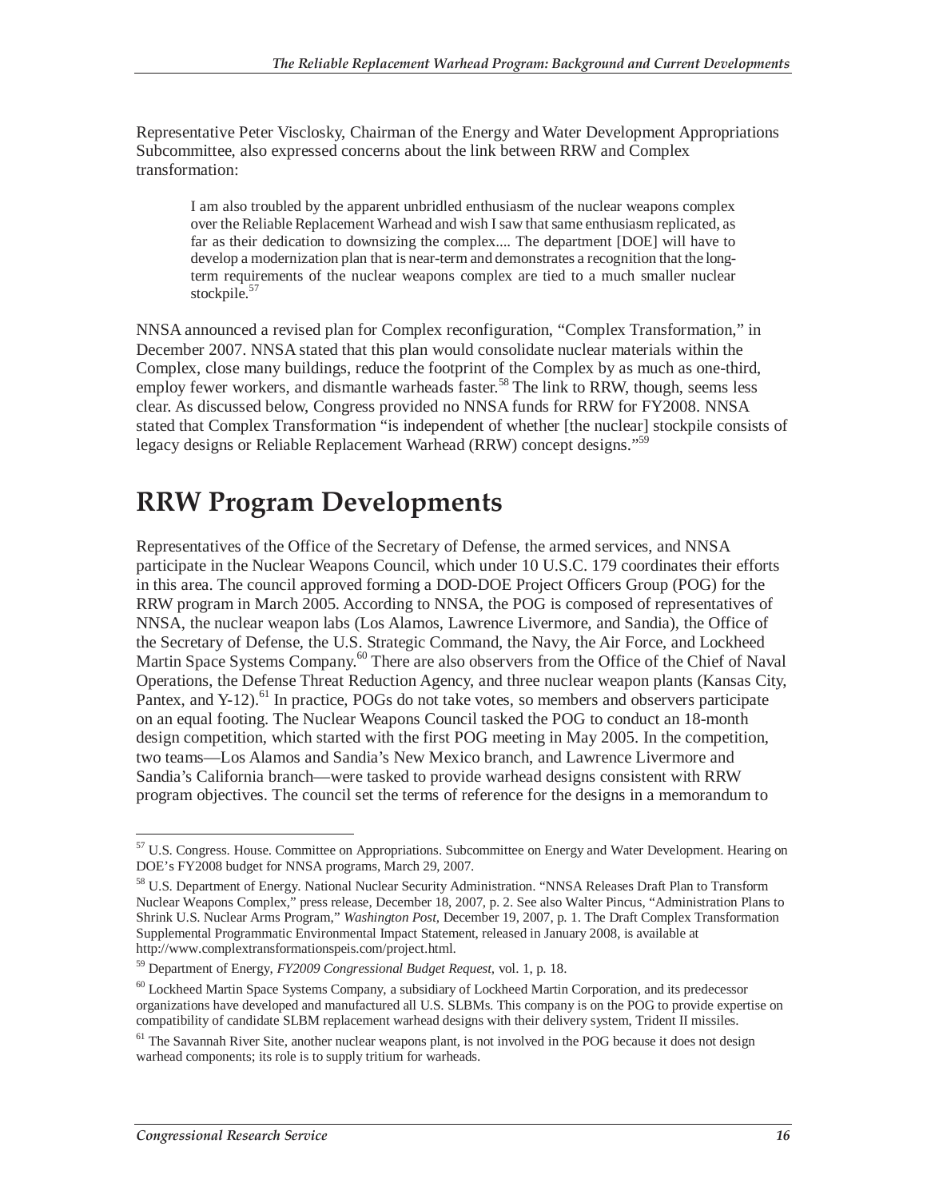Representative Peter Visclosky, Chairman of the Energy and Water Development Appropriations Subcommittee, also expressed concerns about the link between RRW and Complex transformation:

> I am also troubled by the apparent unbridled enthusiasm of the nuclear weapons complex over the Reliable Replacement Warhead and wish I saw that same enthusiasm replicated, as far as their dedication to downsizing the complex.... The department [DOE] will have to develop a modernization plan that is near-term and demonstrates a recognition that the long-term requirements of the nuclear weapons complex are tied to a much smaller nuclear stockpile.[57]

NNSA announced a revised plan for Complex reconfiguration, "Complex Transformation," in December 2007. NNSA stated that this plan would consolidate nuclear materials within the Complex, close many buildings, reduce the footprint of the Complex by as much as one-third, employ fewer workers, and dismantle warheads faster.[58] The link to RRW, though, seems less clear. As discussed below, Congress provided no NNSA funds for RRW for FY2008. NNSA stated that Complex Transformation "is independent of whether [the nuclear] stockpile consists of legacy designs or Reliable Replacement Warhead (RRW) concept designs."[59]

# RRW Program Developments

Representatives of the Office of the Secretary of Defense, the armed services, and NNSA participate in the Nuclear Weapons Council, which under 10 U.S.C. 179 coordinates their efforts in this area. The council approved forming a DOD-DOE Project Officers Group (POG) for the RRW program in March 2005. According to NNSA, the POG is composed of representatives of NNSA, the nuclear weapon labs (Los Alamos, Lawrence Livermore, and Sandia), the Office of the Secretary of Defense, the U.S. Strategic Command, the Navy, the Air Force, and Lockheed Martin Space Systems Company.[60] There are also observers from the Office of the Chief of Naval Operations, the Defense Threat Reduction Agency, and three nuclear weapon plants (Kansas City, Pantex, and Y-12).[61] In practice, POGs do not take votes, so members and observers participate on an equal footing. The Nuclear Weapons Council tasked the POG to conduct an 18-month design competition, which started with the first POG meeting in May 2005. In the competition, two teams—Los Alamos and Sandia's New Mexico branch, and Lawrence Livermore and Sandia's California branch—were tasked to provide warhead designs consistent with RRW program objectives. The council set the terms of reference for the designs in a memorandum to

---

[57] U.S. Congress. House. Committee on Appropriations. Subcommittee on Energy and Water Development. Hearing on DOE's FY2008 budget for NNSA programs, March 29, 2007.

[58] U.S. Department of Energy. National Nuclear Security Administration. "NNSA Releases Draft Plan to Transform Nuclear Weapons Complex," press release, December 18, 2007, p. 2. See also Walter Pincus, "Administration Plans to Shrink U.S. Nuclear Arms Program," *Washington Post*, December 19, 2007, p. 1. The Draft Complex Transformation Supplemental Programmatic Environmental Impact Statement, released in January 2008, is available at http://www.complextransformationspeis.com/project.html.

[59] Department of Energy, *FY2009 Congressional Budget Request*, vol. 1, p. 18.

[60] Lockheed Martin Space Systems Company, a subsidiary of Lockheed Martin Corporation, and its predecessor organizations have developed and manufactured all U.S. SLBMs. This company is on the POG to provide expertise on compatibility of candidate SLBM replacement warhead designs with their delivery system, Trident II missiles.

[61] The Savannah River Site, another nuclear weapons plant, is not involved in the POG because it does not design warhead components; its role is to supply tritium for warheads.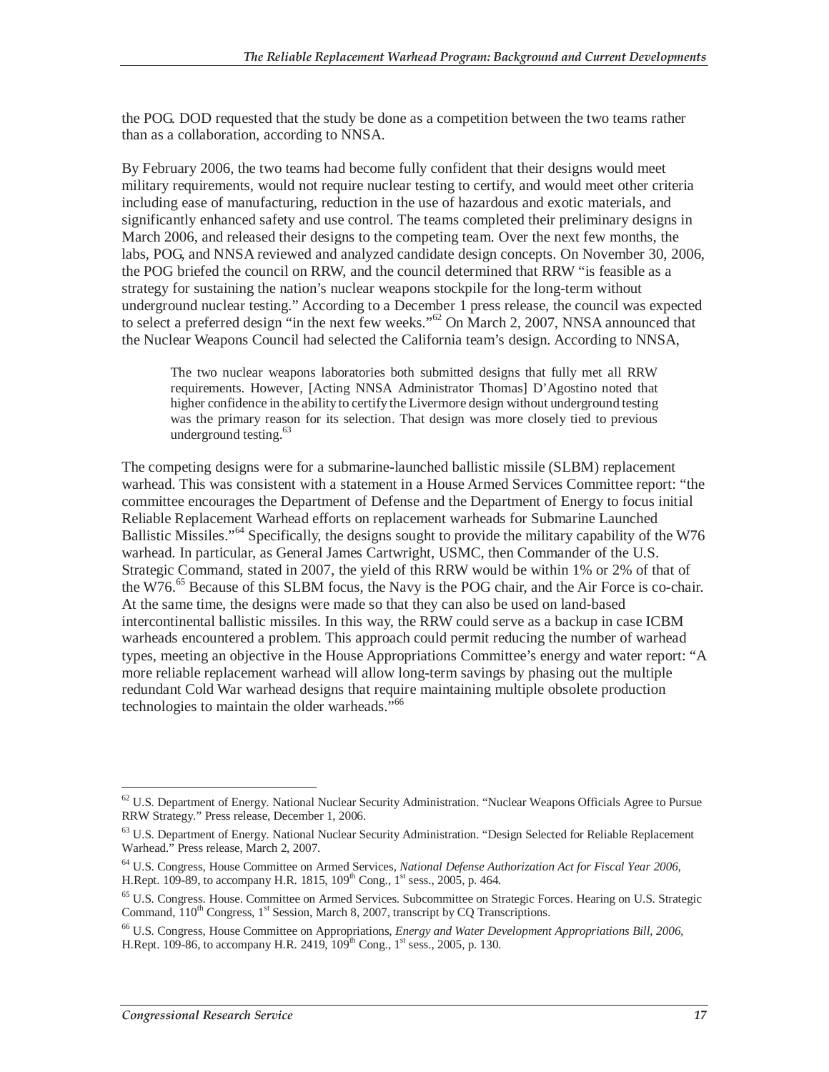the POG. DOD requested that the study be done as a competition between the two teams rather than as a collaboration, according to NNSA.

By February 2006, the two teams had become fully confident that their designs would meet military requirements, would not require nuclear testing to certify, and would meet other criteria including ease of manufacturing, reduction in the use of hazardous and exotic materials, and significantly enhanced safety and use control. The teams completed their preliminary designs in March 2006, and released their designs to the competing team. Over the next few months, the labs, POG, and NNSA reviewed and analyzed candidate design concepts. On November 30, 2006, the POG briefed the council on RRW, and the council determined that RRW "is feasible as a strategy for sustaining the nation's nuclear weapons stockpile for the long-term without underground nuclear testing." According to a December 1 press release, the council was expected to select a preferred design "in the next few weeks."[62] On March 2, 2007, NNSA announced that the Nuclear Weapons Council had selected the California team's design. According to NNSA,

> The two nuclear weapons laboratories both submitted designs that fully met all RRW requirements. However, [Acting NNSA Administrator Thomas] D'Agostino noted that higher confidence in the ability to certify the Livermore design without underground testing was the primary reason for its selection. That design was more closely tied to previous underground testing.[63]

The competing designs were for a submarine-launched ballistic missile (SLBM) replacement warhead. This was consistent with a statement in a House Armed Services Committee report: "the committee encourages the Department of Defense and the Department of Energy to focus initial Reliable Replacement Warhead efforts on replacement warheads for Submarine Launched Ballistic Missiles."[64] Specifically, the designs sought to provide the military capability of the W76 warhead. In particular, as General James Cartwright, USMC, then Commander of the U.S. Strategic Command, stated in 2007, the yield of this RRW would be within 1% or 2% of that of the W76.[65] Because of this SLBM focus, the Navy is the POG chair, and the Air Force is co-chair. At the same time, the designs were made so that they can also be used on land-based intercontinental ballistic missiles. In this way, the RRW could serve as a backup in case ICBM warheads encountered a problem. This approach could permit reducing the number of warhead types, meeting an objective in the House Appropriations Committee's energy and water report: "A more reliable replacement warhead will allow long-term savings by phasing out the multiple redundant Cold War warhead designs that require maintaining multiple obsolete production technologies to maintain the older warheads."[66]

---

[62] U.S. Department of Energy. National Nuclear Security Administration. "Nuclear Weapons Officials Agree to Pursue RRW Strategy." Press release, December 1, 2006.

[63] U.S. Department of Energy. National Nuclear Security Administration. "Design Selected for Reliable Replacement Warhead." Press release, March 2, 2007.

[64] U.S. Congress, House Committee on Armed Services, *National Defense Authorization Act for Fiscal Year 2006*, H.Rept. 109-89, to accompany H.R. 1815, 109th Cong., 1st sess., 2005, p. 464.

[65] U.S. Congress. House. Committee on Armed Services. Subcommittee on Strategic Forces. Hearing on U.S. Strategic Command, 110th Congress, 1st Session, March 8, 2007, transcript by CQ Transcriptions.

[66] U.S. Congress, House Committee on Appropriations, *Energy and Water Development Appropriations Bill, 2006*, H.Rept. 109-86, to accompany H.R. 2419, 109th Cong., 1st sess., 2005, p. 130.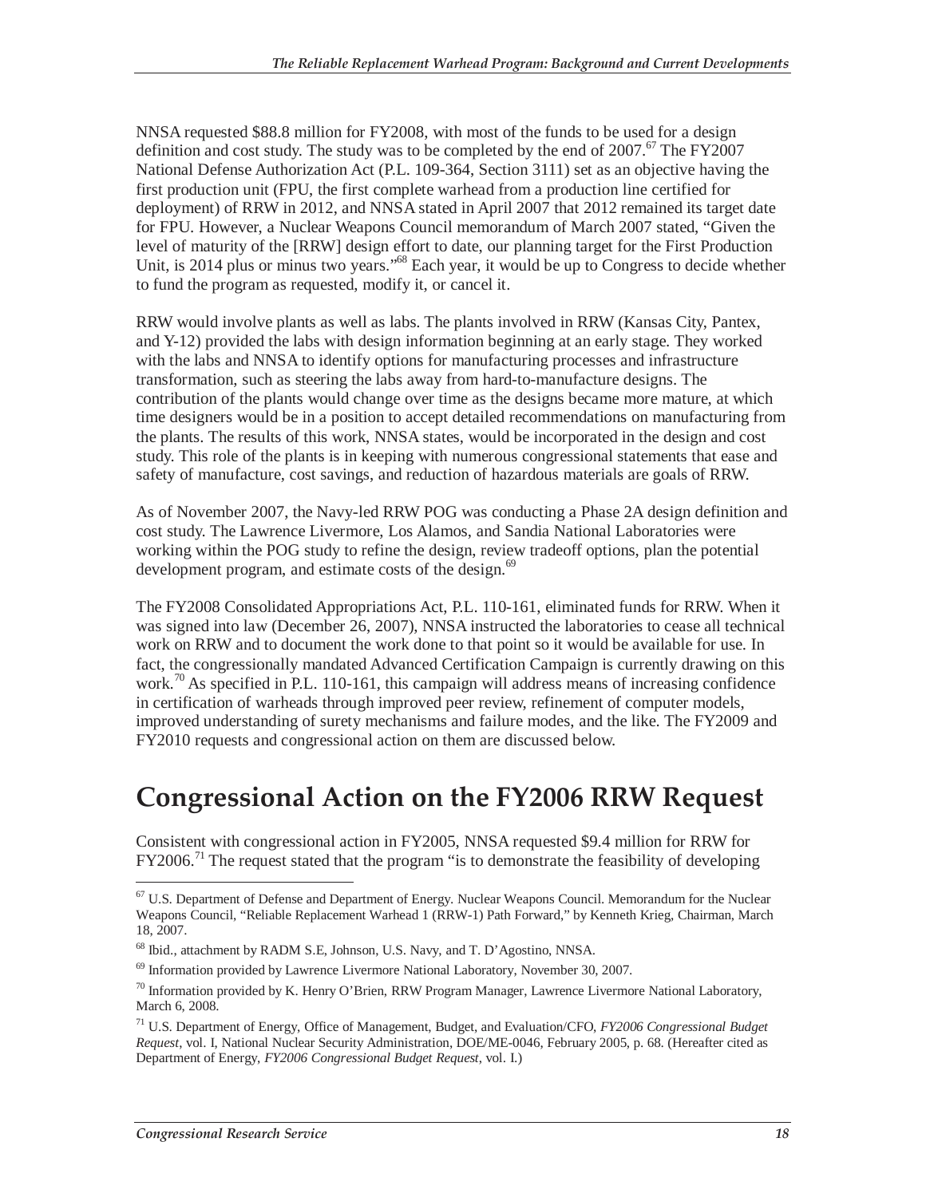NNSA requested $88.8 million for FY2008, with most of the funds to be used for a design definition and cost study. The study was to be completed by the end of 2007.[67] The FY2007 National Defense Authorization Act (P.L. 109-364, Section 3111) set as an objective having the first production unit (FPU, the first complete warhead from a production line certified for deployment) of RRW in 2012, and NNSA stated in April 2007 that 2012 remained its target date for FPU. However, a Nuclear Weapons Council memorandum of March 2007 stated, "Given the level of maturity of the [RRW] design effort to date, our planning target for the First Production Unit, is 2014 plus or minus two years."[68] Each year, it would be up to Congress to decide whether to fund the program as requested, modify it, or cancel it.

RRW would involve plants as well as labs. The plants involved in RRW (Kansas City, Pantex, and Y-12) provided the labs with design information beginning at an early stage. They worked with the labs and NNSA to identify options for manufacturing processes and infrastructure transformation, such as steering the labs away from hard-to-manufacture designs. The contribution of the plants would change over time as the designs became more mature, at which time designers would be in a position to accept detailed recommendations on manufacturing from the plants. The results of this work, NNSA states, would be incorporated in the design and cost study. This role of the plants is in keeping with numerous congressional statements that ease and safety of manufacture, cost savings, and reduction of hazardous materials are goals of RRW.

As of November 2007, the Navy-led RRW POG was conducting a Phase 2A design definition and cost study. The Lawrence Livermore, Los Alamos, and Sandia National Laboratories were working within the POG study to refine the design, review tradeoff options, plan the potential development program, and estimate costs of the design.[69]

The FY2008 Consolidated Appropriations Act, P.L. 110-161, eliminated funds for RRW. When it was signed into law (December 26, 2007), NNSA instructed the laboratories to cease all technical work on RRW and to document the work done to that point so it would be available for use. In fact, the congressionally mandated Advanced Certification Campaign is currently drawing on this work.[70] As specified in P.L. 110-161, this campaign will address means of increasing confidence in certification of warheads through improved peer review, refinement of computer models, improved understanding of surety mechanisms and failure modes, and the like. The FY2009 and FY2010 requests and congressional action on them are discussed below.

# Congressional Action on the FY2006 RRW Request

Consistent with congressional action in FY2005, NNSA requested $9.4 million for RRW for FY2006.[71] The request stated that the program "is to demonstrate the feasibility of developing

---

[67] U.S. Department of Defense and Department of Energy. Nuclear Weapons Council. Memorandum for the Nuclear Weapons Council, "Reliable Replacement Warhead 1 (RRW-1) Path Forward," by Kenneth Krieg, Chairman, March 18, 2007.

[68] Ibid., attachment by RADM S.E, Johnson, U.S. Navy, and T. D'Agostino, NNSA.

[69] Information provided by Lawrence Livermore National Laboratory, November 30, 2007.

[70] Information provided by K. Henry O'Brien, RRW Program Manager, Lawrence Livermore National Laboratory, March 6, 2008.

[71] U.S. Department of Energy, Office of Management, Budget, and Evaluation/CFO, *FY2006 Congressional Budget Request*, vol. I, National Nuclear Security Administration, DOE/ME-0046, February 2005, p. 68. (Hereafter cited as Department of Energy, *FY2006 Congressional Budget Request*, vol. I.)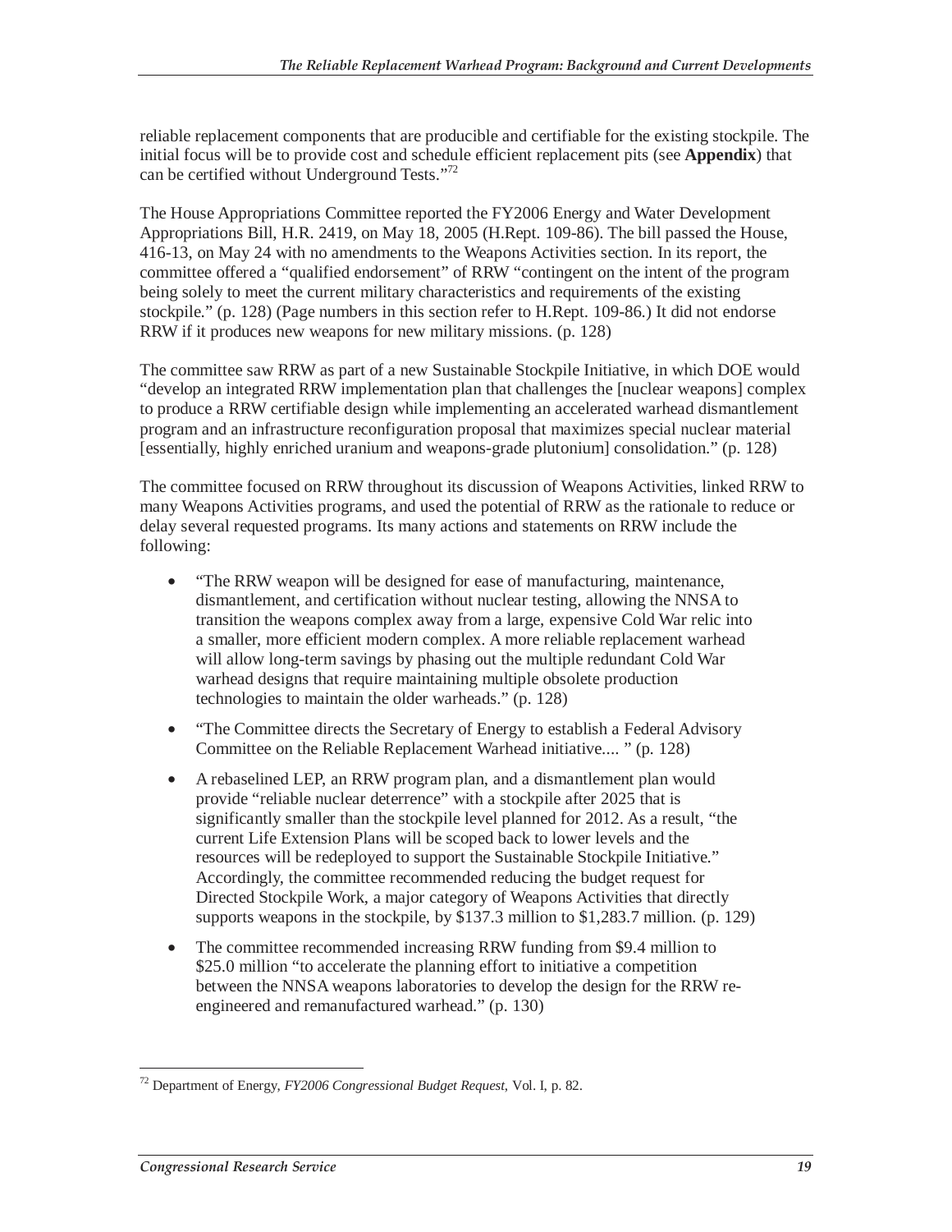reliable replacement components that are producible and certifiable for the existing stockpile. The initial focus will be to provide cost and schedule efficient replacement pits (see **Appendix**) that can be certified without Underground Tests."[72]

The House Appropriations Committee reported the FY2006 Energy and Water Development Appropriations Bill, H.R. 2419, on May 18, 2005 (H.Rept. 109-86). The bill passed the House, 416-13, on May 24 with no amendments to the Weapons Activities section. In its report, the committee offered a "qualified endorsement" of RRW "contingent on the intent of the program being solely to meet the current military characteristics and requirements of the existing stockpile." (p. 128) (Page numbers in this section refer to H.Rept. 109-86.) It did not endorse RRW if it produces new weapons for new military missions. (p. 128)

The committee saw RRW as part of a new Sustainable Stockpile Initiative, in which DOE would "develop an integrated RRW implementation plan that challenges the [nuclear weapons] complex to produce a RRW certifiable design while implementing an accelerated warhead dismantlement program and an infrastructure reconfiguration proposal that maximizes special nuclear material [essentially, highly enriched uranium and weapons-grade plutonium] consolidation." (p. 128)

The committee focused on RRW throughout its discussion of Weapons Activities, linked RRW to many Weapons Activities programs, and used the potential of RRW as the rationale to reduce or delay several requested programs. Its many actions and statements on RRW include the following:

- "The RRW weapon will be designed for ease of manufacturing, maintenance, dismantlement, and certification without nuclear testing, allowing the NNSA to transition the weapons complex away from a large, expensive Cold War relic into a smaller, more efficient modern complex. A more reliable replacement warhead will allow long-term savings by phasing out the multiple redundant Cold War warhead designs that require maintaining multiple obsolete production technologies to maintain the older warheads." (p. 128)
- "The Committee directs the Secretary of Energy to establish a Federal Advisory Committee on the Reliable Replacement Warhead initiative.... " (p. 128)
- A rebaselined LEP, an RRW program plan, and a dismantlement plan would provide "reliable nuclear deterrence" with a stockpile after 2025 that is significantly smaller than the stockpile level planned for 2012. As a result, "the current Life Extension Plans will be scoped back to lower levels and the resources will be redeployed to support the Sustainable Stockpile Initiative." Accordingly, the committee recommended reducing the budget request for Directed Stockpile Work, a major category of Weapons Activities that directly supports weapons in the stockpile, by $137.3 million to $1,283.7 million. (p. 129)
- The committee recommended increasing RRW funding from $9.4 million to $25.0 million "to accelerate the planning effort to initiative a competition between the NNSA weapons laboratories to develop the design for the RRW re-engineered and remanufactured warhead." (p. 130)

[72] Department of Energy, *FY2006 Congressional Budget Request*, Vol. I, p. 82.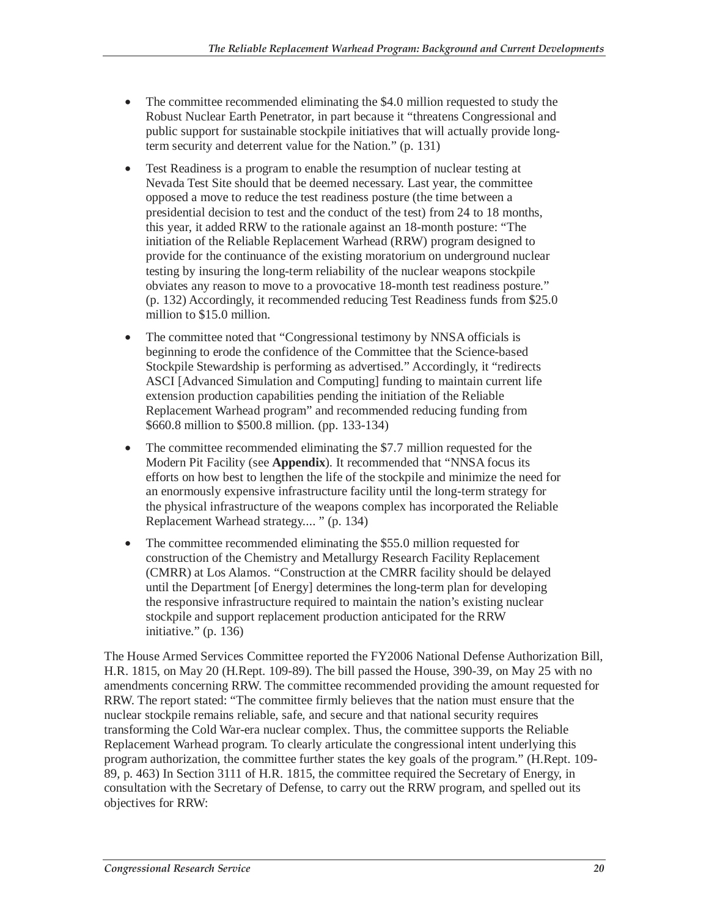- The committee recommended eliminating the $4.0 million requested to study the Robust Nuclear Earth Penetrator, in part because it "threatens Congressional and public support for sustainable stockpile initiatives that will actually provide long-term security and deterrent value for the Nation." (p. 131)

- Test Readiness is a program to enable the resumption of nuclear testing at Nevada Test Site should that be deemed necessary. Last year, the committee opposed a move to reduce the test readiness posture (the time between a presidential decision to test and the conduct of the test) from 24 to 18 months, this year, it added RRW to the rationale against an 18-month posture: "The initiation of the Reliable Replacement Warhead (RRW) program designed to provide for the continuance of the existing moratorium on underground nuclear testing by insuring the long-term reliability of the nuclear weapons stockpile obviates any reason to move to a provocative 18-month test readiness posture." (p. 132) Accordingly, it recommended reducing Test Readiness funds from $25.0 million to $15.0 million.

- The committee noted that "Congressional testimony by NNSA officials is beginning to erode the confidence of the Committee that the Science-based Stockpile Stewardship is performing as advertised." Accordingly, it "redirects ASCI [Advanced Simulation and Computing] funding to maintain current life extension production capabilities pending the initiation of the Reliable Replacement Warhead program" and recommended reducing funding from $660.8 million to $500.8 million. (pp. 133-134)

- The committee recommended eliminating the $7.7 million requested for the Modern Pit Facility (see **Appendix**). It recommended that "NNSA focus its efforts on how best to lengthen the life of the stockpile and minimize the need for an enormously expensive infrastructure facility until the long-term strategy for the physical infrastructure of the weapons complex has incorporated the Reliable Replacement Warhead strategy.... " (p. 134)

- The committee recommended eliminating the $55.0 million requested for construction of the Chemistry and Metallurgy Research Facility Replacement (CMRR) at Los Alamos. "Construction at the CMRR facility should be delayed until the Department [of Energy] determines the long-term plan for developing the responsive infrastructure required to maintain the nation's existing nuclear stockpile and support replacement production anticipated for the RRW initiative." (p. 136)

The House Armed Services Committee reported the FY2006 National Defense Authorization Bill, H.R. 1815, on May 20 (H.Rept. 109-89). The bill passed the House, 390-39, on May 25 with no amendments concerning RRW. The committee recommended providing the amount requested for RRW. The report stated: "The committee firmly believes that the nation must ensure that the nuclear stockpile remains reliable, safe, and secure and that national security requires transforming the Cold War-era nuclear complex. Thus, the committee supports the Reliable Replacement Warhead program. To clearly articulate the congressional intent underlying this program authorization, the committee further states the key goals of the program." (H.Rept. 109-89, p. 463) In Section 3111 of H.R. 1815, the committee required the Secretary of Energy, in consultation with the Secretary of Defense, to carry out the RRW program, and spelled out its objectives for RRW: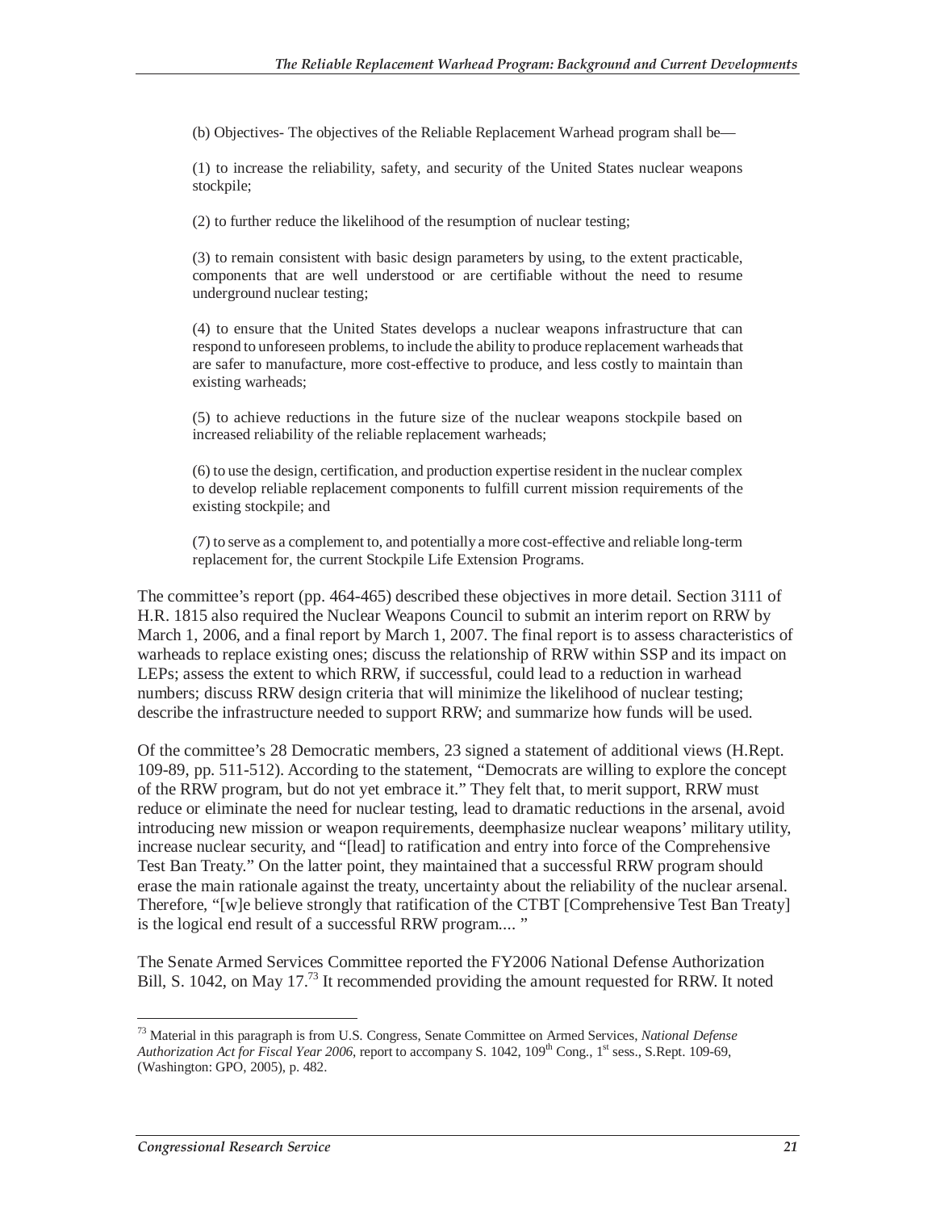(b) Objectives- The objectives of the Reliable Replacement Warhead program shall be—

(1) to increase the reliability, safety, and security of the United States nuclear weapons stockpile;

(2) to further reduce the likelihood of the resumption of nuclear testing;

(3) to remain consistent with basic design parameters by using, to the extent practicable, components that are well understood or are certifiable without the need to resume underground nuclear testing;

(4) to ensure that the United States develops a nuclear weapons infrastructure that can respond to unforeseen problems, to include the ability to produce replacement warheads that are safer to manufacture, more cost-effective to produce, and less costly to maintain than existing warheads;

(5) to achieve reductions in the future size of the nuclear weapons stockpile based on increased reliability of the reliable replacement warheads;

(6) to use the design, certification, and production expertise resident in the nuclear complex to develop reliable replacement components to fulfill current mission requirements of the existing stockpile; and

(7) to serve as a complement to, and potentially a more cost-effective and reliable long-term replacement for, the current Stockpile Life Extension Programs.

The committee's report (pp. 464-465) described these objectives in more detail. Section 3111 of H.R. 1815 also required the Nuclear Weapons Council to submit an interim report on RRW by March 1, 2006, and a final report by March 1, 2007. The final report is to assess characteristics of warheads to replace existing ones; discuss the relationship of RRW within SSP and its impact on LEPs; assess the extent to which RRW, if successful, could lead to a reduction in warhead numbers; discuss RRW design criteria that will minimize the likelihood of nuclear testing; describe the infrastructure needed to support RRW; and summarize how funds will be used.

Of the committee's 28 Democratic members, 23 signed a statement of additional views (H.Rept. 109-89, pp. 511-512). According to the statement, "Democrats are willing to explore the concept of the RRW program, but do not yet embrace it." They felt that, to merit support, RRW must reduce or eliminate the need for nuclear testing, lead to dramatic reductions in the arsenal, avoid introducing new mission or weapon requirements, deemphasize nuclear weapons' military utility, increase nuclear security, and "[lead] to ratification and entry into force of the Comprehensive Test Ban Treaty." On the latter point, they maintained that a successful RRW program should erase the main rationale against the treaty, uncertainty about the reliability of the nuclear arsenal. Therefore, "[w]e believe strongly that ratification of the CTBT [Comprehensive Test Ban Treaty] is the logical end result of a successful RRW program.... "

The Senate Armed Services Committee reported the FY2006 National Defense Authorization Bill, S. 1042, on May 17.[73] It recommended providing the amount requested for RRW. It noted

[73] Material in this paragraph is from U.S. Congress, Senate Committee on Armed Services, *National Defense Authorization Act for Fiscal Year 2006*, report to accompany S. 1042, 109th Cong., 1st sess., S.Rept. 109-69, (Washington: GPO, 2005), p. 482.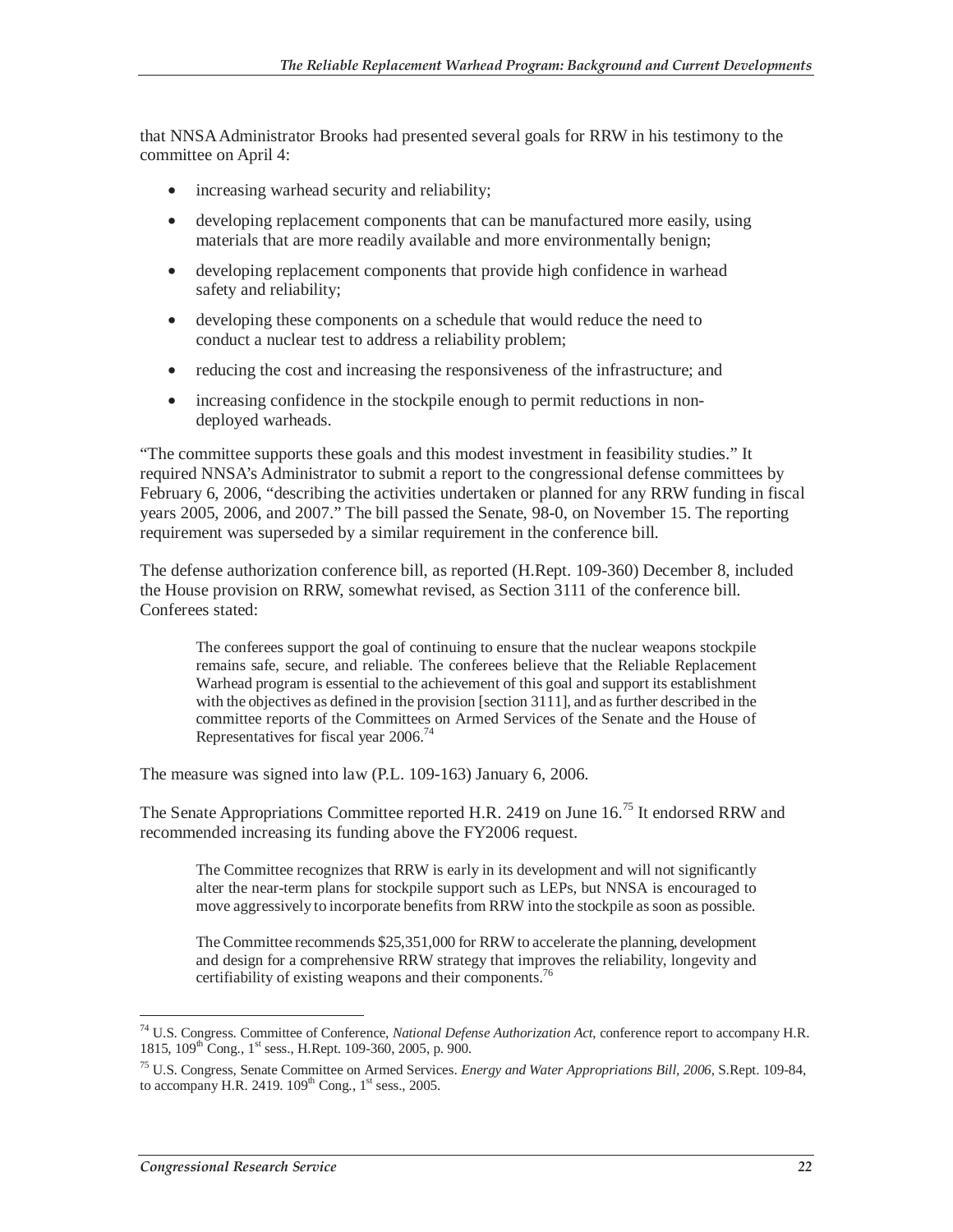that NNSA Administrator Brooks had presented several goals for RRW in his testimony to the committee on April 4:

- increasing warhead security and reliability;
- developing replacement components that can be manufactured more easily, using materials that are more readily available and more environmentally benign;
- developing replacement components that provide high confidence in warhead safety and reliability;
- developing these components on a schedule that would reduce the need to conduct a nuclear test to address a reliability problem;
- reducing the cost and increasing the responsiveness of the infrastructure; and
- increasing confidence in the stockpile enough to permit reductions in non-deployed warheads.

"The committee supports these goals and this modest investment in feasibility studies." It required NNSA's Administrator to submit a report to the congressional defense committees by February 6, 2006, "describing the activities undertaken or planned for any RRW funding in fiscal years 2005, 2006, and 2007." The bill passed the Senate, 98-0, on November 15. The reporting requirement was superseded by a similar requirement in the conference bill.

The defense authorization conference bill, as reported (H.Rept. 109-360) December 8, included the House provision on RRW, somewhat revised, as Section 3111 of the conference bill. Conferees stated:

> The conferees support the goal of continuing to ensure that the nuclear weapons stockpile remains safe, secure, and reliable. The conferees believe that the Reliable Replacement Warhead program is essential to the achievement of this goal and support its establishment with the objectives as defined in the provision [section 3111], and as further described in the committee reports of the Committees on Armed Services of the Senate and the House of Representatives for fiscal year 2006.[74]

The measure was signed into law (P.L. 109-163) January 6, 2006.

The Senate Appropriations Committee reported H.R. 2419 on June 16.[75] It endorsed RRW and recommended increasing its funding above the FY2006 request.

> The Committee recognizes that RRW is early in its development and will not significantly alter the near-term plans for stockpile support such as LEPs, but NNSA is encouraged to move aggressively to incorporate benefits from RRW into the stockpile as soon as possible.
>
> The Committee recommends $25,351,000 for RRW to accelerate the planning, development and design for a comprehensive RRW strategy that improves the reliability, longevity and certifiability of existing weapons and their components.[76]

---

[74] U.S. Congress. Committee of Conference, *National Defense Authorization Act*, conference report to accompany H.R. 1815, 109th Cong., 1st sess., H.Rept. 109-360, 2005, p. 900.

[75] U.S. Congress, Senate Committee on Armed Services. *Energy and Water Appropriations Bill, 2006*, S.Rept. 109-84, to accompany H.R. 2419. 109th Cong., 1st sess., 2005.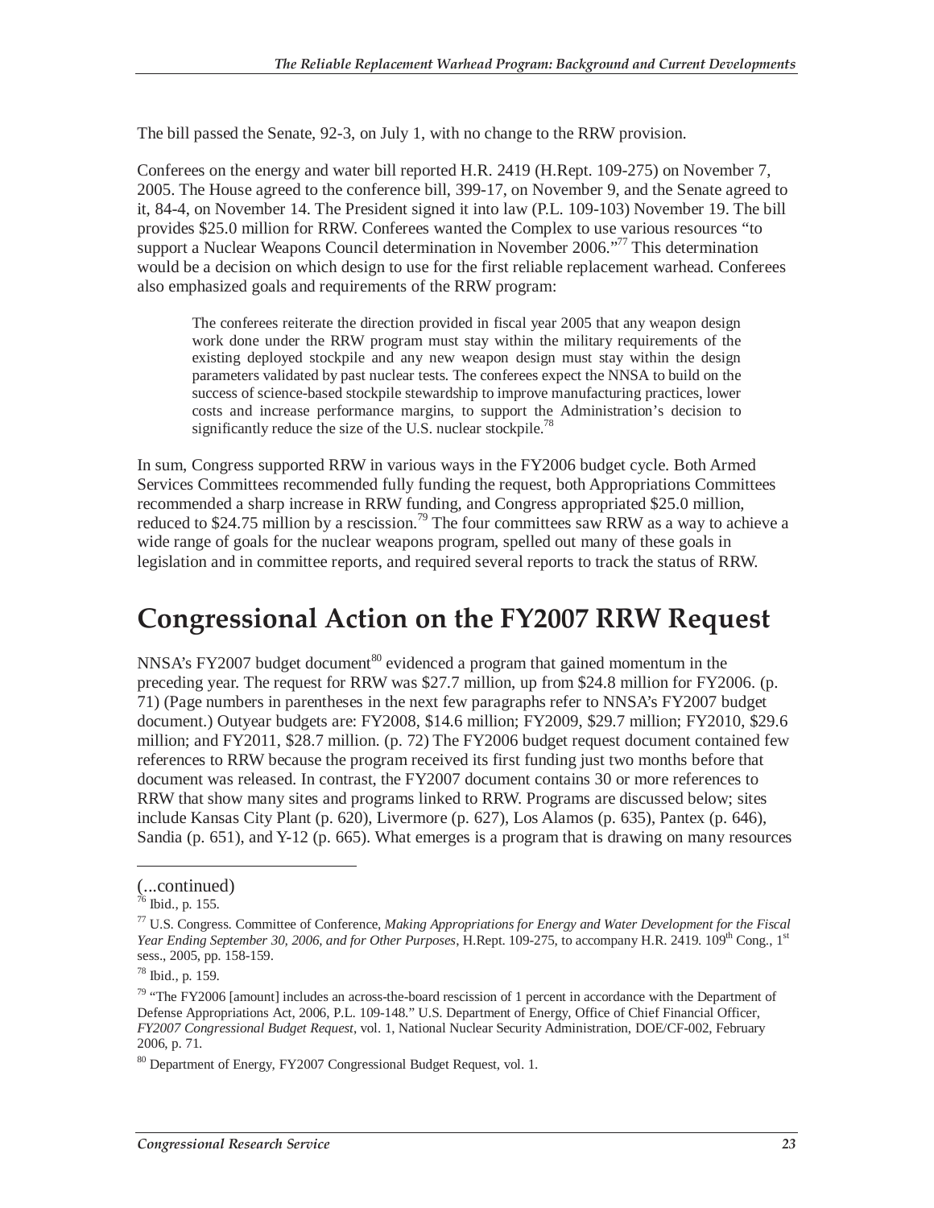The bill passed the Senate, 92-3, on July 1, with no change to the RRW provision.

Conferees on the energy and water bill reported H.R. 2419 (H.Rept. 109-275) on November 7, 2005. The House agreed to the conference bill, 399-17, on November 9, and the Senate agreed to it, 84-4, on November 14. The President signed it into law (P.L. 109-103) November 19. The bill provides $25.0 million for RRW. Conferees wanted the Complex to use various resources "to support a Nuclear Weapons Council determination in November 2006."[77] This determination would be a decision on which design to use for the first reliable replacement warhead. Conferees also emphasized goals and requirements of the RRW program:

> The conferees reiterate the direction provided in fiscal year 2005 that any weapon design work done under the RRW program must stay within the military requirements of the existing deployed stockpile and any new weapon design must stay within the design parameters validated by past nuclear tests. The conferees expect the NNSA to build on the success of science-based stockpile stewardship to improve manufacturing practices, lower costs and increase performance margins, to support the Administration's decision to significantly reduce the size of the U.S. nuclear stockpile.[78]

In sum, Congress supported RRW in various ways in the FY2006 budget cycle. Both Armed Services Committees recommended fully funding the request, both Appropriations Committees recommended a sharp increase in RRW funding, and Congress appropriated $25.0 million, reduced to $24.75 million by a rescission.[79] The four committees saw RRW as a way to achieve a wide range of goals for the nuclear weapons program, spelled out many of these goals in legislation and in committee reports, and required several reports to track the status of RRW.

# Congressional Action on the FY2007 RRW Request

NNSA's FY2007 budget document[80] evidenced a program that gained momentum in the preceding year. The request for RRW was $27.7 million, up from $24.8 million for FY2006. (p. 71) (Page numbers in parentheses in the next few paragraphs refer to NNSA's FY2007 budget document.) Outyear budgets are: FY2008, $14.6 million; FY2009, $29.7 million; FY2010, $29.6 million; and FY2011, $28.7 million. (p. 72) The FY2006 budget request document contained few references to RRW because the program received its first funding just two months before that document was released. In contrast, the FY2007 document contains 30 or more references to RRW that show many sites and programs linked to RRW. Programs are discussed below; sites include Kansas City Plant (p. 620), Livermore (p. 627), Los Alamos (p. 635), Pantex (p. 646), Sandia (p. 651), and Y-12 (p. 665). What emerges is a program that is drawing on many resources

---

(...continued)

[76] Ibid., p. 155.

[77] U.S. Congress. Committee of Conference, *Making Appropriations for Energy and Water Development for the Fiscal Year Ending September 30, 2006, and for Other Purposes*, H.Rept. 109-275, to accompany H.R. 2419. 109th Cong., 1st sess., 2005, pp. 158-159.

[78] Ibid., p. 159.

[79] "The FY2006 [amount] includes an across-the-board rescission of 1 percent in accordance with the Department of Defense Appropriations Act, 2006, P.L. 109-148." U.S. Department of Energy, Office of Chief Financial Officer, *FY2007 Congressional Budget Request*, vol. 1, National Nuclear Security Administration, DOE/CF-002, February 2006, p. 71.

[80] Department of Energy, FY2007 Congressional Budget Request, vol. 1.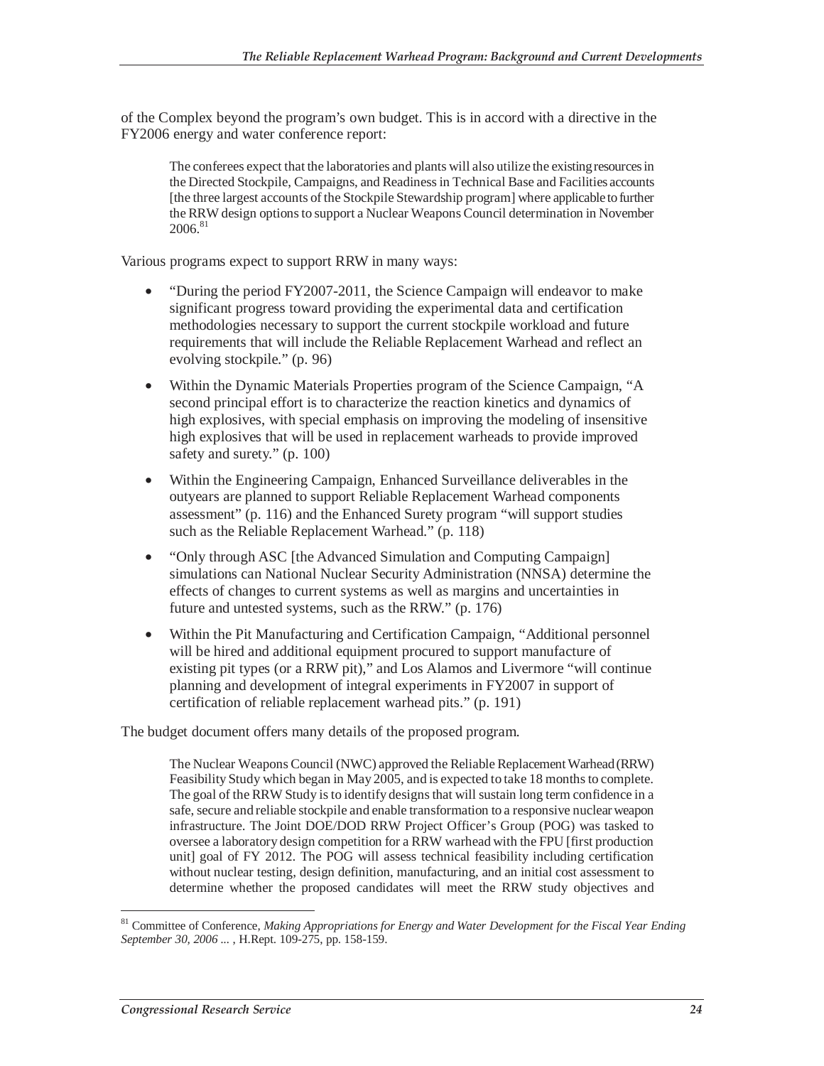of the Complex beyond the program's own budget. This is in accord with a directive in the FY2006 energy and water conference report:

> The conferees expect that the laboratories and plants will also utilize the existing resources in the Directed Stockpile, Campaigns, and Readiness in Technical Base and Facilities accounts [the three largest accounts of the Stockpile Stewardship program] where applicable to further the RRW design options to support a Nuclear Weapons Council determination in November 2006.[81]

Various programs expect to support RRW in many ways:

- "During the period FY2007-2011, the Science Campaign will endeavor to make significant progress toward providing the experimental data and certification methodologies necessary to support the current stockpile workload and future requirements that will include the Reliable Replacement Warhead and reflect an evolving stockpile." (p. 96)
- Within the Dynamic Materials Properties program of the Science Campaign, "A second principal effort is to characterize the reaction kinetics and dynamics of high explosives, with special emphasis on improving the modeling of insensitive high explosives that will be used in replacement warheads to provide improved safety and surety." (p. 100)
- Within the Engineering Campaign, Enhanced Surveillance deliverables in the outyears are planned to support Reliable Replacement Warhead components assessment" (p. 116) and the Enhanced Surety program "will support studies such as the Reliable Replacement Warhead." (p. 118)
- "Only through ASC [the Advanced Simulation and Computing Campaign] simulations can National Nuclear Security Administration (NNSA) determine the effects of changes to current systems as well as margins and uncertainties in future and untested systems, such as the RRW." (p. 176)
- Within the Pit Manufacturing and Certification Campaign, "Additional personnel will be hired and additional equipment procured to support manufacture of existing pit types (or a RRW pit)," and Los Alamos and Livermore "will continue planning and development of integral experiments in FY2007 in support of certification of reliable replacement warhead pits." (p. 191)

The budget document offers many details of the proposed program.

> The Nuclear Weapons Council (NWC) approved the Reliable Replacement Warhead (RRW) Feasibility Study which began in May 2005, and is expected to take 18 months to complete. The goal of the RRW Study is to identify designs that will sustain long term confidence in a safe, secure and reliable stockpile and enable transformation to a responsive nuclear weapon infrastructure. The Joint DOE/DOD RRW Project Officer's Group (POG) was tasked to oversee a laboratory design competition for a RRW warhead with the FPU [first production unit] goal of FY 2012. The POG will assess technical feasibility including certification without nuclear testing, design definition, manufacturing, and an initial cost assessment to determine whether the proposed candidates will meet the RRW study objectives and

---

[81] Committee of Conference, *Making Appropriations for Energy and Water Development for the Fiscal Year Ending September 30, 2006 ...* , H.Rept. 109-275, pp. 158-159.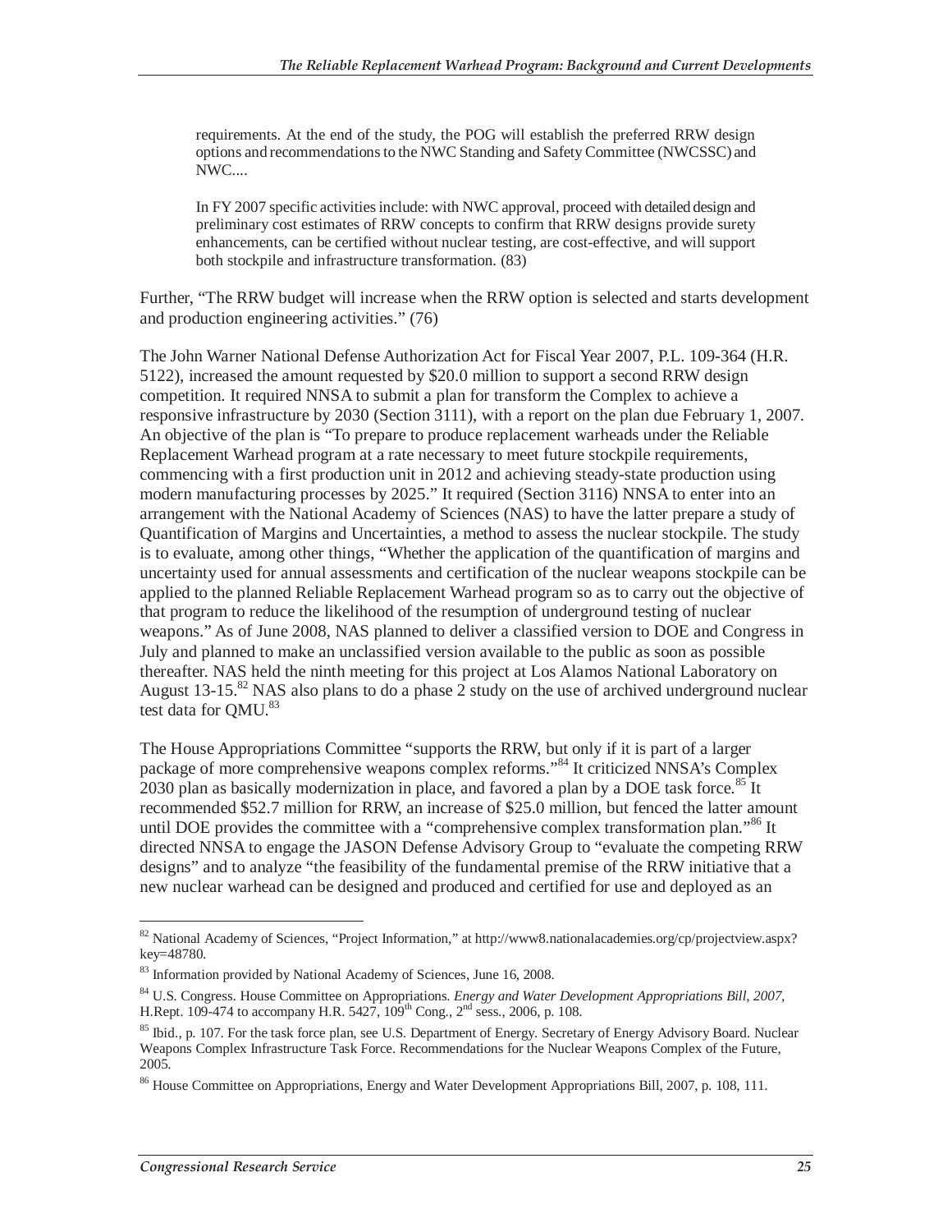> requirements. At the end of the study, the POG will establish the preferred RRW design options and recommendations to the NWC Standing and Safety Committee (NWCSSC) and NWC....
>
> In FY 2007 specific activities include: with NWC approval, proceed with detailed design and preliminary cost estimates of RRW concepts to confirm that RRW designs provide surety enhancements, can be certified without nuclear testing, are cost-effective, and will support both stockpile and infrastructure transformation. (83)

Further, "The RRW budget will increase when the RRW option is selected and starts development and production engineering activities." (76)

The John Warner National Defense Authorization Act for Fiscal Year 2007, P.L. 109-364 (H.R. 5122), increased the amount requested by $20.0 million to support a second RRW design competition. It required NNSA to submit a plan for transform the Complex to achieve a responsive infrastructure by 2030 (Section 3111), with a report on the plan due February 1, 2007. An objective of the plan is "To prepare to produce replacement warheads under the Reliable Replacement Warhead program at a rate necessary to meet future stockpile requirements, commencing with a first production unit in 2012 and achieving steady-state production using modern manufacturing processes by 2025." It required (Section 3116) NNSA to enter into an arrangement with the National Academy of Sciences (NAS) to have the latter prepare a study of Quantification of Margins and Uncertainties, a method to assess the nuclear stockpile. The study is to evaluate, among other things, "Whether the application of the quantification of margins and uncertainty used for annual assessments and certification of the nuclear weapons stockpile can be applied to the planned Reliable Replacement Warhead program so as to carry out the objective of that program to reduce the likelihood of the resumption of underground testing of nuclear weapons." As of June 2008, NAS planned to deliver a classified version to DOE and Congress in July and planned to make an unclassified version available to the public as soon as possible thereafter. NAS held the ninth meeting for this project at Los Alamos National Laboratory on August 13-15.[82] NAS also plans to do a phase 2 study on the use of archived underground nuclear test data for QMU.[83]

The House Appropriations Committee "supports the RRW, but only if it is part of a larger package of more comprehensive weapons complex reforms."[84] It criticized NNSA's Complex 2030 plan as basically modernization in place, and favored a plan by a DOE task force.[85] It recommended $52.7 million for RRW, an increase of $25.0 million, but fenced the latter amount until DOE provides the committee with a "comprehensive complex transformation plan."[86] It directed NNSA to engage the JASON Defense Advisory Group to "evaluate the competing RRW designs" and to analyze "the feasibility of the fundamental premise of the RRW initiative that a new nuclear warhead can be designed and produced and certified for use and deployed as an

---

[82] National Academy of Sciences, "Project Information," at http://www8.nationalacademies.org/cp/projectview.aspx?key=48780.

[83] Information provided by National Academy of Sciences, June 16, 2008.

[84] U.S. Congress. House Committee on Appropriations. *Energy and Water Development Appropriations Bill, 2007,* H.Rept. 109-474 to accompany H.R. 5427, 109th Cong., 2nd sess., 2006, p. 108.

[85] Ibid., p. 107. For the task force plan, see U.S. Department of Energy. Secretary of Energy Advisory Board. Nuclear Weapons Complex Infrastructure Task Force. Recommendations for the Nuclear Weapons Complex of the Future, 2005.

[86] House Committee on Appropriations, Energy and Water Development Appropriations Bill, 2007, p. 108, 111.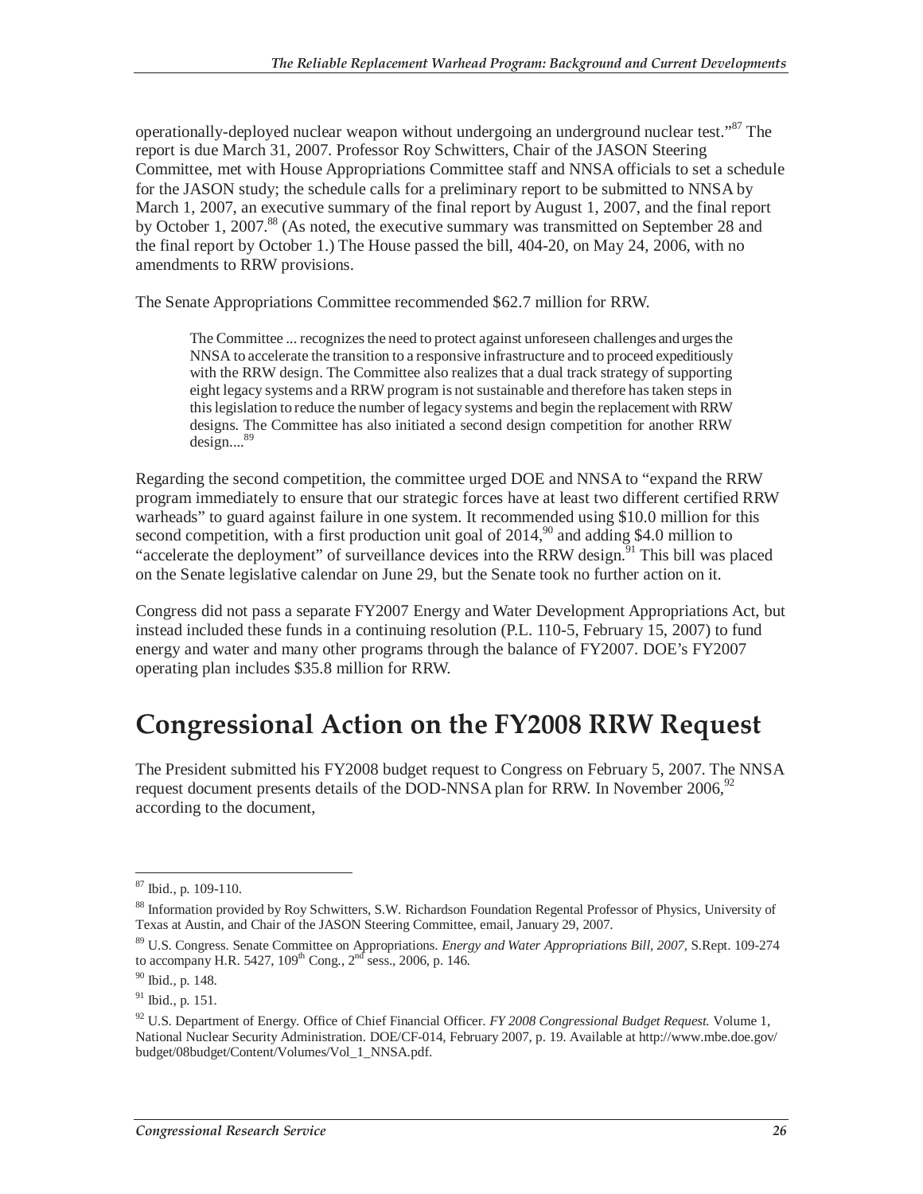operationally-deployed nuclear weapon without undergoing an underground nuclear test."[87] The report is due March 31, 2007. Professor Roy Schwitters, Chair of the JASON Steering Committee, met with House Appropriations Committee staff and NNSA officials to set a schedule for the JASON study; the schedule calls for a preliminary report to be submitted to NNSA by March 1, 2007, an executive summary of the final report by August 1, 2007, and the final report by October 1, 2007.[88] (As noted, the executive summary was transmitted on September 28 and the final report by October 1.) The House passed the bill, 404-20, on May 24, 2006, with no amendments to RRW provisions.

The Senate Appropriations Committee recommended $62.7 million for RRW.

> The Committee ... recognizes the need to protect against unforeseen challenges and urges the NNSA to accelerate the transition to a responsive infrastructure and to proceed expeditiously with the RRW design. The Committee also realizes that a dual track strategy of supporting eight legacy systems and a RRW program is not sustainable and therefore has taken steps in this legislation to reduce the number of legacy systems and begin the replacement with RRW designs. The Committee has also initiated a second design competition for another RRW design....[89]

Regarding the second competition, the committee urged DOE and NNSA to "expand the RRW program immediately to ensure that our strategic forces have at least two different certified RRW warheads" to guard against failure in one system. It recommended using $10.0 million for this second competition, with a first production unit goal of 2014,[90] and adding $4.0 million to "accelerate the deployment" of surveillance devices into the RRW design.[91] This bill was placed on the Senate legislative calendar on June 29, but the Senate took no further action on it.

Congress did not pass a separate FY2007 Energy and Water Development Appropriations Act, but instead included these funds in a continuing resolution (P.L. 110-5, February 15, 2007) to fund energy and water and many other programs through the balance of FY2007. DOE's FY2007 operating plan includes $35.8 million for RRW.

# Congressional Action on the FY2008 RRW Request

The President submitted his FY2008 budget request to Congress on February 5, 2007. The NNSA request document presents details of the DOD-NNSA plan for RRW. In November 2006,[92] according to the document,

---

[87] Ibid., p. 109-110.

[88] Information provided by Roy Schwitters, S.W. Richardson Foundation Regental Professor of Physics, University of Texas at Austin, and Chair of the JASON Steering Committee, email, January 29, 2007.

[89] U.S. Congress. Senate Committee on Appropriations. *Energy and Water Appropriations Bill, 2007,* S.Rept. 109-274 to accompany H.R. 5427, 109th Cong., 2nd sess., 2006, p. 146.

[90] Ibid., p. 148.

[91] Ibid., p. 151.

[92] U.S. Department of Energy. Office of Chief Financial Officer. *FY 2008 Congressional Budget Request.* Volume 1, National Nuclear Security Administration. DOE/CF-014, February 2007, p. 19. Available at http://www.mbe.doe.gov/budget/08budget/Content/Volumes/Vol_1_NNSA.pdf.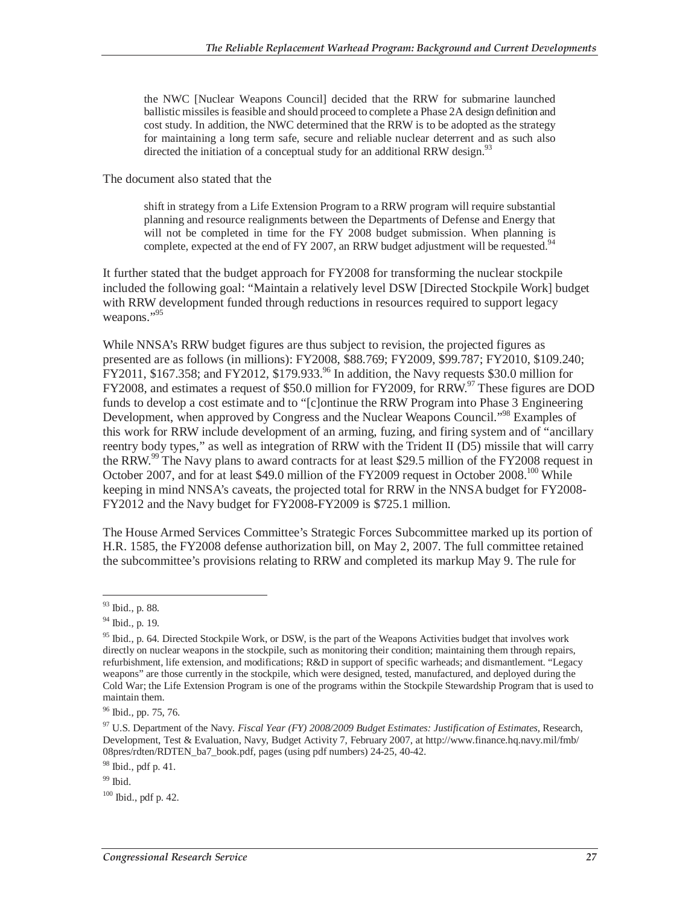> the NWC [Nuclear Weapons Council] decided that the RRW for submarine launched ballistic missiles is feasible and should proceed to complete a Phase 2A design definition and cost study. In addition, the NWC determined that the RRW is to be adopted as the strategy for maintaining a long term safe, secure and reliable nuclear deterrent and as such also directed the initiation of a conceptual study for an additional RRW design.[93]

The document also stated that the

> shift in strategy from a Life Extension Program to a RRW program will require substantial planning and resource realignments between the Departments of Defense and Energy that will not be completed in time for the FY 2008 budget submission. When planning is complete, expected at the end of FY 2007, an RRW budget adjustment will be requested.[94]

It further stated that the budget approach for FY2008 for transforming the nuclear stockpile included the following goal: "Maintain a relatively level DSW [Directed Stockpile Work] budget with RRW development funded through reductions in resources required to support legacy weapons."[95]

While NNSA's RRW budget figures are thus subject to revision, the projected figures as presented are as follows (in millions): FY2008, $88.769; FY2009, $99.787; FY2010, $109.240; FY2011, $167.358; and FY2012, $179.933.[96] In addition, the Navy requests $30.0 million for FY2008, and estimates a request of $50.0 million for FY2009, for RRW.[97] These figures are DOD funds to develop a cost estimate and to "[c]ontinue the RRW Program into Phase 3 Engineering Development, when approved by Congress and the Nuclear Weapons Council."[98] Examples of this work for RRW include development of an arming, fuzing, and firing system and of "ancillary reentry body types," as well as integration of RRW with the Trident II (D5) missile that will carry the RRW.[99] The Navy plans to award contracts for at least $29.5 million of the FY2008 request in October 2007, and for at least $49.0 million of the FY2009 request in October 2008.[100] While keeping in mind NNSA's caveats, the projected total for RRW in the NNSA budget for FY2008-FY2012 and the Navy budget for FY2008-FY2009 is $725.1 million.

The House Armed Services Committee's Strategic Forces Subcommittee marked up its portion of H.R. 1585, the FY2008 defense authorization bill, on May 2, 2007. The full committee retained the subcommittee's provisions relating to RRW and completed its markup May 9. The rule for

---

[93] Ibid., p. 88.

[94] Ibid., p. 19.

[95] Ibid., p. 64. Directed Stockpile Work, or DSW, is the part of the Weapons Activities budget that involves work directly on nuclear weapons in the stockpile, such as monitoring their condition; maintaining them through repairs, refurbishment, life extension, and modifications; R&D in support of specific warheads; and dismantlement. "Legacy weapons" are those currently in the stockpile, which were designed, tested, manufactured, and deployed during the Cold War; the Life Extension Program is one of the programs within the Stockpile Stewardship Program that is used to maintain them.

[96] Ibid., pp. 75, 76.

[97] U.S. Department of the Navy. *Fiscal Year (FY) 2008/2009 Budget Estimates: Justification of Estimates*, Research, Development, Test & Evaluation, Navy, Budget Activity 7, February 2007, at http://www.finance.hq.navy.mil/fmb/08pres/rdten/RDTEN_ba7_book.pdf, pages (using pdf numbers) 24-25, 40-42.

[98] Ibid., pdf p. 41.

[99] Ibid.

[100] Ibid., pdf p. 42.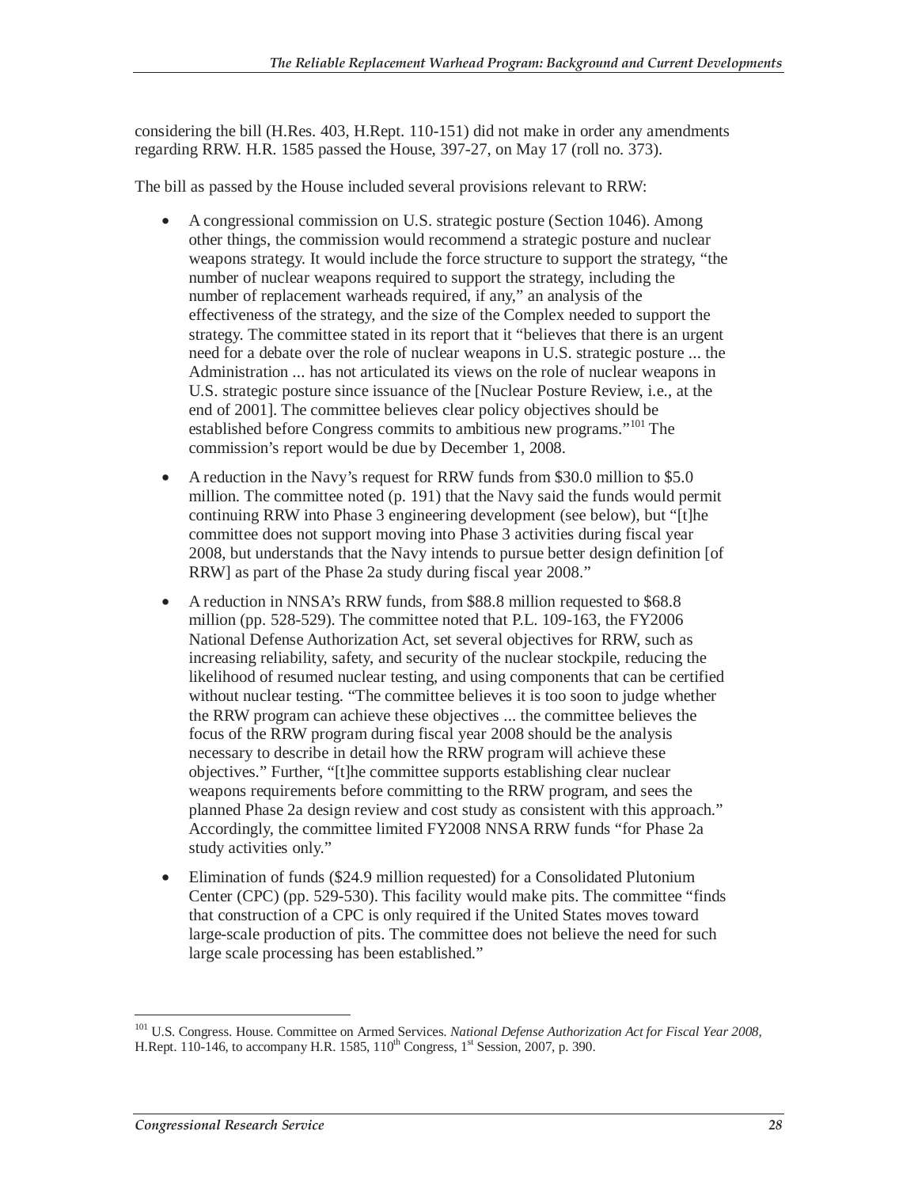considering the bill (H.Res. 403, H.Rept. 110-151) did not make in order any amendments regarding RRW. H.R. 1585 passed the House, 397-27, on May 17 (roll no. 373).

The bill as passed by the House included several provisions relevant to RRW:

- A congressional commission on U.S. strategic posture (Section 1046). Among other things, the commission would recommend a strategic posture and nuclear weapons strategy. It would include the force structure to support the strategy, "the number of nuclear weapons required to support the strategy, including the number of replacement warheads required, if any," an analysis of the effectiveness of the strategy, and the size of the Complex needed to support the strategy. The committee stated in its report that it "believes that there is an urgent need for a debate over the role of nuclear weapons in U.S. strategic posture ... the Administration ... has not articulated its views on the role of nuclear weapons in U.S. strategic posture since issuance of the [Nuclear Posture Review, i.e., at the end of 2001]. The committee believes clear policy objectives should be established before Congress commits to ambitious new programs."[101] The commission's report would be due by December 1, 2008.
- A reduction in the Navy's request for RRW funds from $30.0 million to $5.0 million. The committee noted (p. 191) that the Navy said the funds would permit continuing RRW into Phase 3 engineering development (see below), but "[t]he committee does not support moving into Phase 3 activities during fiscal year 2008, but understands that the Navy intends to pursue better design definition [of RRW] as part of the Phase 2a study during fiscal year 2008."
- A reduction in NNSA's RRW funds, from $88.8 million requested to $68.8 million (pp. 528-529). The committee noted that P.L. 109-163, the FY2006 National Defense Authorization Act, set several objectives for RRW, such as increasing reliability, safety, and security of the nuclear stockpile, reducing the likelihood of resumed nuclear testing, and using components that can be certified without nuclear testing. "The committee believes it is too soon to judge whether the RRW program can achieve these objectives ... the committee believes the focus of the RRW program during fiscal year 2008 should be the analysis necessary to describe in detail how the RRW program will achieve these objectives." Further, "[t]he committee supports establishing clear nuclear weapons requirements before committing to the RRW program, and sees the planned Phase 2a design review and cost study as consistent with this approach." Accordingly, the committee limited FY2008 NNSA RRW funds "for Phase 2a study activities only."
- Elimination of funds ($24.9 million requested) for a Consolidated Plutonium Center (CPC) (pp. 529-530). This facility would make pits. The committee "finds that construction of a CPC is only required if the United States moves toward large-scale production of pits. The committee does not believe the need for such large scale processing has been established."

---

[101] U.S. Congress. House. Committee on Armed Services. *National Defense Authorization Act for Fiscal Year 2008,* H.Rept. 110-146, to accompany H.R. 1585, 110th Congress, 1st Session, 2007, p. 390.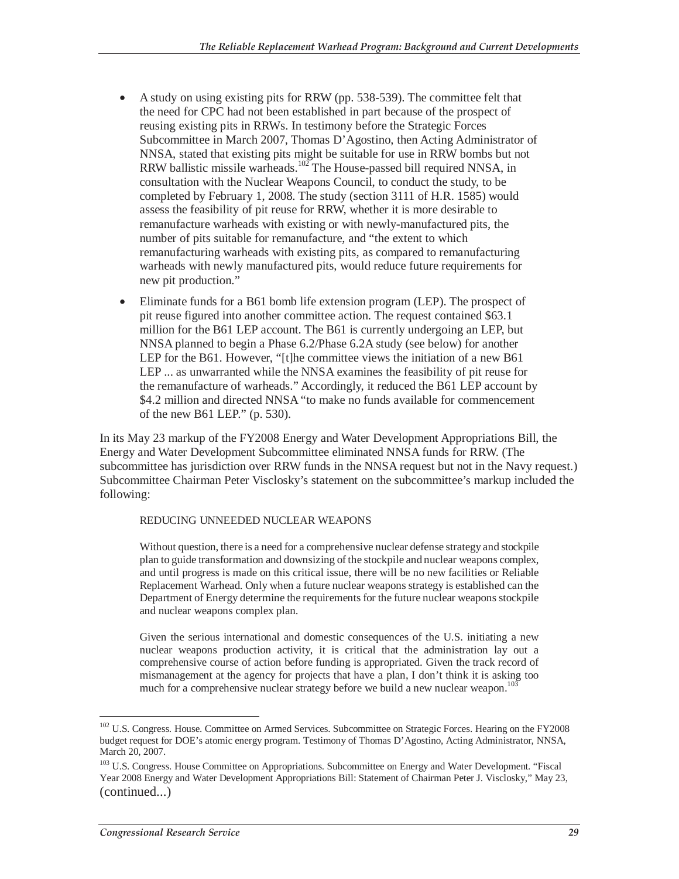- A study on using existing pits for RRW (pp. 538-539). The committee felt that the need for CPC had not been established in part because of the prospect of reusing existing pits in RRWs. In testimony before the Strategic Forces Subcommittee in March 2007, Thomas D'Agostino, then Acting Administrator of NNSA, stated that existing pits might be suitable for use in RRW bombs but not RRW ballistic missile warheads.[102] The House-passed bill required NNSA, in consultation with the Nuclear Weapons Council, to conduct the study, to be completed by February 1, 2008. The study (section 3111 of H.R. 1585) would assess the feasibility of pit reuse for RRW, whether it is more desirable to remanufacture warheads with existing or with newly-manufactured pits, the number of pits suitable for remanufacture, and "the extent to which remanufacturing warheads with existing pits, as compared to remanufacturing warheads with newly manufactured pits, would reduce future requirements for new pit production."
- Eliminate funds for a B61 bomb life extension program (LEP). The prospect of pit reuse figured into another committee action. The request contained $63.1 million for the B61 LEP account. The B61 is currently undergoing an LEP, but NNSA planned to begin a Phase 6.2/Phase 6.2A study (see below) for another LEP for the B61. However, "[t]he committee views the initiation of a new B61 LEP ... as unwarranted while the NNSA examines the feasibility of pit reuse for the remanufacture of warheads." Accordingly, it reduced the B61 LEP account by $4.2 million and directed NNSA "to make no funds available for commencement of the new B61 LEP." (p. 530).

In its May 23 markup of the FY2008 Energy and Water Development Appropriations Bill, the Energy and Water Development Subcommittee eliminated NNSA funds for RRW. (The subcommittee has jurisdiction over RRW funds in the NNSA request but not in the Navy request.) Subcommittee Chairman Peter Visclosky's statement on the subcommittee's markup included the following:

> REDUCING UNNEEDED NUCLEAR WEAPONS
>
> Without question, there is a need for a comprehensive nuclear defense strategy and stockpile plan to guide transformation and downsizing of the stockpile and nuclear weapons complex, and until progress is made on this critical issue, there will be no new facilities or Reliable Replacement Warhead. Only when a future nuclear weapons strategy is established can the Department of Energy determine the requirements for the future nuclear weapons stockpile and nuclear weapons complex plan.
>
> Given the serious international and domestic consequences of the U.S. initiating a new nuclear weapons production activity, it is critical that the administration lay out a comprehensive course of action before funding is appropriated. Given the track record of mismanagement at the agency for projects that have a plan, I don't think it is asking too much for a comprehensive nuclear strategy before we build a new nuclear weapon.[103]

---

[102] U.S. Congress. House. Committee on Armed Services. Subcommittee on Strategic Forces. Hearing on the FY2008 budget request for DOE's atomic energy program. Testimony of Thomas D'Agostino, Acting Administrator, NNSA, March 20, 2007.

[103] U.S. Congress. House Committee on Appropriations. Subcommittee on Energy and Water Development. "Fiscal Year 2008 Energy and Water Development Appropriations Bill: Statement of Chairman Peter J. Visclosky," May 23, (continued...)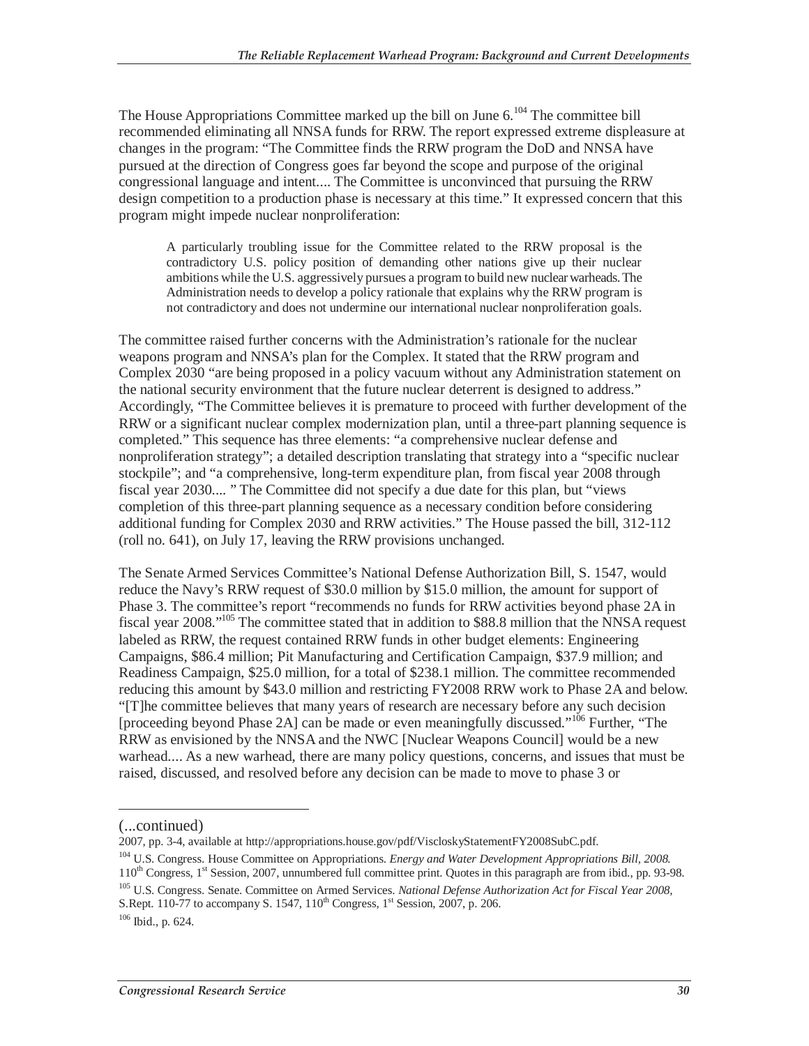The House Appropriations Committee marked up the bill on June 6.[104] The committee bill recommended eliminating all NNSA funds for RRW. The report expressed extreme displeasure at changes in the program: "The Committee finds the RRW program the DoD and NNSA have pursued at the direction of Congress goes far beyond the scope and purpose of the original congressional language and intent.... The Committee is unconvinced that pursuing the RRW design competition to a production phase is necessary at this time." It expressed concern that this program might impede nuclear nonproliferation:

> A particularly troubling issue for the Committee related to the RRW proposal is the contradictory U.S. policy position of demanding other nations give up their nuclear ambitions while the U.S. aggressively pursues a program to build new nuclear warheads. The Administration needs to develop a policy rationale that explains why the RRW program is not contradictory and does not undermine our international nuclear nonproliferation goals.

The committee raised further concerns with the Administration's rationale for the nuclear weapons program and NNSA's plan for the Complex. It stated that the RRW program and Complex 2030 "are being proposed in a policy vacuum without any Administration statement on the national security environment that the future nuclear deterrent is designed to address." Accordingly, "The Committee believes it is premature to proceed with further development of the RRW or a significant nuclear complex modernization plan, until a three-part planning sequence is completed." This sequence has three elements: "a comprehensive nuclear defense and nonproliferation strategy"; a detailed description translating that strategy into a "specific nuclear stockpile"; and "a comprehensive, long-term expenditure plan, from fiscal year 2008 through fiscal year 2030.... " The Committee did not specify a due date for this plan, but "views completion of this three-part planning sequence as a necessary condition before considering additional funding for Complex 2030 and RRW activities." The House passed the bill, 312-112 (roll no. 641), on July 17, leaving the RRW provisions unchanged.

The Senate Armed Services Committee's National Defense Authorization Bill, S. 1547, would reduce the Navy's RRW request of $30.0 million by $15.0 million, the amount for support of Phase 3. The committee's report "recommends no funds for RRW activities beyond phase 2A in fiscal year 2008."[105] The committee stated that in addition to $88.8 million that the NNSA request labeled as RRW, the request contained RRW funds in other budget elements: Engineering Campaigns, $86.4 million; Pit Manufacturing and Certification Campaign, $37.9 million; and Readiness Campaign, $25.0 million, for a total of $238.1 million. The committee recommended reducing this amount by $43.0 million and restricting FY2008 RRW work to Phase 2A and below. "[T]he committee believes that many years of research are necessary before any such decision [proceeding beyond Phase 2A] can be made or even meaningfully discussed."[106] Further, "The RRW as envisioned by the NNSA and the NWC [Nuclear Weapons Council] would be a new warhead.... As a new warhead, there are many policy questions, concerns, and issues that must be raised, discussed, and resolved before any decision can be made to move to phase 3 or

---

(...continued)

2007, pp. 3-4, available at http://appropriations.house.gov/pdf/VisicloskyStatementFY2008SubC.pdf.

[104] U.S. Congress. House Committee on Appropriations. *Energy and Water Development Appropriations Bill, 2008.* 110th Congress, 1st Session, 2007, unnumbered full committee print. Quotes in this paragraph are from ibid., pp. 93-98.

[105] U.S. Congress. Senate. Committee on Armed Services. *National Defense Authorization Act for Fiscal Year 2008,* S.Rept. 110-77 to accompany S. 1547, 110th Congress, 1st Session, 2007, p. 206.

[106] Ibid., p. 624.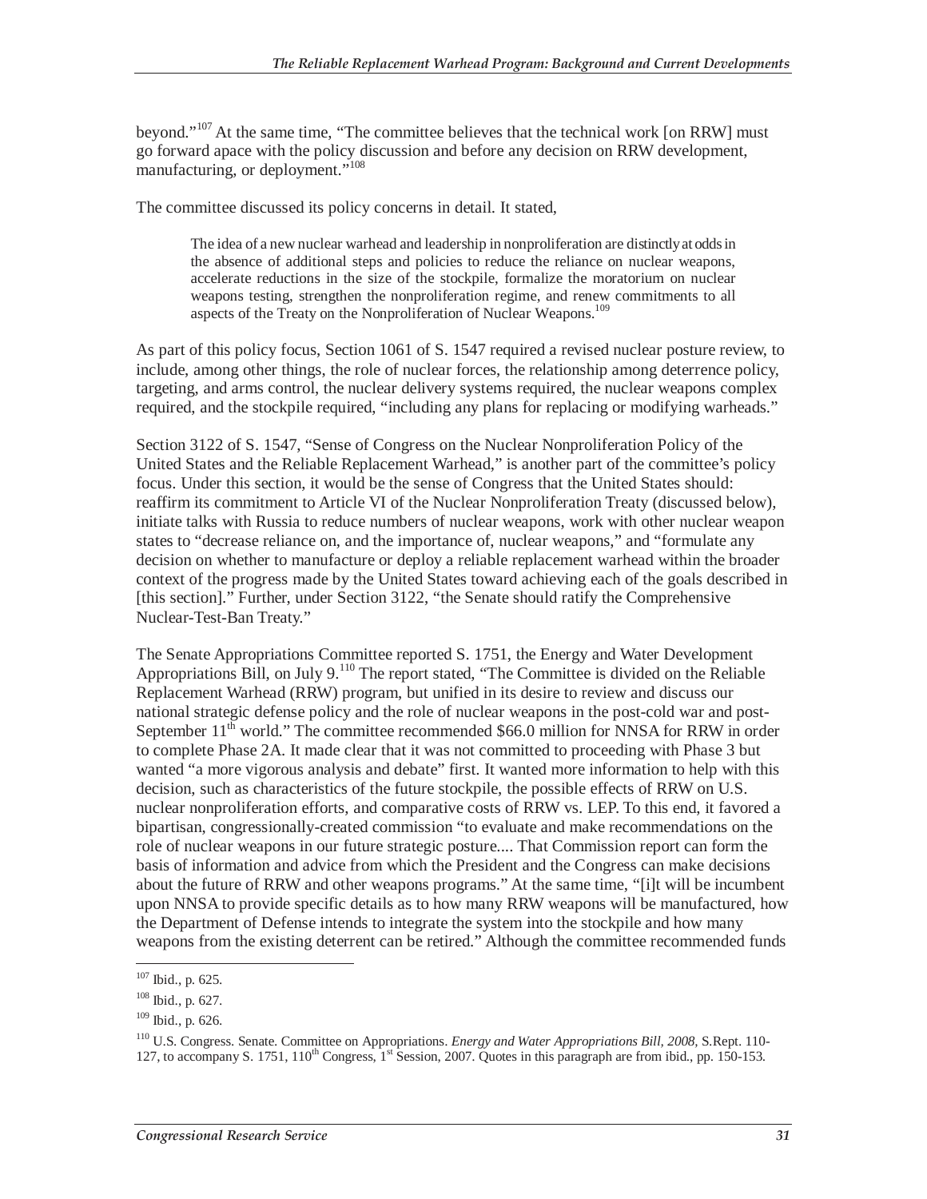beyond."[107] At the same time, "The committee believes that the technical work [on RRW] must go forward apace with the policy discussion and before any decision on RRW development, manufacturing, or deployment."[108]

The committee discussed its policy concerns in detail. It stated,

> The idea of a new nuclear warhead and leadership in nonproliferation are distinctly at odds in the absence of additional steps and policies to reduce the reliance on nuclear weapons, accelerate reductions in the size of the stockpile, formalize the moratorium on nuclear weapons testing, strengthen the nonproliferation regime, and renew commitments to all aspects of the Treaty on the Nonproliferation of Nuclear Weapons.[109]

As part of this policy focus, Section 1061 of S. 1547 required a revised nuclear posture review, to include, among other things, the role of nuclear forces, the relationship among deterrence policy, targeting, and arms control, the nuclear delivery systems required, the nuclear weapons complex required, and the stockpile required, "including any plans for replacing or modifying warheads."

Section 3122 of S. 1547, "Sense of Congress on the Nuclear Nonproliferation Policy of the United States and the Reliable Replacement Warhead," is another part of the committee's policy focus. Under this section, it would be the sense of Congress that the United States should: reaffirm its commitment to Article VI of the Nuclear Nonproliferation Treaty (discussed below), initiate talks with Russia to reduce numbers of nuclear weapons, work with other nuclear weapon states to "decrease reliance on, and the importance of, nuclear weapons," and "formulate any decision on whether to manufacture or deploy a reliable replacement warhead within the broader context of the progress made by the United States toward achieving each of the goals described in [this section]." Further, under Section 3122, "the Senate should ratify the Comprehensive Nuclear-Test-Ban Treaty."

The Senate Appropriations Committee reported S. 1751, the Energy and Water Development Appropriations Bill, on July 9.[110] The report stated, "The Committee is divided on the Reliable Replacement Warhead (RRW) program, but unified in its desire to review and discuss our national strategic defense policy and the role of nuclear weapons in the post-cold war and post-September 11th world." The committee recommended $66.0 million for NNSA for RRW in order to complete Phase 2A. It made clear that it was not committed to proceeding with Phase 3 but wanted "a more vigorous analysis and debate" first. It wanted more information to help with this decision, such as characteristics of the future stockpile, the possible effects of RRW on U.S. nuclear nonproliferation efforts, and comparative costs of RRW vs. LEP. To this end, it favored a bipartisan, congressionally-created commission "to evaluate and make recommendations on the role of nuclear weapons in our future strategic posture.... That Commission report can form the basis of information and advice from which the President and the Congress can make decisions about the future of RRW and other weapons programs." At the same time, "[i]t will be incumbent upon NNSA to provide specific details as to how many RRW weapons will be manufactured, how the Department of Defense intends to integrate the system into the stockpile and how many weapons from the existing deterrent can be retired." Although the committee recommended funds

---

[107] Ibid., p. 625.

[108] Ibid., p. 627.

[109] Ibid., p. 626.

[110] U.S. Congress. Senate. Committee on Appropriations. *Energy and Water Appropriations Bill, 2008,* S.Rept. 110-127, to accompany S. 1751, 110th Congress, 1st Session, 2007. Quotes in this paragraph are from ibid., pp. 150-153.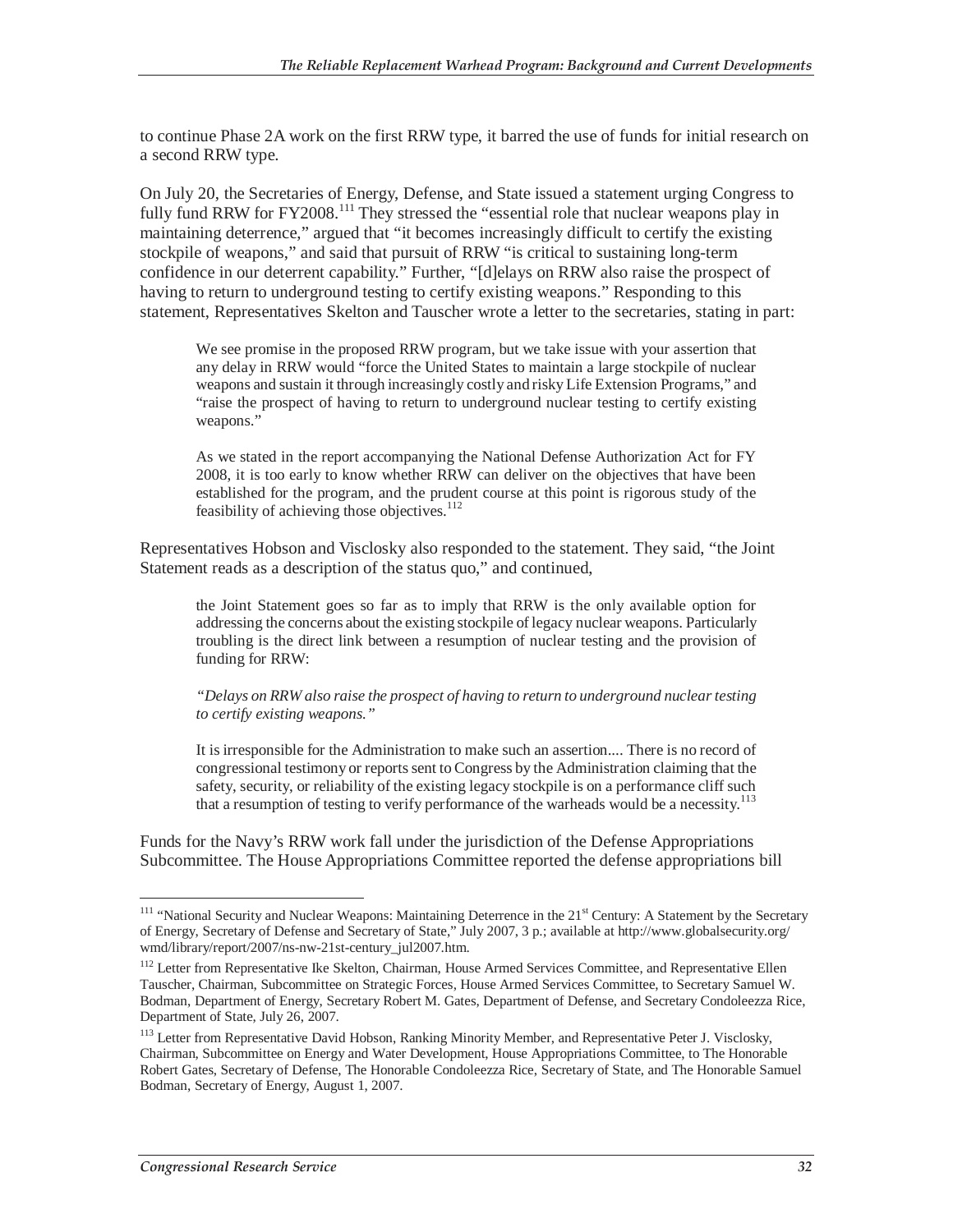to continue Phase 2A work on the first RRW type, it barred the use of funds for initial research on a second RRW type.

On July 20, the Secretaries of Energy, Defense, and State issued a statement urging Congress to fully fund RRW for FY2008.[111] They stressed the "essential role that nuclear weapons play in maintaining deterrence," argued that "it becomes increasingly difficult to certify the existing stockpile of weapons," and said that pursuit of RRW "is critical to sustaining long-term confidence in our deterrent capability." Further, "[d]elays on RRW also raise the prospect of having to return to underground testing to certify existing weapons." Responding to this statement, Representatives Skelton and Tauscher wrote a letter to the secretaries, stating in part:

> We see promise in the proposed RRW program, but we take issue with your assertion that any delay in RRW would "force the United States to maintain a large stockpile of nuclear weapons and sustain it through increasingly costly and risky Life Extension Programs," and "raise the prospect of having to return to underground nuclear testing to certify existing weapons."
>
> As we stated in the report accompanying the National Defense Authorization Act for FY 2008, it is too early to know whether RRW can deliver on the objectives that have been established for the program, and the prudent course at this point is rigorous study of the feasibility of achieving those objectives.[112]

Representatives Hobson and Visclosky also responded to the statement. They said, "the Joint Statement reads as a description of the status quo," and continued,

> the Joint Statement goes so far as to imply that RRW is the only available option for addressing the concerns about the existing stockpile of legacy nuclear weapons. Particularly troubling is the direct link between a resumption of nuclear testing and the provision of funding for RRW:
>
> *"Delays on RRW also raise the prospect of having to return to underground nuclear testing to certify existing weapons."*
>
> It is irresponsible for the Administration to make such an assertion.... There is no record of congressional testimony or reports sent to Congress by the Administration claiming that the safety, security, or reliability of the existing legacy stockpile is on a performance cliff such that a resumption of testing to verify performance of the warheads would be a necessity.[113]

Funds for the Navy's RRW work fall under the jurisdiction of the Defense Appropriations Subcommittee. The House Appropriations Committee reported the defense appropriations bill

---

[111] "National Security and Nuclear Weapons: Maintaining Deterrence in the 21st Century: A Statement by the Secretary of Energy, Secretary of Defense and Secretary of State," July 2007, 3 p.; available at http://www.globalsecurity.org/wmd/library/report/2007/ns-nw-21st-century_jul2007.htm.

[112] Letter from Representative Ike Skelton, Chairman, House Armed Services Committee, and Representative Ellen Tauscher, Chairman, Subcommittee on Strategic Forces, House Armed Services Committee, to Secretary Samuel W. Bodman, Department of Energy, Secretary Robert M. Gates, Department of Defense, and Secretary Condoleezza Rice, Department of State, July 26, 2007.

[113] Letter from Representative David Hobson, Ranking Minority Member, and Representative Peter J. Visclosky, Chairman, Subcommittee on Energy and Water Development, House Appropriations Committee, to The Honorable Robert Gates, Secretary of Defense, The Honorable Condoleezza Rice, Secretary of State, and The Honorable Samuel Bodman, Secretary of Energy, August 1, 2007.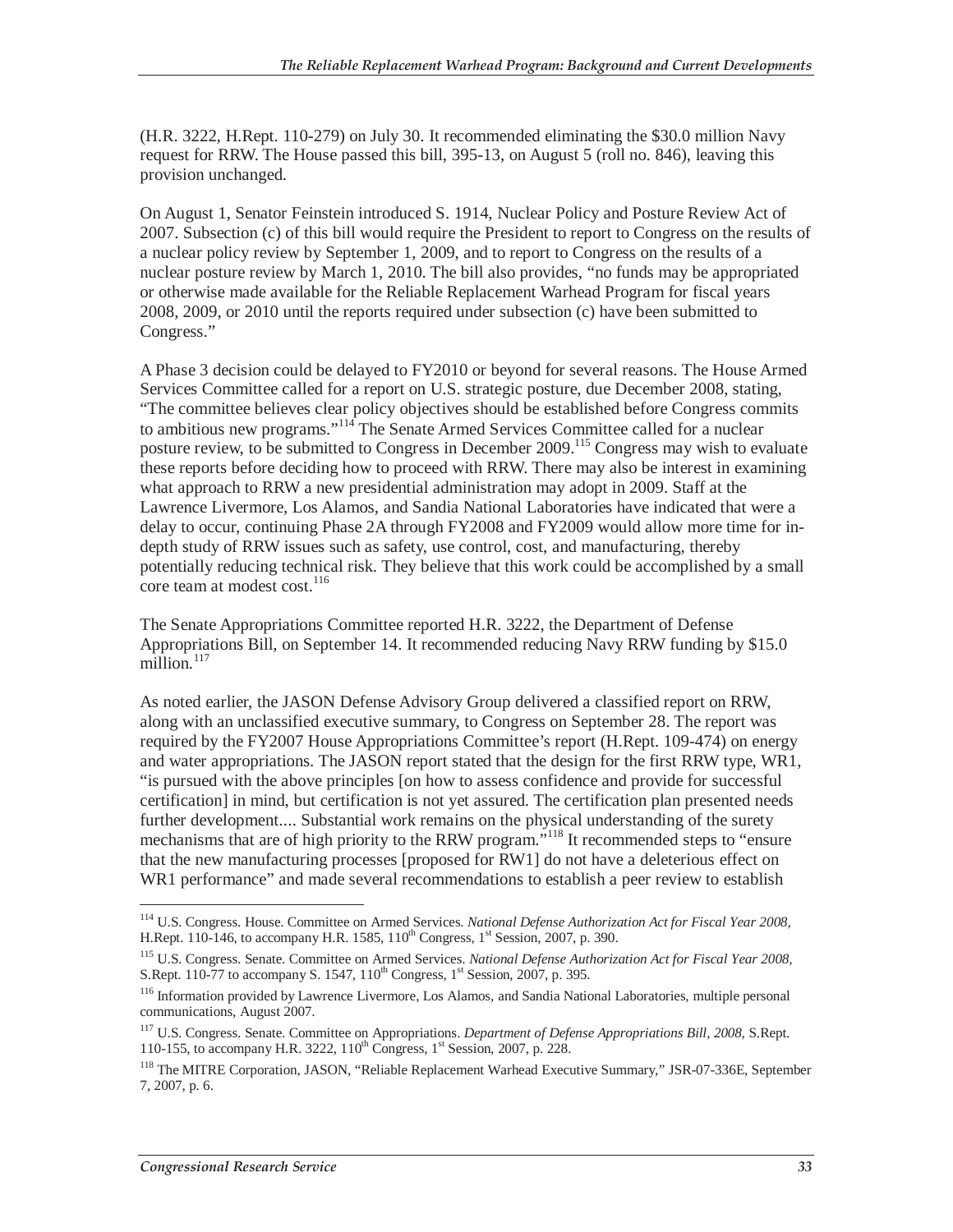(H.R. 3222, H.Rept. 110-279) on July 30. It recommended eliminating the $30.0 million Navy request for RRW. The House passed this bill, 395-13, on August 5 (roll no. 846), leaving this provision unchanged.

On August 1, Senator Feinstein introduced S. 1914, Nuclear Policy and Posture Review Act of 2007. Subsection (c) of this bill would require the President to report to Congress on the results of a nuclear policy review by September 1, 2009, and to report to Congress on the results of a nuclear posture review by March 1, 2010. The bill also provides, "no funds may be appropriated or otherwise made available for the Reliable Replacement Warhead Program for fiscal years 2008, 2009, or 2010 until the reports required under subsection (c) have been submitted to Congress."

A Phase 3 decision could be delayed to FY2010 or beyond for several reasons. The House Armed Services Committee called for a report on U.S. strategic posture, due December 2008, stating, "The committee believes clear policy objectives should be established before Congress commits to ambitious new programs."[114] The Senate Armed Services Committee called for a nuclear posture review, to be submitted to Congress in December 2009.[115] Congress may wish to evaluate these reports before deciding how to proceed with RRW. There may also be interest in examining what approach to RRW a new presidential administration may adopt in 2009. Staff at the Lawrence Livermore, Los Alamos, and Sandia National Laboratories have indicated that were a delay to occur, continuing Phase 2A through FY2008 and FY2009 would allow more time for in-depth study of RRW issues such as safety, use control, cost, and manufacturing, thereby potentially reducing technical risk. They believe that this work could be accomplished by a small core team at modest cost.[116]

The Senate Appropriations Committee reported H.R. 3222, the Department of Defense Appropriations Bill, on September 14. It recommended reducing Navy RRW funding by $15.0 million.[117]

As noted earlier, the JASON Defense Advisory Group delivered a classified report on RRW, along with an unclassified executive summary, to Congress on September 28. The report was required by the FY2007 House Appropriations Committee's report (H.Rept. 109-474) on energy and water appropriations. The JASON report stated that the design for the first RRW type, WR1, "is pursued with the above principles [on how to assess confidence and provide for successful certification] in mind, but certification is not yet assured. The certification plan presented needs further development.... Substantial work remains on the physical understanding of the surety mechanisms that are of high priority to the RRW program."[118] It recommended steps to "ensure that the new manufacturing processes [proposed for RW1] do not have a deleterious effect on WR1 performance" and made several recommendations to establish a peer review to establish

---

[114] U.S. Congress. House. Committee on Armed Services. *National Defense Authorization Act for Fiscal Year 2008,* H.Rept. 110-146, to accompany H.R. 1585, 110th Congress, 1st Session, 2007, p. 390.

[115] U.S. Congress. Senate. Committee on Armed Services. *National Defense Authorization Act for Fiscal Year 2008,* S.Rept. 110-77 to accompany S. 1547, 110th Congress, 1st Session, 2007, p. 395.

[116] Information provided by Lawrence Livermore, Los Alamos, and Sandia National Laboratories, multiple personal communications, August 2007.

[117] U.S. Congress. Senate. Committee on Appropriations. *Department of Defense Appropriations Bill, 2008,* S.Rept. 110-155, to accompany H.R. 3222, 110th Congress, 1st Session, 2007, p. 228.

[118] The MITRE Corporation, JASON, "Reliable Replacement Warhead Executive Summary," JSR-07-336E, September 7, 2007, p. 6.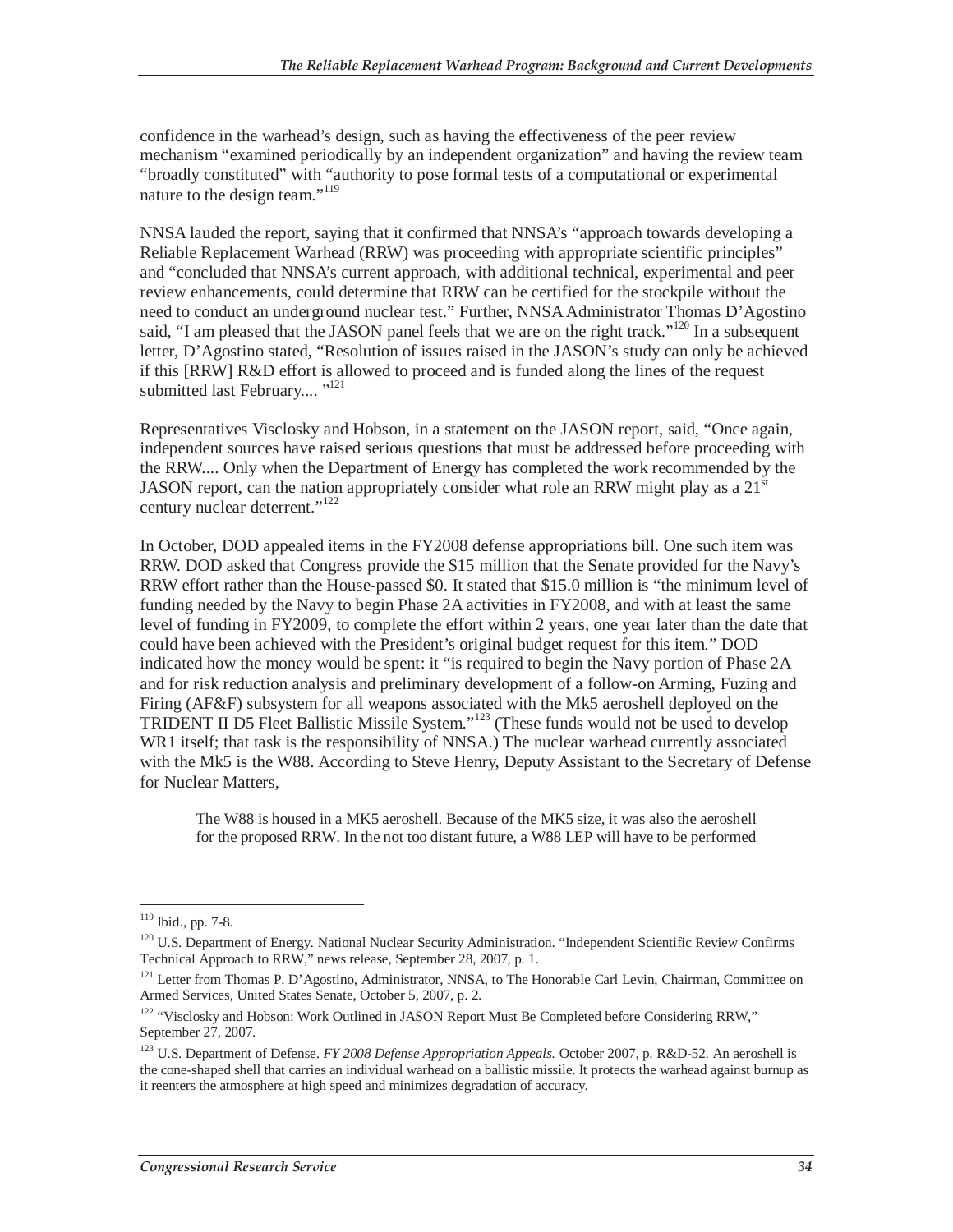confidence in the warhead's design, such as having the effectiveness of the peer review mechanism "examined periodically by an independent organization" and having the review team "broadly constituted" with "authority to pose formal tests of a computational or experimental nature to the design team."[119]

NNSA lauded the report, saying that it confirmed that NNSA's "approach towards developing a Reliable Replacement Warhead (RRW) was proceeding with appropriate scientific principles" and "concluded that NNSA's current approach, with additional technical, experimental and peer review enhancements, could determine that RRW can be certified for the stockpile without the need to conduct an underground nuclear test." Further, NNSA Administrator Thomas D'Agostino said, "I am pleased that the JASON panel feels that we are on the right track."[120] In a subsequent letter, D'Agostino stated, "Resolution of issues raised in the JASON's study can only be achieved if this [RRW] R&D effort is allowed to proceed and is funded along the lines of the request submitted last February.... "[121]

Representatives Visclosky and Hobson, in a statement on the JASON report, said, "Once again, independent sources have raised serious questions that must be addressed before proceeding with the RRW.... Only when the Department of Energy has completed the work recommended by the JASON report, can the nation appropriately consider what role an RRW might play as a 21st century nuclear deterrent."[122]

In October, DOD appealed items in the FY2008 defense appropriations bill. One such item was RRW. DOD asked that Congress provide the $15 million that the Senate provided for the Navy's RRW effort rather than the House-passed $0. It stated that $15.0 million is "the minimum level of funding needed by the Navy to begin Phase 2A activities in FY2008, and with at least the same level of funding in FY2009, to complete the effort within 2 years, one year later than the date that could have been achieved with the President's original budget request for this item." DOD indicated how the money would be spent: it "is required to begin the Navy portion of Phase 2A and for risk reduction analysis and preliminary development of a follow-on Arming, Fuzing and Firing (AF&F) subsystem for all weapons associated with the Mk5 aeroshell deployed on the TRIDENT II D5 Fleet Ballistic Missile System."[123] (These funds would not be used to develop WR1 itself; that task is the responsibility of NNSA.) The nuclear warhead currently associated with the Mk5 is the W88. According to Steve Henry, Deputy Assistant to the Secretary of Defense for Nuclear Matters,

> The W88 is housed in a MK5 aeroshell. Because of the MK5 size, it was also the aeroshell for the proposed RRW. In the not too distant future, a W88 LEP will have to be performed

---

[119] Ibid., pp. 7-8.

[120] U.S. Department of Energy. National Nuclear Security Administration. "Independent Scientific Review Confirms Technical Approach to RRW," news release, September 28, 2007, p. 1.

[121] Letter from Thomas P. D'Agostino, Administrator, NNSA, to The Honorable Carl Levin, Chairman, Committee on Armed Services, United States Senate, October 5, 2007, p. 2.

[122] "Visclosky and Hobson: Work Outlined in JASON Report Must Be Completed before Considering RRW," September 27, 2007.

[123] U.S. Department of Defense. *FY 2008 Defense Appropriation Appeals.* October 2007, p. R&D-52. An aeroshell is the cone-shaped shell that carries an individual warhead on a ballistic missile. It protects the warhead against burnup as it reenters the atmosphere at high speed and minimizes degradation of accuracy.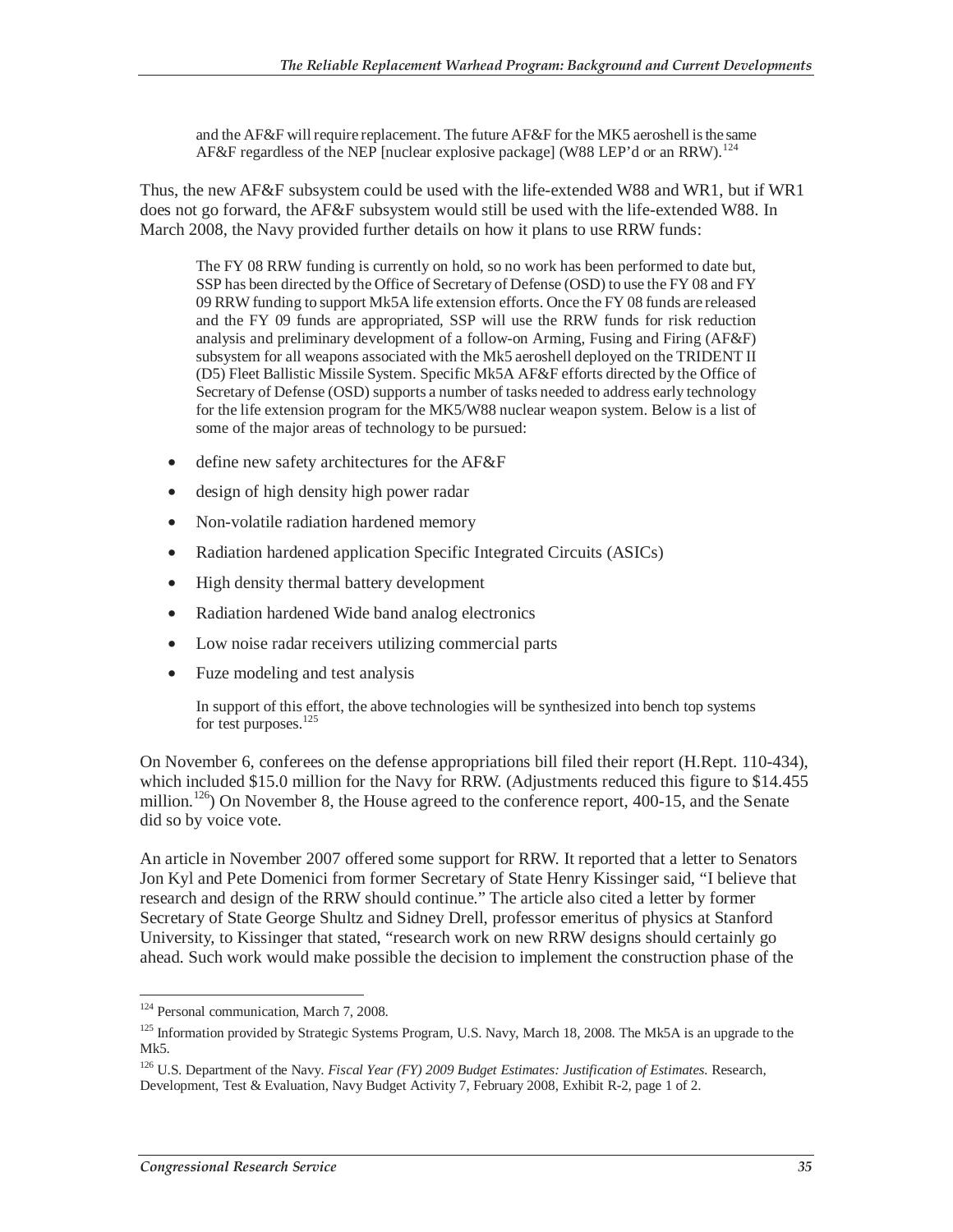> and the AF&F will require replacement. The future AF&F for the MK5 aeroshell is the same AF&F regardless of the NEP [nuclear explosive package] (W88 LEP'd or an RRW).[124]

Thus, the new AF&F subsystem could be used with the life-extended W88 and WR1, but if WR1 does not go forward, the AF&F subsystem would still be used with the life-extended W88. In March 2008, the Navy provided further details on how it plans to use RRW funds:

> The FY 08 RRW funding is currently on hold, so no work has been performed to date but, SSP has been directed by the Office of Secretary of Defense (OSD) to use the FY 08 and FY 09 RRW funding to support Mk5A life extension efforts. Once the FY 08 funds are released and the FY 09 funds are appropriated, SSP will use the RRW funds for risk reduction analysis and preliminary development of a follow-on Arming, Fusing and Firing (AF&F) subsystem for all weapons associated with the Mk5 aeroshell deployed on the TRIDENT II (D5) Fleet Ballistic Missile System. Specific Mk5A AF&F efforts directed by the Office of Secretary of Defense (OSD) supports a number of tasks needed to address early technology for the life extension program for the MK5/W88 nuclear weapon system. Below is a list of some of the major areas of technology to be pursued:

- define new safety architectures for the AF&F
- design of high density high power radar
- Non-volatile radiation hardened memory
- Radiation hardened application Specific Integrated Circuits (ASICs)
- High density thermal battery development
- Radiation hardened Wide band analog electronics
- Low noise radar receivers utilizing commercial parts
- Fuze modeling and test analysis

> In support of this effort, the above technologies will be synthesized into bench top systems for test purposes.[125]

On November 6, conferees on the defense appropriations bill filed their report (H.Rept. 110-434), which included $15.0 million for the Navy for RRW. (Adjustments reduced this figure to $14.455 million.[126]) On November 8, the House agreed to the conference report, 400-15, and the Senate did so by voice vote.

An article in November 2007 offered some support for RRW. It reported that a letter to Senators Jon Kyl and Pete Domenici from former Secretary of State Henry Kissinger said, "I believe that research and design of the RRW should continue." The article also cited a letter by former Secretary of State George Shultz and Sidney Drell, professor emeritus of physics at Stanford University, to Kissinger that stated, "research work on new RRW designs should certainly go ahead. Such work would make possible the decision to implement the construction phase of the

---

[124] Personal communication, March 7, 2008.

[125] Information provided by Strategic Systems Program, U.S. Navy, March 18, 2008. The Mk5A is an upgrade to the Mk5.

[126] U.S. Department of the Navy. *Fiscal Year (FY) 2009 Budget Estimates: Justification of Estimates.* Research, Development, Test & Evaluation, Navy Budget Activity 7, February 2008, Exhibit R-2, page 1 of 2.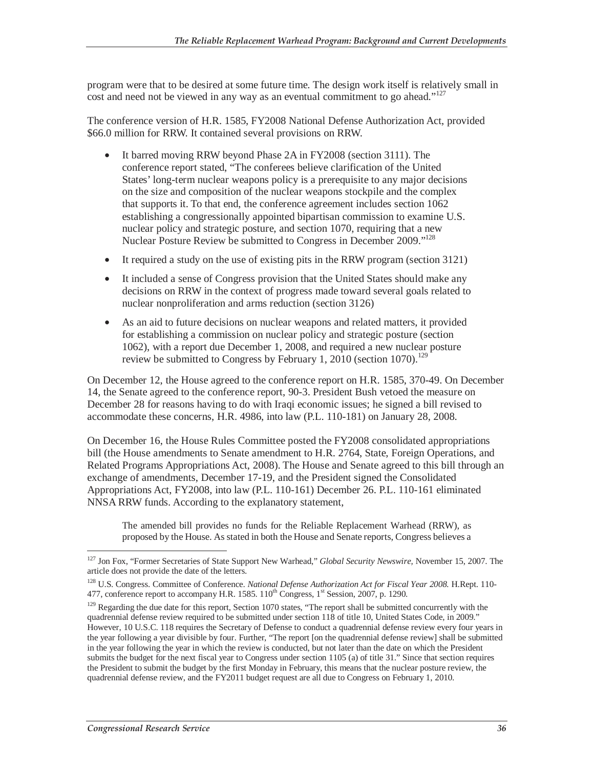program were that to be desired at some future time. The design work itself is relatively small in cost and need not be viewed in any way as an eventual commitment to go ahead."[127]

The conference version of H.R. 1585, FY2008 National Defense Authorization Act, provided $66.0 million for RRW. It contained several provisions on RRW.

- It barred moving RRW beyond Phase 2A in FY2008 (section 3111). The conference report stated, "The conferees believe clarification of the United States' long-term nuclear weapons policy is a prerequisite to any major decisions on the size and composition of the nuclear weapons stockpile and the complex that supports it. To that end, the conference agreement includes section 1062 establishing a congressionally appointed bipartisan commission to examine U.S. nuclear policy and strategic posture, and section 1070, requiring that a new Nuclear Posture Review be submitted to Congress in December 2009."[128]
- It required a study on the use of existing pits in the RRW program (section 3121)
- It included a sense of Congress provision that the United States should make any decisions on RRW in the context of progress made toward several goals related to nuclear nonproliferation and arms reduction (section 3126)
- As an aid to future decisions on nuclear weapons and related matters, it provided for establishing a commission on nuclear policy and strategic posture (section 1062), with a report due December 1, 2008, and required a new nuclear posture review be submitted to Congress by February 1, 2010 (section 1070).[129]

On December 12, the House agreed to the conference report on H.R. 1585, 370-49. On December 14, the Senate agreed to the conference report, 90-3. President Bush vetoed the measure on December 28 for reasons having to do with Iraqi economic issues; he signed a bill revised to accommodate these concerns, H.R. 4986, into law (P.L. 110-181) on January 28, 2008.

On December 16, the House Rules Committee posted the FY2008 consolidated appropriations bill (the House amendments to Senate amendment to H.R. 2764, State, Foreign Operations, and Related Programs Appropriations Act, 2008). The House and Senate agreed to this bill through an exchange of amendments, December 17-19, and the President signed the Consolidated Appropriations Act, FY2008, into law (P.L. 110-161) December 26. P.L. 110-161 eliminated NNSA RRW funds. According to the explanatory statement,

> The amended bill provides no funds for the Reliable Replacement Warhead (RRW), as proposed by the House. As stated in both the House and Senate reports, Congress believes a

---

[127] Jon Fox, "Former Secretaries of State Support New Warhead," *Global Security Newswire,* November 15, 2007. The article does not provide the date of the letters.

[128] U.S. Congress. Committee of Conference. *National Defense Authorization Act for Fiscal Year 2008.* H.Rept. 110-477, conference report to accompany H.R. 1585. 110th Congress, 1st Session, 2007, p. 1290.

[129] Regarding the due date for this report, Section 1070 states, "The report shall be submitted concurrently with the quadrennial defense review required to be submitted under section 118 of title 10, United States Code, in 2009." However, 10 U.S.C. 118 requires the Secretary of Defense to conduct a quadrennial defense review every four years in the year following a year divisible by four. Further, "The report [on the quadrennial defense review] shall be submitted in the year following the year in which the review is conducted, but not later than the date on which the President submits the budget for the next fiscal year to Congress under section 1105 (a) of title 31." Since that section requires the President to submit the budget by the first Monday in February, this means that the nuclear posture review, the quadrennial defense review, and the FY2011 budget request are all due to Congress on February 1, 2010.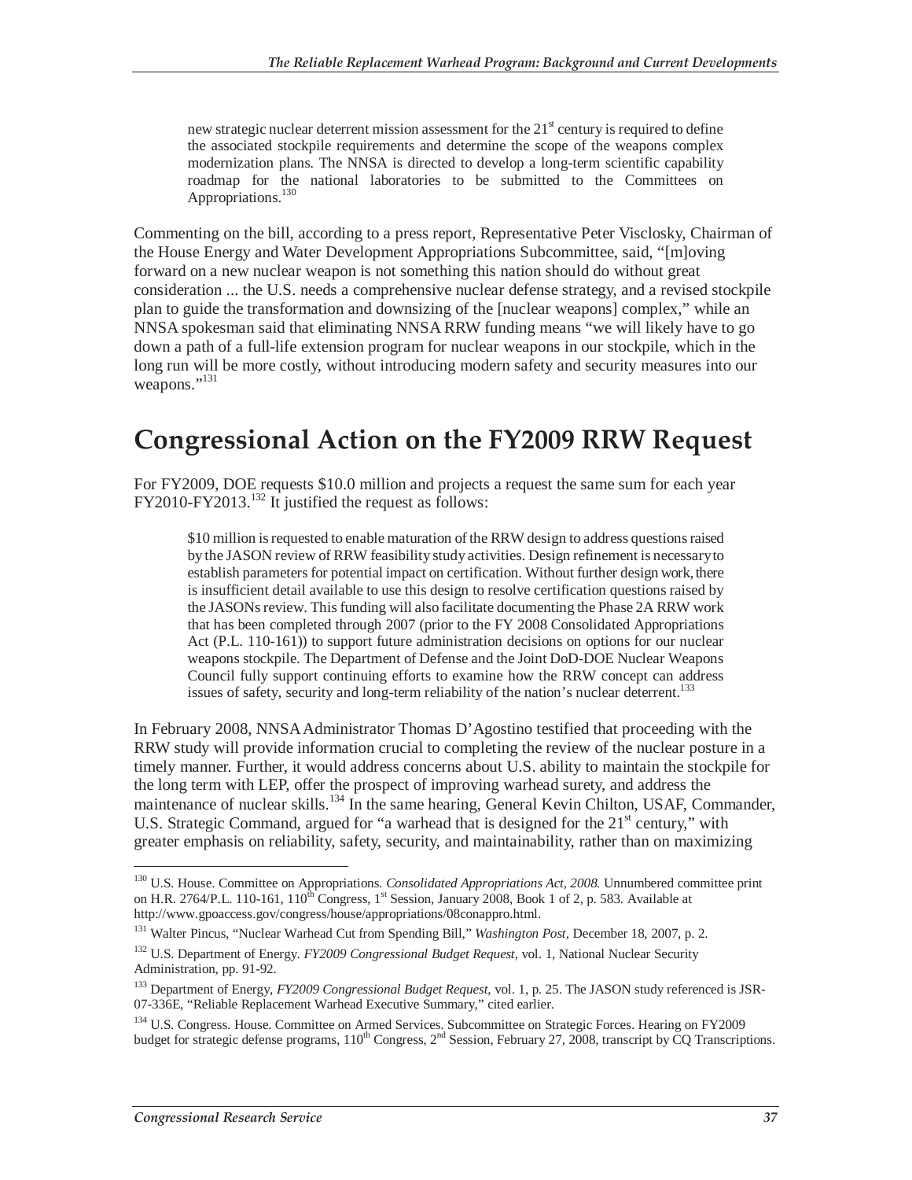> new strategic nuclear deterrent mission assessment for the 21st century is required to define the associated stockpile requirements and determine the scope of the weapons complex modernization plans. The NNSA is directed to develop a long-term scientific capability roadmap for the national laboratories to be submitted to the Committees on Appropriations.[130]

Commenting on the bill, according to a press report, Representative Peter Visclosky, Chairman of the House Energy and Water Development Appropriations Subcommittee, said, "[m]oving forward on a new nuclear weapon is not something this nation should do without great consideration ... the U.S. needs a comprehensive nuclear defense strategy, and a revised stockpile plan to guide the transformation and downsizing of the [nuclear weapons] complex," while an NNSA spokesman said that eliminating NNSA RRW funding means "we will likely have to go down a path of a full-life extension program for nuclear weapons in our stockpile, which in the long run will be more costly, without introducing modern safety and security measures into our weapons."[131]

# Congressional Action on the FY2009 RRW Request

For FY2009, DOE requests $10.0 million and projects a request the same sum for each year FY2010-FY2013.[132] It justified the request as follows:

> $10 million is requested to enable maturation of the RRW design to address questions raised by the JASON review of RRW feasibility study activities. Design refinement is necessary to establish parameters for potential impact on certification. Without further design work, there is insufficient detail available to use this design to resolve certification questions raised by the JASONs review. This funding will also facilitate documenting the Phase 2A RRW work that has been completed through 2007 (prior to the FY 2008 Consolidated Appropriations Act (P.L. 110-161)) to support future administration decisions on options for our nuclear weapons stockpile. The Department of Defense and the Joint DoD-DOE Nuclear Weapons Council fully support continuing efforts to examine how the RRW concept can address issues of safety, security and long-term reliability of the nation's nuclear deterrent.[133]

In February 2008, NNSA Administrator Thomas D'Agostino testified that proceeding with the RRW study will provide information crucial to completing the review of the nuclear posture in a timely manner. Further, it would address concerns about U.S. ability to maintain the stockpile for the long term with LEP, offer the prospect of improving warhead surety, and address the maintenance of nuclear skills.[134] In the same hearing, General Kevin Chilton, USAF, Commander, U.S. Strategic Command, argued for "a warhead that is designed for the 21st century," with greater emphasis on reliability, safety, security, and maintainability, rather than on maximizing

---

[130] U.S. House. Committee on Appropriations. *Consolidated Appropriations Act, 2008.* Unnumbered committee print on H.R. 2764/P.L. 110-161, 110th Congress, 1st Session, January 2008, Book 1 of 2, p. 583. Available at http://www.gpoaccess.gov/congress/house/appropriations/08conappro.html.

[131] Walter Pincus, "Nuclear Warhead Cut from Spending Bill," *Washington Post,* December 18, 2007, p. 2.

[132] U.S. Department of Energy. *FY2009 Congressional Budget Request,* vol. 1, National Nuclear Security Administration, pp. 91-92.

[133] Department of Energy, *FY2009 Congressional Budget Request,* vol. 1, p. 25. The JASON study referenced is JSR-07-336E, "Reliable Replacement Warhead Executive Summary," cited earlier.

[134] U.S. Congress. House. Committee on Armed Services. Subcommittee on Strategic Forces. Hearing on FY2009 budget for strategic defense programs, 110th Congress, 2nd Session, February 27, 2008, transcript by CQ Transcriptions.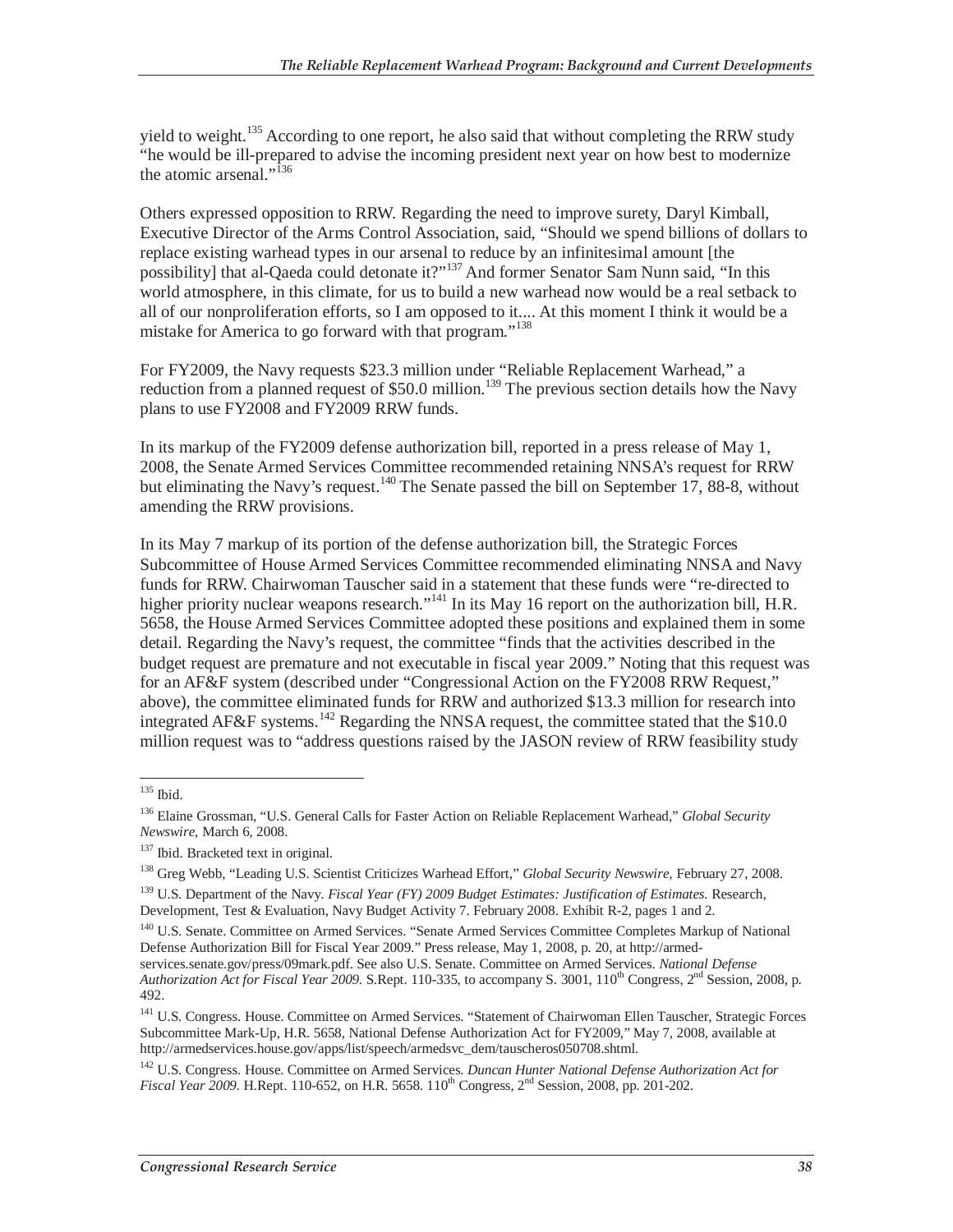yield to weight.[135] According to one report, he also said that without completing the RRW study "he would be ill-prepared to advise the incoming president next year on how best to modernize the atomic arsenal."[136]

Others expressed opposition to RRW. Regarding the need to improve surety, Daryl Kimball, Executive Director of the Arms Control Association, said, "Should we spend billions of dollars to replace existing warhead types in our arsenal to reduce by an infinitesimal amount [the possibility] that al-Qaeda could detonate it?"[137] And former Senator Sam Nunn said, "In this world atmosphere, in this climate, for us to build a new warhead now would be a real setback to all of our nonproliferation efforts, so I am opposed to it.... At this moment I think it would be a mistake for America to go forward with that program."[138]

For FY2009, the Navy requests $23.3 million under "Reliable Replacement Warhead," a reduction from a planned request of $50.0 million.[139] The previous section details how the Navy plans to use FY2008 and FY2009 RRW funds.

In its markup of the FY2009 defense authorization bill, reported in a press release of May 1, 2008, the Senate Armed Services Committee recommended retaining NNSA's request for RRW but eliminating the Navy's request.[140] The Senate passed the bill on September 17, 88-8, without amending the RRW provisions.

In its May 7 markup of its portion of the defense authorization bill, the Strategic Forces Subcommittee of House Armed Services Committee recommended eliminating NNSA and Navy funds for RRW. Chairwoman Tauscher said in a statement that these funds were "re-directed to higher priority nuclear weapons research."[141] In its May 16 report on the authorization bill, H.R. 5658, the House Armed Services Committee adopted these positions and explained them in some detail. Regarding the Navy's request, the committee "finds that the activities described in the budget request are premature and not executable in fiscal year 2009." Noting that this request was for an AF&F system (described under "Congressional Action on the FY2008 RRW Request," above), the committee eliminated funds for RRW and authorized $13.3 million for research into integrated AF&F systems.[142] Regarding the NNSA request, the committee stated that the $10.0 million request was to "address questions raised by the JASON review of RRW feasibility study

---

[135] Ibid.

[136] Elaine Grossman, "U.S. General Calls for Faster Action on Reliable Replacement Warhead," *Global Security Newswire*, March 6, 2008.

[137] Ibid. Bracketed text in original.

[138] Greg Webb, "Leading U.S. Scientist Criticizes Warhead Effort," *Global Security Newswire,* February 27, 2008.

[139] U.S. Department of the Navy. *Fiscal Year (FY) 2009 Budget Estimates: Justification of Estimates.* Research, Development, Test & Evaluation, Navy Budget Activity 7. February 2008. Exhibit R-2, pages 1 and 2.

[140] U.S. Senate. Committee on Armed Services. "Senate Armed Services Committee Completes Markup of National Defense Authorization Bill for Fiscal Year 2009." Press release, May 1, 2008, p. 20, at http://armed-services.senate.gov/press/09mark.pdf. See also U.S. Senate. Committee on Armed Services. *National Defense Authorization Act for Fiscal Year 2009.* S.Rept. 110-335, to accompany S. 3001, 110th Congress, 2nd Session, 2008, p. 492.

[141] U.S. Congress. House. Committee on Armed Services. "Statement of Chairwoman Ellen Tauscher, Strategic Forces Subcommittee Mark-Up, H.R. 5658, National Defense Authorization Act for FY2009," May 7, 2008, available at http://armedservices.house.gov/apps/list/speech/armedsvc_dem/tauscheros050708.shtml.

[142] U.S. Congress. House. Committee on Armed Services. *Duncan Hunter National Defense Authorization Act for Fiscal Year 2009*. H.Rept. 110-652, on H.R. 5658. 110th Congress, 2nd Session, 2008, pp. 201-202.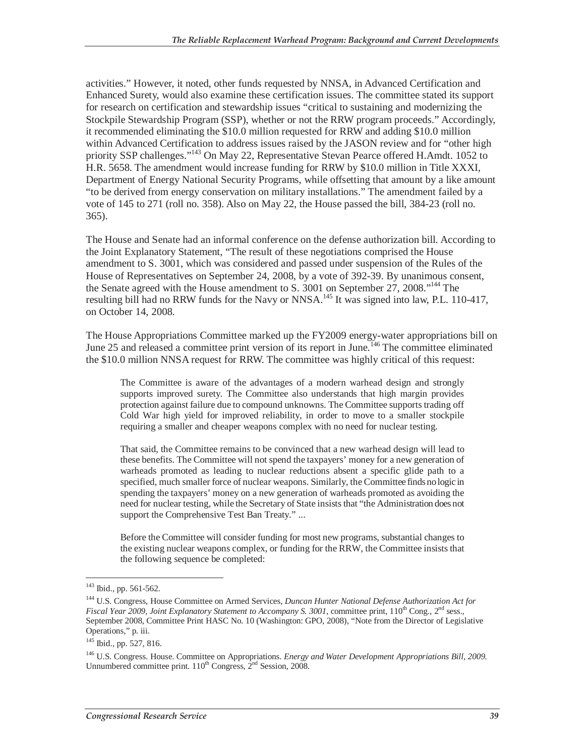activities." However, it noted, other funds requested by NNSA, in Advanced Certification and Enhanced Surety, would also examine these certification issues. The committee stated its support for research on certification and stewardship issues "critical to sustaining and modernizing the Stockpile Stewardship Program (SSP), whether or not the RRW program proceeds." Accordingly, it recommended eliminating the $10.0 million requested for RRW and adding $10.0 million within Advanced Certification to address issues raised by the JASON review and for "other high priority SSP challenges."[143] On May 22, Representative Stevan Pearce offered H.Amdt. 1052 to H.R. 5658. The amendment would increase funding for RRW by $10.0 million in Title XXXI, Department of Energy National Security Programs, while offsetting that amount by a like amount "to be derived from energy conservation on military installations." The amendment failed by a vote of 145 to 271 (roll no. 358). Also on May 22, the House passed the bill, 384-23 (roll no. 365).

The House and Senate had an informal conference on the defense authorization bill. According to the Joint Explanatory Statement, "The result of these negotiations comprised the House amendment to S. 3001, which was considered and passed under suspension of the Rules of the House of Representatives on September 24, 2008, by a vote of 392-39. By unanimous consent, the Senate agreed with the House amendment to S. 3001 on September 27, 2008."[144] The resulting bill had no RRW funds for the Navy or NNSA.[145] It was signed into law, P.L. 110-417, on October 14, 2008.

The House Appropriations Committee marked up the FY2009 energy-water appropriations bill on June 25 and released a committee print version of its report in June.[146] The committee eliminated the $10.0 million NNSA request for RRW. The committee was highly critical of this request:

> The Committee is aware of the advantages of a modern warhead design and strongly supports improved surety. The Committee also understands that high margin provides protection against failure due to compound unknowns. The Committee supports trading off Cold War high yield for improved reliability, in order to move to a smaller stockpile requiring a smaller and cheaper weapons complex with no need for nuclear testing.
>
> That said, the Committee remains to be convinced that a new warhead design will lead to these benefits. The Committee will not spend the taxpayers' money for a new generation of warheads promoted as leading to nuclear reductions absent a specific glide path to a specified, much smaller force of nuclear weapons. Similarly, the Committee finds no logic in spending the taxpayers' money on a new generation of warheads promoted as avoiding the need for nuclear testing, while the Secretary of State insists that "the Administration does not support the Comprehensive Test Ban Treaty." ...
>
> Before the Committee will consider funding for most new programs, substantial changes to the existing nuclear weapons complex, or funding for the RRW, the Committee insists that the following sequence be completed:

---

[143] Ibid., pp. 561-562.

[144] U.S. Congress, House Committee on Armed Services, *Duncan Hunter National Defense Authorization Act for Fiscal Year 2009, Joint Explanatory Statement to Accompany S. 3001*, committee print, 110th Cong., 2nd sess., September 2008, Committee Print HASC No. 10 (Washington: GPO, 2008), "Note from the Director of Legislative Operations," p. iii.

[145] Ibid., pp. 527, 816.

[146] U.S. Congress. House. Committee on Appropriations. *Energy and Water Development Appropriations Bill, 2009.* Unnumbered committee print. 110th Congress, 2nd Session, 2008.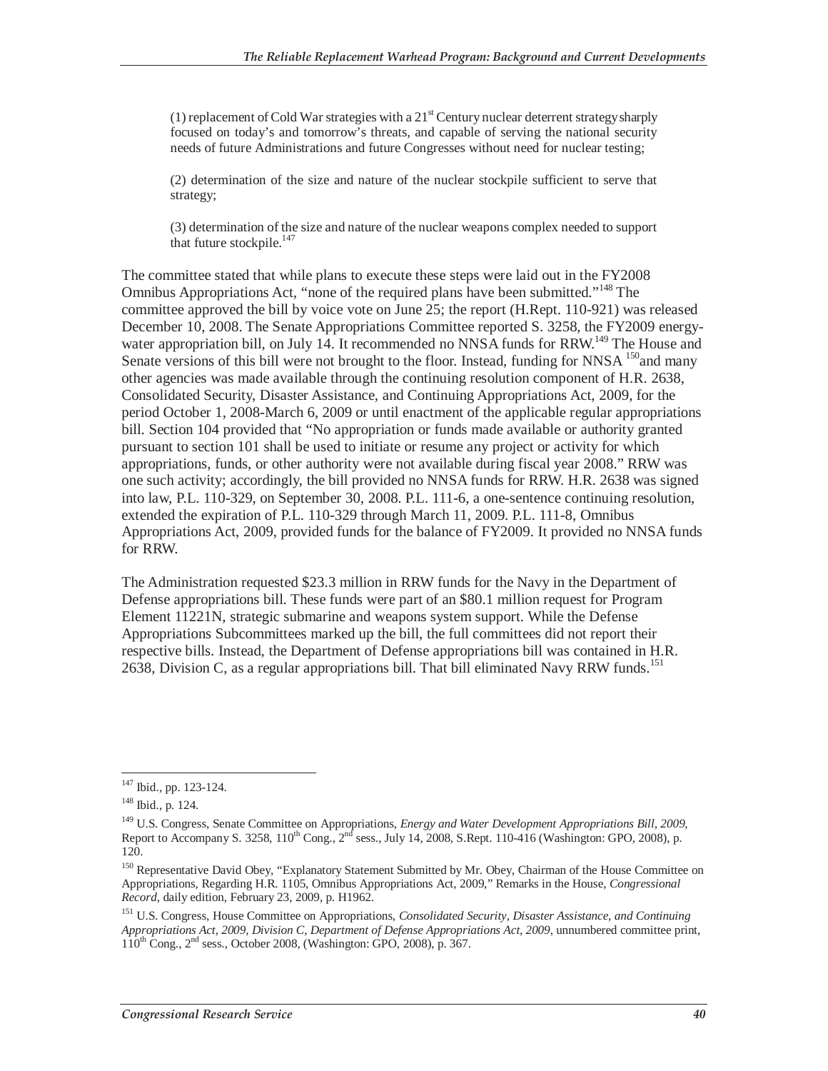> (1) replacement of Cold War strategies with a 21st Century nuclear deterrent strategy sharply focused on today's and tomorrow's threats, and capable of serving the national security needs of future Administrations and future Congresses without need for nuclear testing;
>
> (2) determination of the size and nature of the nuclear stockpile sufficient to serve that strategy;
>
> (3) determination of the size and nature of the nuclear weapons complex needed to support that future stockpile.[147]

The committee stated that while plans to execute these steps were laid out in the FY2008 Omnibus Appropriations Act, "none of the required plans have been submitted."[148] The committee approved the bill by voice vote on June 25; the report (H.Rept. 110-921) was released December 10, 2008. The Senate Appropriations Committee reported S. 3258, the FY2009 energy-water appropriation bill, on July 14. It recommended no NNSA funds for RRW.[149] The House and Senate versions of this bill were not brought to the floor. Instead, funding for NNSA [150]and many other agencies was made available through the continuing resolution component of H.R. 2638, Consolidated Security, Disaster Assistance, and Continuing Appropriations Act, 2009, for the period October 1, 2008-March 6, 2009 or until enactment of the applicable regular appropriations bill. Section 104 provided that "No appropriation or funds made available or authority granted pursuant to section 101 shall be used to initiate or resume any project or activity for which appropriations, funds, or other authority were not available during fiscal year 2008." RRW was one such activity; accordingly, the bill provided no NNSA funds for RRW. H.R. 2638 was signed into law, P.L. 110-329, on September 30, 2008. P.L. 111-6, a one-sentence continuing resolution, extended the expiration of P.L. 110-329 through March 11, 2009. P.L. 111-8, Omnibus Appropriations Act, 2009, provided funds for the balance of FY2009. It provided no NNSA funds for RRW.

The Administration requested \$23.3 million in RRW funds for the Navy in the Department of Defense appropriations bill. These funds were part of an \$80.1 million request for Program Element 11221N, strategic submarine and weapons system support. While the Defense Appropriations Subcommittees marked up the bill, the full committees did not report their respective bills. Instead, the Department of Defense appropriations bill was contained in H.R. 2638, Division C, as a regular appropriations bill. That bill eliminated Navy RRW funds.[151]

---

[147] Ibid., pp. 123-124.

[148] Ibid., p. 124.

[149] U.S. Congress, Senate Committee on Appropriations, *Energy and Water Development Appropriations Bill, 2009*, Report to Accompany S. 3258, 110th Cong., 2nd sess., July 14, 2008, S.Rept. 110-416 (Washington: GPO, 2008), p. 120.

[150] Representative David Obey, "Explanatory Statement Submitted by Mr. Obey, Chairman of the House Committee on Appropriations, Regarding H.R. 1105, Omnibus Appropriations Act, 2009," Remarks in the House, *Congressional Record*, daily edition, February 23, 2009, p. H1962.

[151] U.S. Congress, House Committee on Appropriations, *Consolidated Security, Disaster Assistance, and Continuing Appropriations Act, 2009, Division C, Department of Defense Appropriations Act, 2009*, unnumbered committee print, 110th Cong., 2nd sess., October 2008, (Washington: GPO, 2008), p. 367.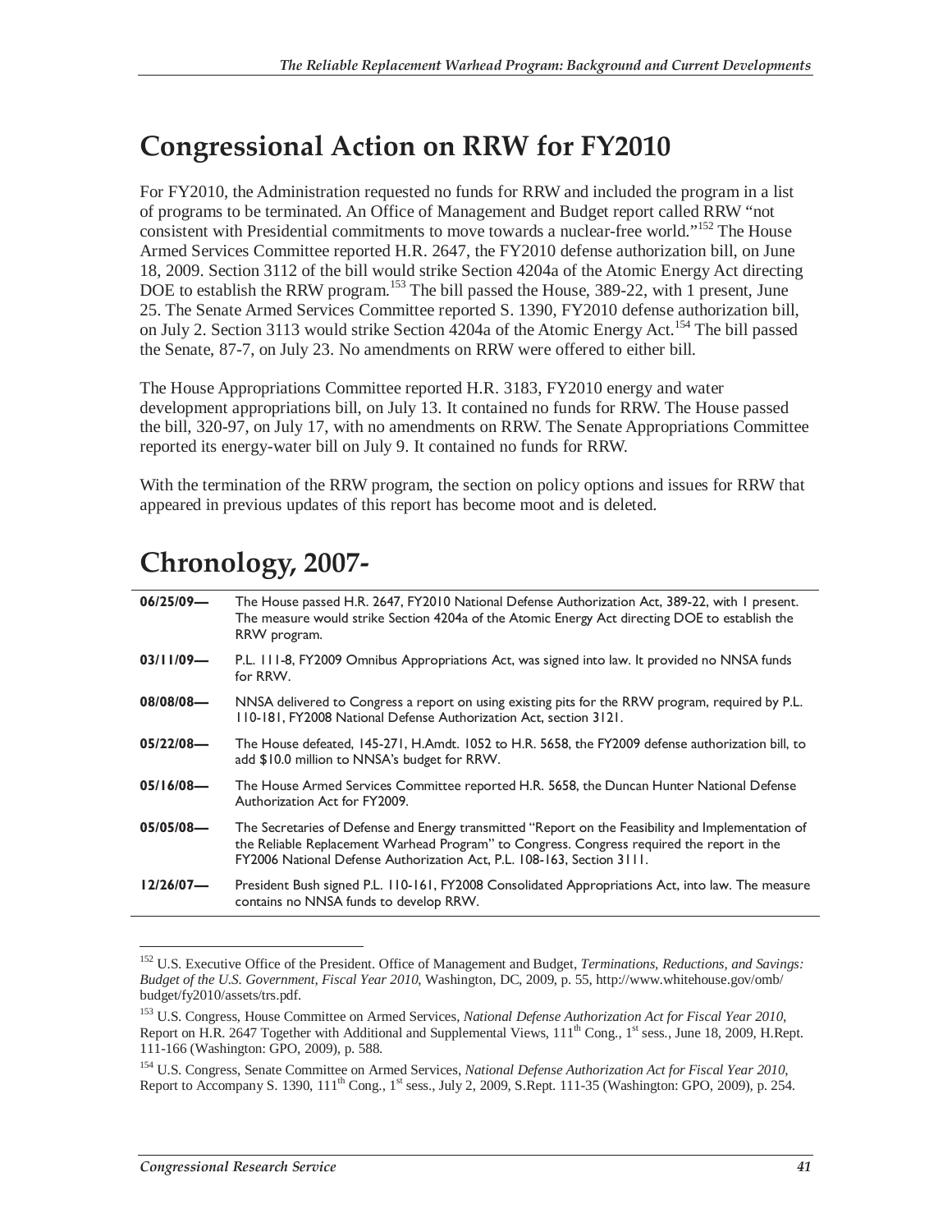## Congressional Action on RRW for FY2010

For FY2010, the Administration requested no funds for RRW and included the program in a list of programs to be terminated. An Office of Management and Budget report called RRW "not consistent with Presidential commitments to move towards a nuclear-free world."[152] The House Armed Services Committee reported H.R. 2647, the FY2010 defense authorization bill, on June 18, 2009. Section 3112 of the bill would strike Section 4204a of the Atomic Energy Act directing DOE to establish the RRW program.[153] The bill passed the House, 389-22, with 1 present, June 25. The Senate Armed Services Committee reported S. 1390, FY2010 defense authorization bill, on July 2. Section 3113 would strike Section 4204a of the Atomic Energy Act.[154] The bill passed the Senate, 87-7, on July 23. No amendments on RRW were offered to either bill.

The House Appropriations Committee reported H.R. 3183, FY2010 energy and water development appropriations bill, on July 13. It contained no funds for RRW. The House passed the bill, 320-97, on July 17, with no amendments on RRW. The Senate Appropriations Committee reported its energy-water bill on July 9. It contained no funds for RRW.

With the termination of the RRW program, the section on policy options and issues for RRW that appeared in previous updates of this report has become moot and is deleted.

## Chronology, 2007-

| | |
|---|---|
| **06/25/09—** | The House passed H.R. 2647, FY2010 National Defense Authorization Act, 389-22, with 1 present. The measure would strike Section 4204a of the Atomic Energy Act directing DOE to establish the RRW program. |
| **03/11/09—** | P.L. 111-8, FY2009 Omnibus Appropriations Act, was signed into law. It provided no NNSA funds for RRW. |
| **08/08/08—** | NNSA delivered to Congress a report on using existing pits for the RRW program, required by P.L. 110-181, FY2008 National Defense Authorization Act, section 3121. |
| **05/22/08—** | The House defeated, 145-271, H.Amdt. 1052 to H.R. 5658, the FY2009 defense authorization bill, to add $10.0 million to NNSA's budget for RRW. |
| **05/16/08—** | The House Armed Services Committee reported H.R. 5658, the Duncan Hunter National Defense Authorization Act for FY2009. |
| **05/05/08—** | The Secretaries of Defense and Energy transmitted "Report on the Feasibility and Implementation of the Reliable Replacement Warhead Program" to Congress. Congress required the report in the FY2006 National Defense Authorization Act, P.L. 108-163, Section 3111. |
| **12/26/07—** | President Bush signed P.L. 110-161, FY2008 Consolidated Appropriations Act, into law. The measure contains no NNSA funds to develop RRW. |

---

[152] U.S. Executive Office of the President. Office of Management and Budget, *Terminations, Reductions, and Savings: Budget of the U.S. Government, Fiscal Year 2010*, Washington, DC, 2009, p. 55, http://www.whitehouse.gov/omb/budget/fy2010/assets/trs.pdf.

[153] U.S. Congress, House Committee on Armed Services, *National Defense Authorization Act for Fiscal Year 2010*, Report on H.R. 2647 Together with Additional and Supplemental Views, 111th Cong., 1st sess., June 18, 2009, H.Rept. 111-166 (Washington: GPO, 2009), p. 588.

[154] U.S. Congress, Senate Committee on Armed Services, *National Defense Authorization Act for Fiscal Year 2010*, Report to Accompany S. 1390, 111th Cong., 1st sess., July 2, 2009, S.Rept. 111-35 (Washington: GPO, 2009), p. 254.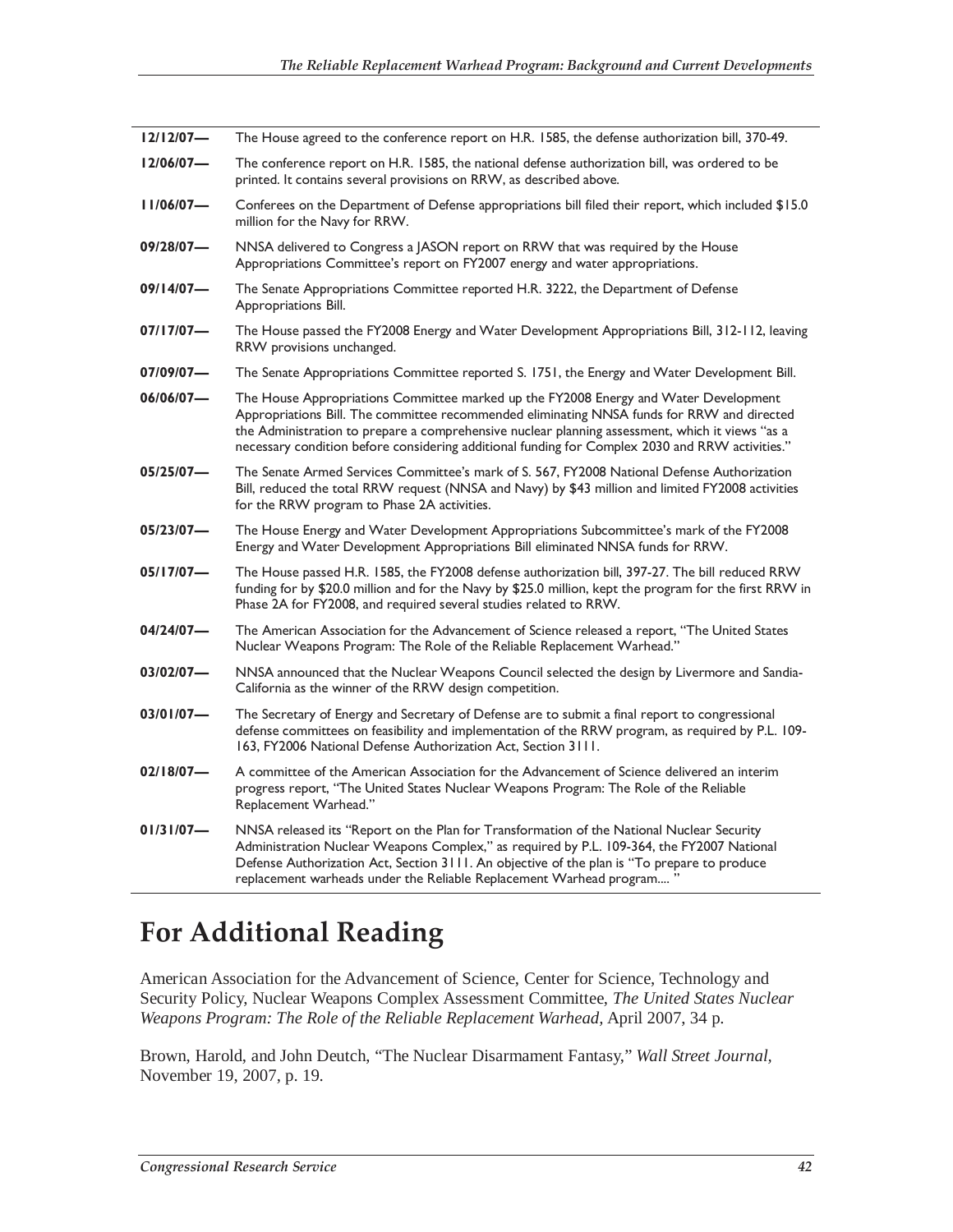**12/12/07—** The House agreed to the conference report on H.R. 1585, the defense authorization bill, 370-49.

**12/06/07—** The conference report on H.R. 1585, the national defense authorization bill, was ordered to be printed. It contains several provisions on RRW, as described above.

**11/06/07—** Conferees on the Department of Defense appropriations bill filed their report, which included $15.0 million for the Navy for RRW.

**09/28/07—** NNSA delivered to Congress a JASON report on RRW that was required by the House Appropriations Committee's report on FY2007 energy and water appropriations.

**09/14/07—** The Senate Appropriations Committee reported H.R. 3222, the Department of Defense Appropriations Bill.

**07/17/07—** The House passed the FY2008 Energy and Water Development Appropriations Bill, 312-112, leaving RRW provisions unchanged.

**07/09/07—** The Senate Appropriations Committee reported S. 1751, the Energy and Water Development Bill.

**06/06/07—** The House Appropriations Committee marked up the FY2008 Energy and Water Development Appropriations Bill. The committee recommended eliminating NNSA funds for RRW and directed the Administration to prepare a comprehensive nuclear planning assessment, which it views "as a necessary condition before considering additional funding for Complex 2030 and RRW activities."

**05/25/07—** The Senate Armed Services Committee's mark of S. 567, FY2008 National Defense Authorization Bill, reduced the total RRW request (NNSA and Navy) by $43 million and limited FY2008 activities for the RRW program to Phase 2A activities.

**05/23/07—** The House Energy and Water Development Appropriations Subcommittee's mark of the FY2008 Energy and Water Development Appropriations Bill eliminated NNSA funds for RRW.

**05/17/07—** The House passed H.R. 1585, the FY2008 defense authorization bill, 397-27. The bill reduced RRW funding for by $20.0 million and for the Navy by $25.0 million, kept the program for the first RRW in Phase 2A for FY2008, and required several studies related to RRW.

**04/24/07—** The American Association for the Advancement of Science released a report, "The United States Nuclear Weapons Program: The Role of the Reliable Replacement Warhead."

**03/02/07—** NNSA announced that the Nuclear Weapons Council selected the design by Livermore and Sandia-California as the winner of the RRW design competition.

**03/01/07—** The Secretary of Energy and Secretary of Defense are to submit a final report to congressional defense committees on feasibility and implementation of the RRW program, as required by P.L. 109-163, FY2006 National Defense Authorization Act, Section 3111.

**02/18/07—** A committee of the American Association for the Advancement of Science delivered an interim progress report, "The United States Nuclear Weapons Program: The Role of the Reliable Replacement Warhead."

**01/31/07—** NNSA released its "Report on the Plan for Transformation of the National Nuclear Security Administration Nuclear Weapons Complex," as required by P.L. 109-364, the FY2007 National Defense Authorization Act, Section 3111. An objective of the plan is "To prepare to produce replacement warheads under the Reliable Replacement Warhead program.... "

# For Additional Reading

American Association for the Advancement of Science, Center for Science, Technology and Security Policy, Nuclear Weapons Complex Assessment Committee, *The United States Nuclear Weapons Program: The Role of the Reliable Replacement Warhead*, April 2007, 34 p.

Brown, Harold, and John Deutch, "The Nuclear Disarmament Fantasy," *Wall Street Journal*, November 19, 2007, p. 19.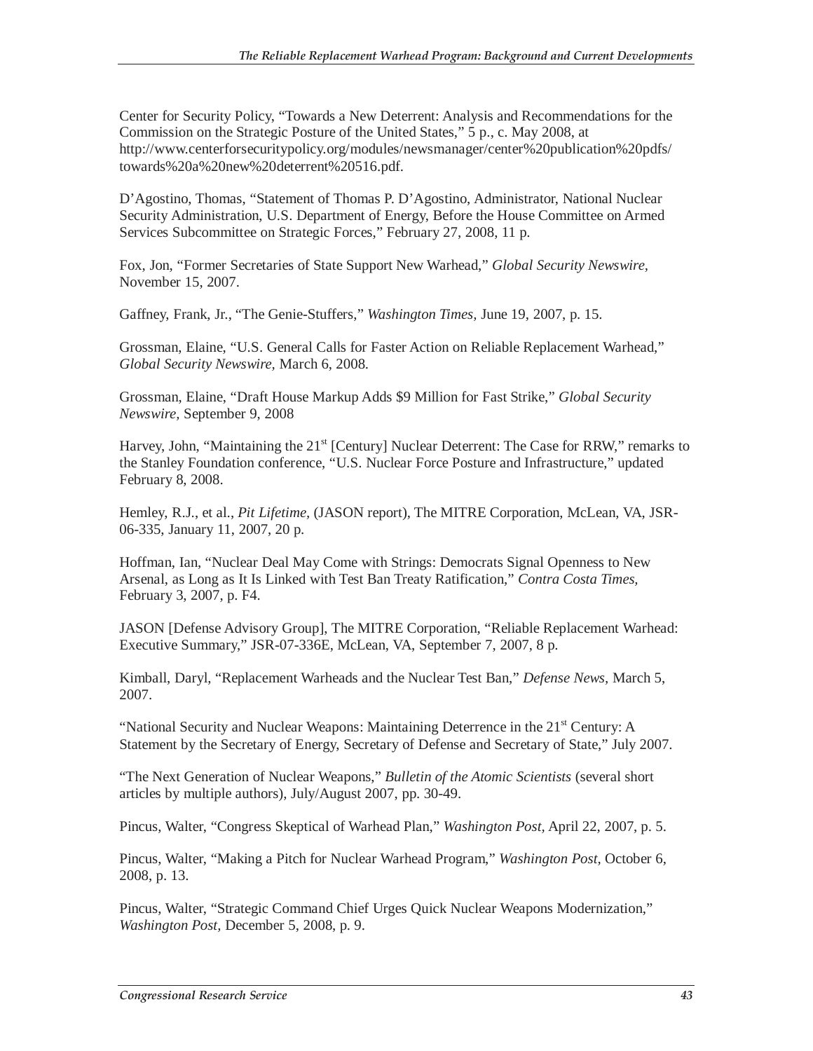Center for Security Policy, "Towards a New Deterrent: Analysis and Recommendations for the Commission on the Strategic Posture of the United States," 5 p., c. May 2008, at http://www.centerforsecuritypolicy.org/modules/newsmanager/center%20publication%20pdfs/towards%20a%20new%20deterrent%20516.pdf.

D'Agostino, Thomas, "Statement of Thomas P. D'Agostino, Administrator, National Nuclear Security Administration, U.S. Department of Energy, Before the House Committee on Armed Services Subcommittee on Strategic Forces," February 27, 2008, 11 p.

Fox, Jon, "Former Secretaries of State Support New Warhead," *Global Security Newswire,* November 15, 2007.

Gaffney, Frank, Jr., "The Genie-Stuffers," *Washington Times,* June 19, 2007, p. 15.

Grossman, Elaine, "U.S. General Calls for Faster Action on Reliable Replacement Warhead," *Global Security Newswire,* March 6, 2008.

Grossman, Elaine, "Draft House Markup Adds $9 Million for Fast Strike," *Global Security Newswire,* September 9, 2008

Harvey, John, "Maintaining the 21st [Century] Nuclear Deterrent: The Case for RRW," remarks to the Stanley Foundation conference, "U.S. Nuclear Force Posture and Infrastructure," updated February 8, 2008.

Hemley, R.J., et al., *Pit Lifetime,* (JASON report), The MITRE Corporation, McLean, VA, JSR-06-335, January 11, 2007, 20 p.

Hoffman, Ian, "Nuclear Deal May Come with Strings: Democrats Signal Openness to New Arsenal, as Long as It Is Linked with Test Ban Treaty Ratification," *Contra Costa Times,* February 3, 2007, p. F4.

JASON [Defense Advisory Group], The MITRE Corporation, "Reliable Replacement Warhead: Executive Summary," JSR-07-336E, McLean, VA, September 7, 2007, 8 p.

Kimball, Daryl, "Replacement Warheads and the Nuclear Test Ban," *Defense News,* March 5, 2007.

"National Security and Nuclear Weapons: Maintaining Deterrence in the 21st Century: A Statement by the Secretary of Energy, Secretary of Defense and Secretary of State," July 2007.

"The Next Generation of Nuclear Weapons," *Bulletin of the Atomic Scientists* (several short articles by multiple authors), July/August 2007, pp. 30-49.

Pincus, Walter, "Congress Skeptical of Warhead Plan," *Washington Post,* April 22, 2007, p. 5.

Pincus, Walter, "Making a Pitch for Nuclear Warhead Program," *Washington Post,* October 6, 2008, p. 13.

Pincus, Walter, "Strategic Command Chief Urges Quick Nuclear Weapons Modernization," *Washington Post,* December 5, 2008, p. 9.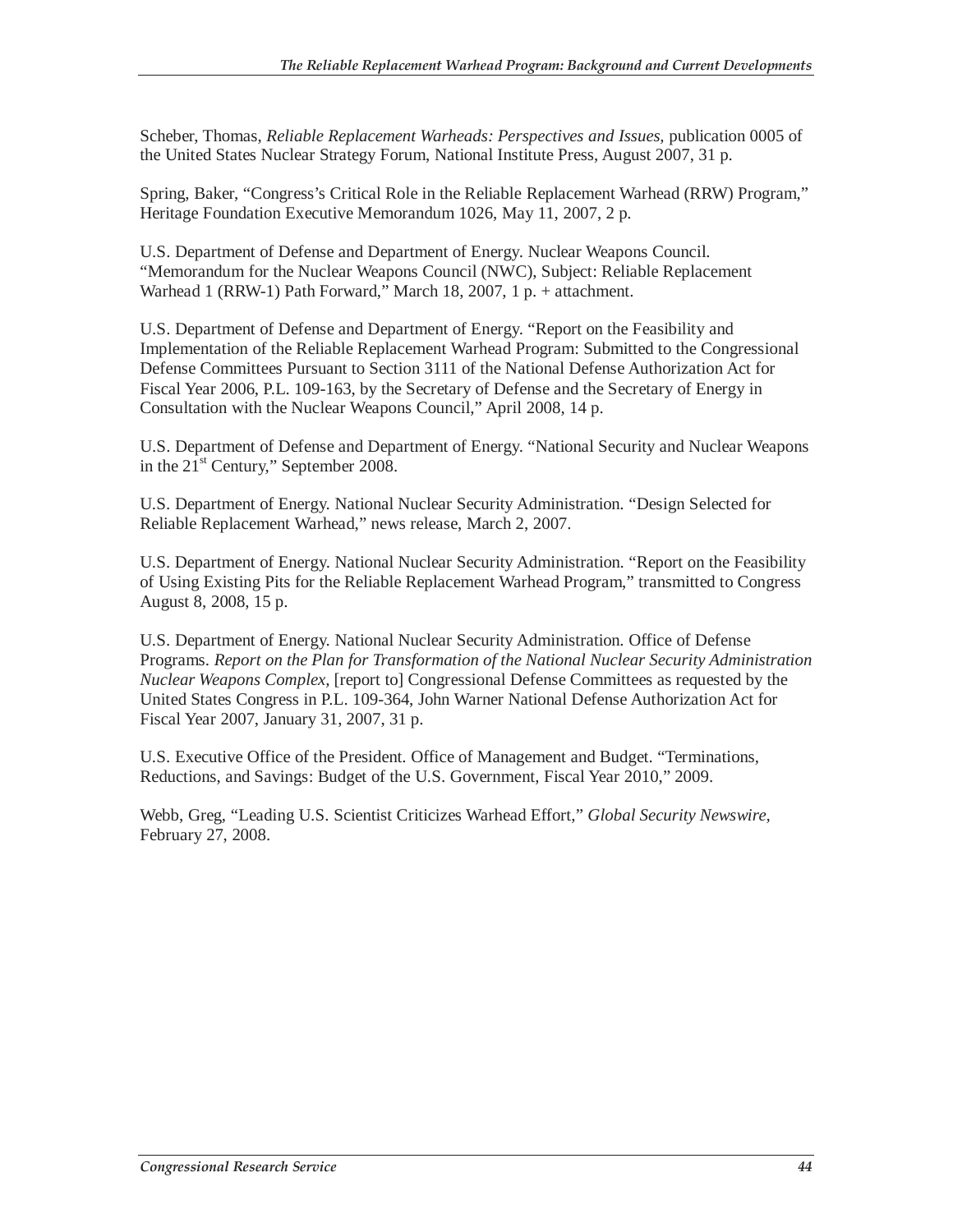Scheber, Thomas, *Reliable Replacement Warheads: Perspectives and Issues,* publication 0005 of the United States Nuclear Strategy Forum, National Institute Press, August 2007, 31 p.

Spring, Baker, "Congress's Critical Role in the Reliable Replacement Warhead (RRW) Program," Heritage Foundation Executive Memorandum 1026, May 11, 2007, 2 p.

U.S. Department of Defense and Department of Energy. Nuclear Weapons Council. "Memorandum for the Nuclear Weapons Council (NWC), Subject: Reliable Replacement Warhead 1 (RRW-1) Path Forward," March 18, 2007, 1 p. + attachment.

U.S. Department of Defense and Department of Energy. "Report on the Feasibility and Implementation of the Reliable Replacement Warhead Program: Submitted to the Congressional Defense Committees Pursuant to Section 3111 of the National Defense Authorization Act for Fiscal Year 2006, P.L. 109-163, by the Secretary of Defense and the Secretary of Energy in Consultation with the Nuclear Weapons Council," April 2008, 14 p.

U.S. Department of Defense and Department of Energy. "National Security and Nuclear Weapons in the 21st Century," September 2008.

U.S. Department of Energy. National Nuclear Security Administration. "Design Selected for Reliable Replacement Warhead," news release, March 2, 2007.

U.S. Department of Energy. National Nuclear Security Administration. "Report on the Feasibility of Using Existing Pits for the Reliable Replacement Warhead Program," transmitted to Congress August 8, 2008, 15 p.

U.S. Department of Energy. National Nuclear Security Administration. Office of Defense Programs. *Report on the Plan for Transformation of the National Nuclear Security Administration Nuclear Weapons Complex,* [report to] Congressional Defense Committees as requested by the United States Congress in P.L. 109-364, John Warner National Defense Authorization Act for Fiscal Year 2007, January 31, 2007, 31 p.

U.S. Executive Office of the President. Office of Management and Budget. "Terminations, Reductions, and Savings: Budget of the U.S. Government, Fiscal Year 2010," 2009.

Webb, Greg, "Leading U.S. Scientist Criticizes Warhead Effort," *Global Security Newswire,* February 27, 2008.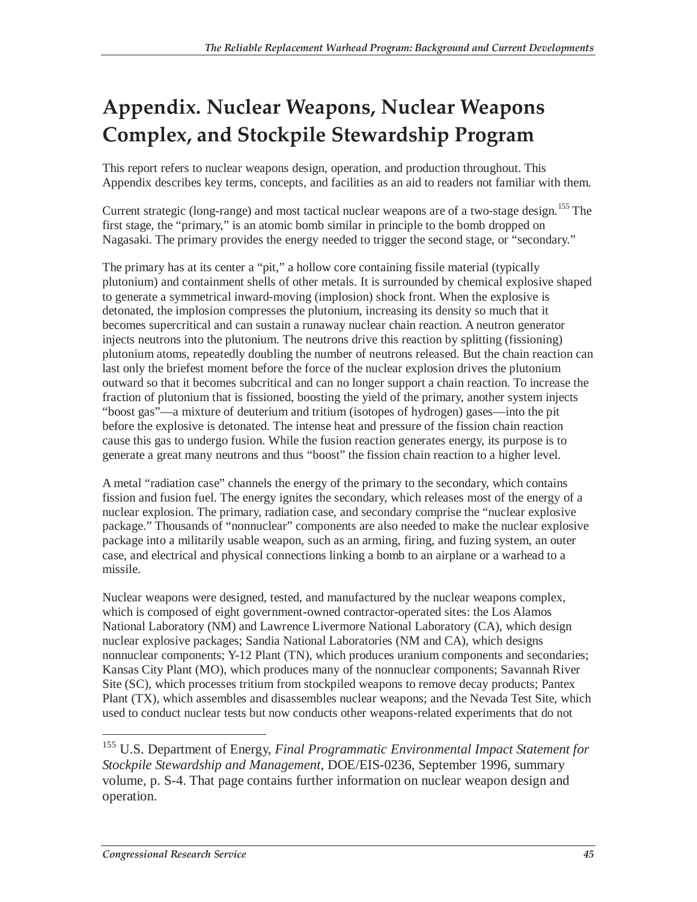# Appendix. Nuclear Weapons, Nuclear Weapons Complex, and Stockpile Stewardship Program

This report refers to nuclear weapons design, operation, and production throughout. This Appendix describes key terms, concepts, and facilities as an aid to readers not familiar with them.

Current strategic (long-range) and most tactical nuclear weapons are of a two-stage design.[155] The first stage, the "primary," is an atomic bomb similar in principle to the bomb dropped on Nagasaki. The primary provides the energy needed to trigger the second stage, or "secondary."

The primary has at its center a "pit," a hollow core containing fissile material (typically plutonium) and containment shells of other metals. It is surrounded by chemical explosive shaped to generate a symmetrical inward-moving (implosion) shock front. When the explosive is detonated, the implosion compresses the plutonium, increasing its density so much that it becomes supercritical and can sustain a runaway nuclear chain reaction. A neutron generator injects neutrons into the plutonium. The neutrons drive this reaction by splitting (fissioning) plutonium atoms, repeatedly doubling the number of neutrons released. But the chain reaction can last only the briefest moment before the force of the nuclear explosion drives the plutonium outward so that it becomes subcritical and can no longer support a chain reaction. To increase the fraction of plutonium that is fissioned, boosting the yield of the primary, another system injects "boost gas"—a mixture of deuterium and tritium (isotopes of hydrogen) gases—into the pit before the explosive is detonated. The intense heat and pressure of the fission chain reaction cause this gas to undergo fusion. While the fusion reaction generates energy, its purpose is to generate a great many neutrons and thus "boost" the fission chain reaction to a higher level.

A metal "radiation case" channels the energy of the primary to the secondary, which contains fission and fusion fuel. The energy ignites the secondary, which releases most of the energy of a nuclear explosion. The primary, radiation case, and secondary comprise the "nuclear explosive package." Thousands of "nonnuclear" components are also needed to make the nuclear explosive package into a militarily usable weapon, such as an arming, firing, and fuzing system, an outer case, and electrical and physical connections linking a bomb to an airplane or a warhead to a missile.

Nuclear weapons were designed, tested, and manufactured by the nuclear weapons complex, which is composed of eight government-owned contractor-operated sites: the Los Alamos National Laboratory (NM) and Lawrence Livermore National Laboratory (CA), which design nuclear explosive packages; Sandia National Laboratories (NM and CA), which designs nonnuclear components; Y-12 Plant (TN), which produces uranium components and secondaries; Kansas City Plant (MO), which produces many of the nonnuclear components; Savannah River Site (SC), which processes tritium from stockpiled weapons to remove decay products; Pantex Plant (TX), which assembles and disassembles nuclear weapons; and the Nevada Test Site, which used to conduct nuclear tests but now conducts other weapons-related experiments that do not

---

[155] U.S. Department of Energy, *Final Programmatic Environmental Impact Statement for Stockpile Stewardship and Management*, DOE/EIS-0236, September 1996, summary volume, p. S-4. That page contains further information on nuclear weapon design and operation.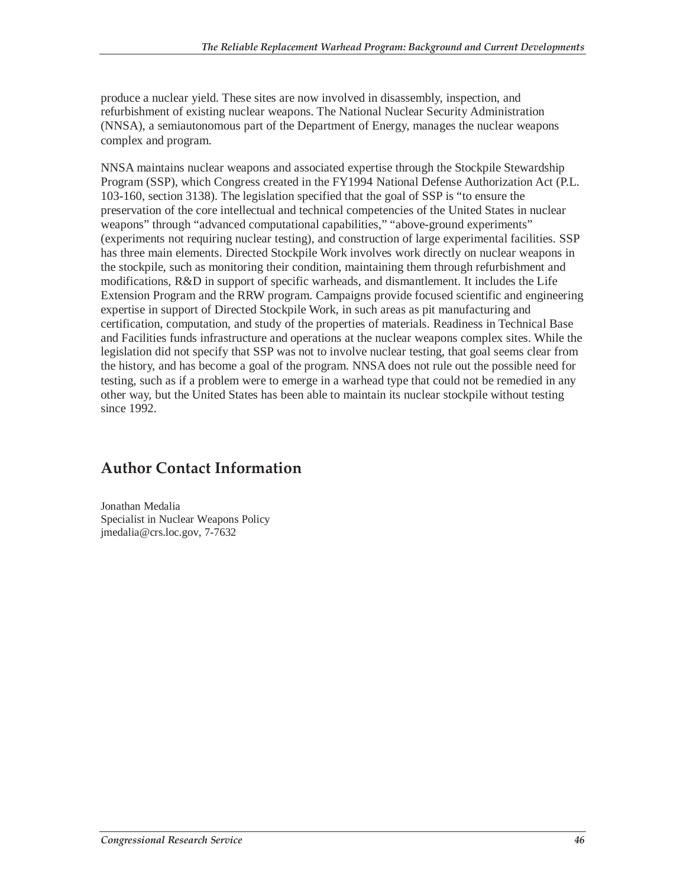produce a nuclear yield. These sites are now involved in disassembly, inspection, and refurbishment of existing nuclear weapons. The National Nuclear Security Administration (NNSA), a semiautonomous part of the Department of Energy, manages the nuclear weapons complex and program.

NNSA maintains nuclear weapons and associated expertise through the Stockpile Stewardship Program (SSP), which Congress created in the FY1994 National Defense Authorization Act (P.L. 103-160, section 3138). The legislation specified that the goal of SSP is "to ensure the preservation of the core intellectual and technical competencies of the United States in nuclear weapons" through "advanced computational capabilities," "above-ground experiments" (experiments not requiring nuclear testing), and construction of large experimental facilities. SSP has three main elements. Directed Stockpile Work involves work directly on nuclear weapons in the stockpile, such as monitoring their condition, maintaining them through refurbishment and modifications, R&D in support of specific warheads, and dismantlement. It includes the Life Extension Program and the RRW program. Campaigns provide focused scientific and engineering expertise in support of Directed Stockpile Work, in such areas as pit manufacturing and certification, computation, and study of the properties of materials. Readiness in Technical Base and Facilities funds infrastructure and operations at the nuclear weapons complex sites. While the legislation did not specify that SSP was not to involve nuclear testing, that goal seems clear from the history, and has become a goal of the program. NNSA does not rule out the possible need for testing, such as if a problem were to emerge in a warhead type that could not be remedied in any other way, but the United States has been able to maintain its nuclear stockpile without testing since 1992.

## Author Contact Information

Jonathan Medalia
Specialist in Nuclear Weapons Policy
jmedalia@crs.loc.gov, 7-7632